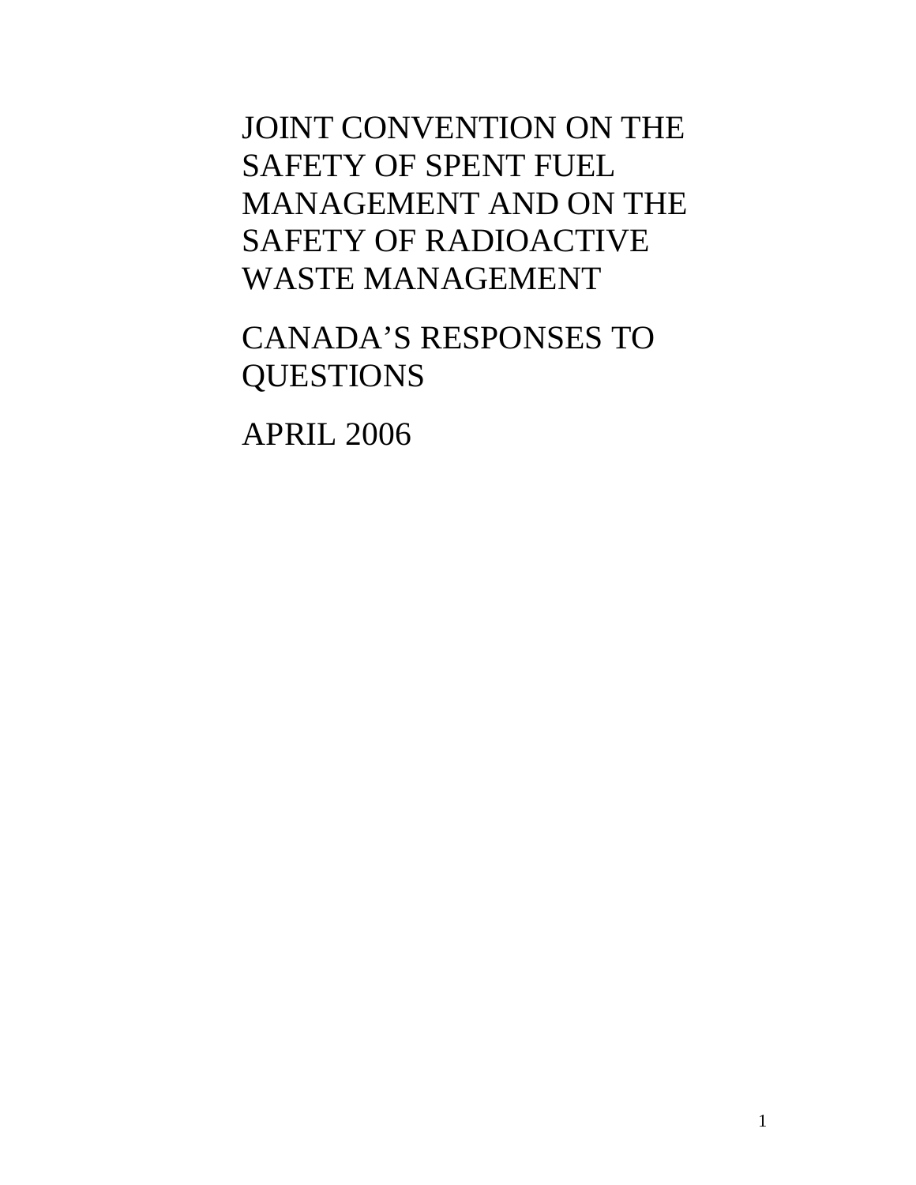# JOINT CONVENTION ON THE SAFETY OF SPENT FUEL MANAGEMENT AND ON THE SAFETY OF RADIOACTIVE WASTE MANAGEMENT

# CANADA'S RESPONSES TO QUESTIONS

# APRIL 2006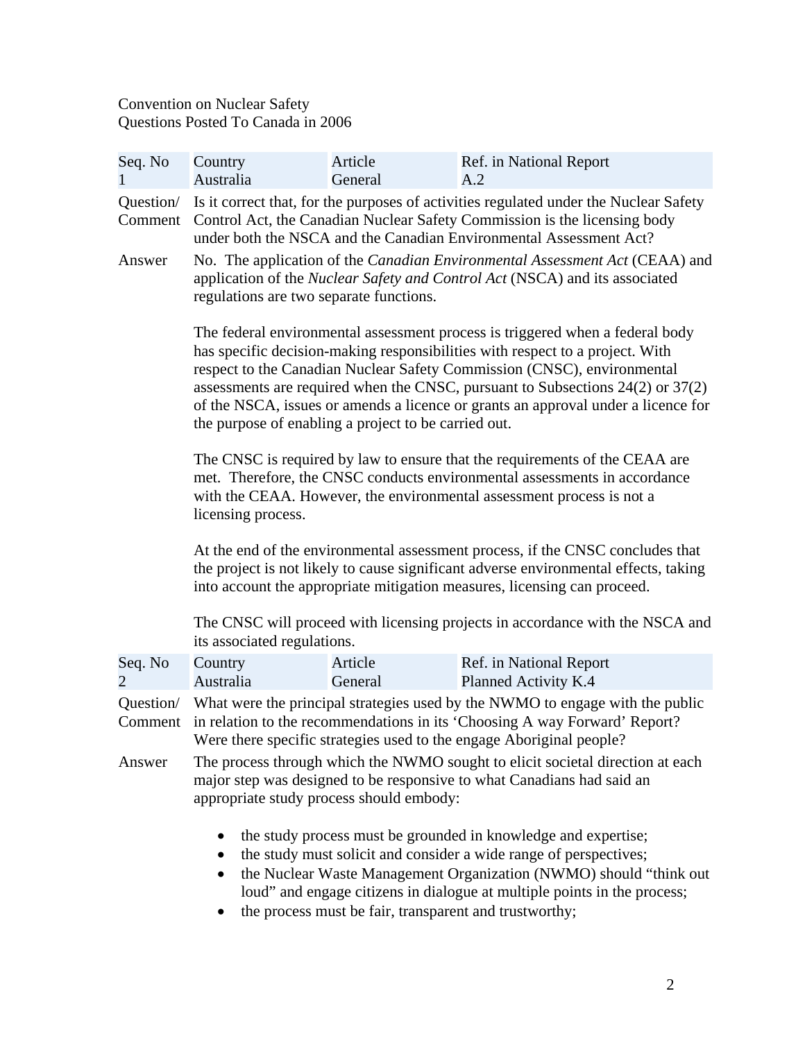Convention on Nuclear Safety
Questions Posted To Canada in 2006

| Seq. No | Country | Article | Ref. in National Report |
|---|---|---|---|
| 1 | Australia | General | A.2 |

Question/ Comment: Is it correct that, for the purposes of activities regulated under the Nuclear Safety Control Act, the Canadian Nuclear Safety Commission is the licensing body under both the NSCA and the Canadian Environmental Assessment Act?

Answer: No. The application of the *Canadian Environmental Assessment Act* (CEAA) and application of the *Nuclear Safety and Control Act* (NSCA) and its associated regulations are two separate functions.

The federal environmental assessment process is triggered when a federal body has specific decision-making responsibilities with respect to a project. With respect to the Canadian Nuclear Safety Commission (CNSC), environmental assessments are required when the CNSC, pursuant to Subsections 24(2) or 37(2) of the NSCA, issues or amends a licence or grants an approval under a licence for the purpose of enabling a project to be carried out.

The CNSC is required by law to ensure that the requirements of the CEAA are met. Therefore, the CNSC conducts environmental assessments in accordance with the CEAA. However, the environmental assessment process is not a licensing process.

At the end of the environmental assessment process, if the CNSC concludes that the project is not likely to cause significant adverse environmental effects, taking into account the appropriate mitigation measures, licensing can proceed.

The CNSC will proceed with licensing projects in accordance with the NSCA and its associated regulations.

| Seq. No | Country | Article | Ref. in National Report |
|---|---|---|---|
| 2 | Australia | General | Planned Activity K.4 |

Question/ Comment: What were the principal strategies used by the NWMO to engage with the public in relation to the recommendations in its 'Choosing A way Forward' Report? Were there specific strategies used to the engage Aboriginal people?

Answer: The process through which the NWMO sought to elicit societal direction at each major step was designed to be responsive to what Canadians had said an appropriate study process should embody:

- the study process must be grounded in knowledge and expertise;
- the study must solicit and consider a wide range of perspectives;
- the Nuclear Waste Management Organization (NWMO) should "think out loud" and engage citizens in dialogue at multiple points in the process;
- the process must be fair, transparent and trustworthy;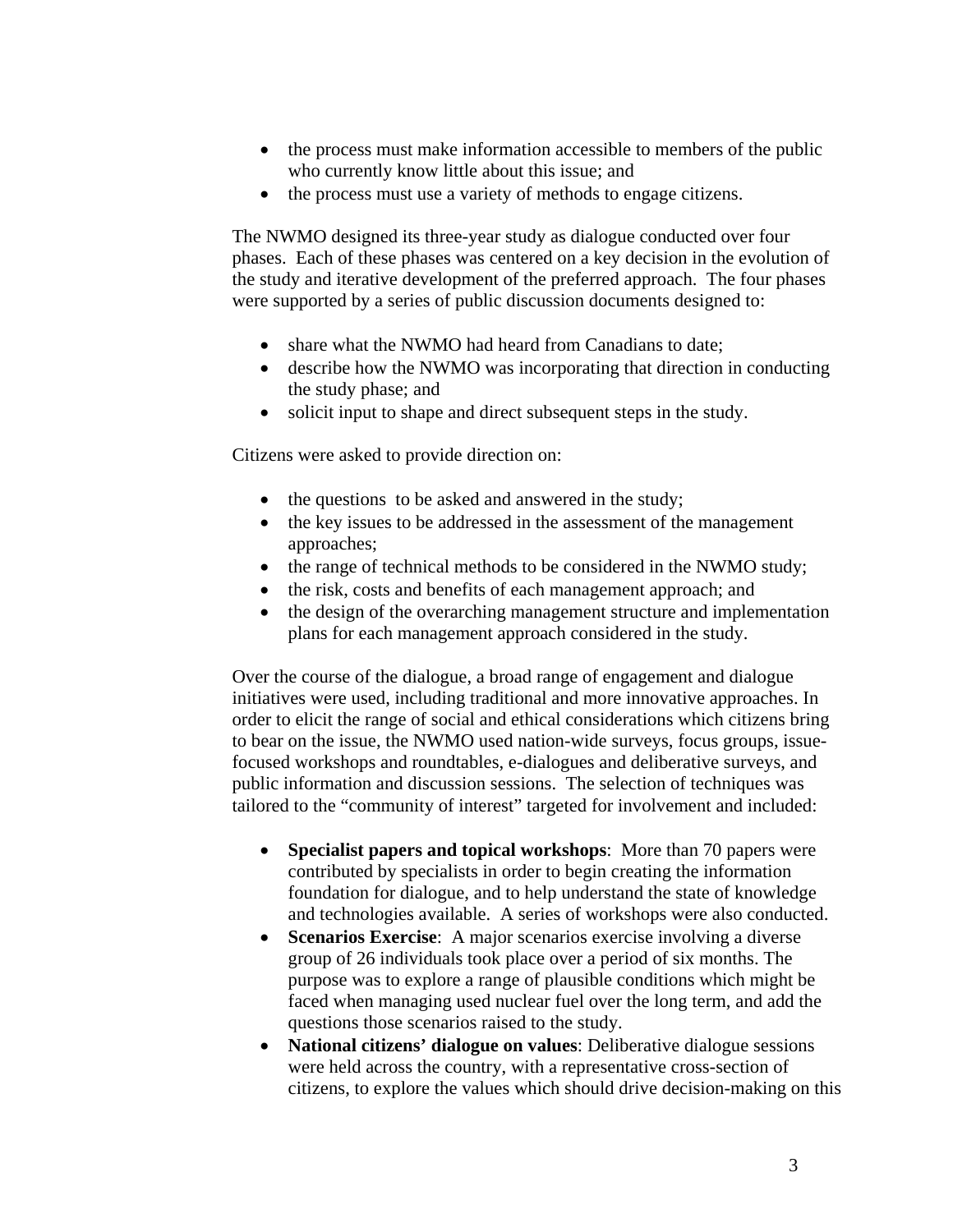- the process must make information accessible to members of the public who currently know little about this issue; and
- the process must use a variety of methods to engage citizens.

The NWMO designed its three-year study as dialogue conducted over four phases. Each of these phases was centered on a key decision in the evolution of the study and iterative development of the preferred approach. The four phases were supported by a series of public discussion documents designed to:

- share what the NWMO had heard from Canadians to date;
- describe how the NWMO was incorporating that direction in conducting the study phase; and
- solicit input to shape and direct subsequent steps in the study.

Citizens were asked to provide direction on:

- the questions to be asked and answered in the study;
- the key issues to be addressed in the assessment of the management approaches;
- the range of technical methods to be considered in the NWMO study;
- the risk, costs and benefits of each management approach; and
- the design of the overarching management structure and implementation plans for each management approach considered in the study.

Over the course of the dialogue, a broad range of engagement and dialogue initiatives were used, including traditional and more innovative approaches. In order to elicit the range of social and ethical considerations which citizens bring to bear on the issue, the NWMO used nation-wide surveys, focus groups, issue-focused workshops and roundtables, e-dialogues and deliberative surveys, and public information and discussion sessions. The selection of techniques was tailored to the "community of interest" targeted for involvement and included:

- **Specialist papers and topical workshops**: More than 70 papers were contributed by specialists in order to begin creating the information foundation for dialogue, and to help understand the state of knowledge and technologies available. A series of workshops were also conducted.
- **Scenarios Exercise**: A major scenarios exercise involving a diverse group of 26 individuals took place over a period of six months. The purpose was to explore a range of plausible conditions which might be faced when managing used nuclear fuel over the long term, and add the questions those scenarios raised to the study.
- **National citizens' dialogue on values**: Deliberative dialogue sessions were held across the country, with a representative cross-section of citizens, to explore the values which should drive decision-making on this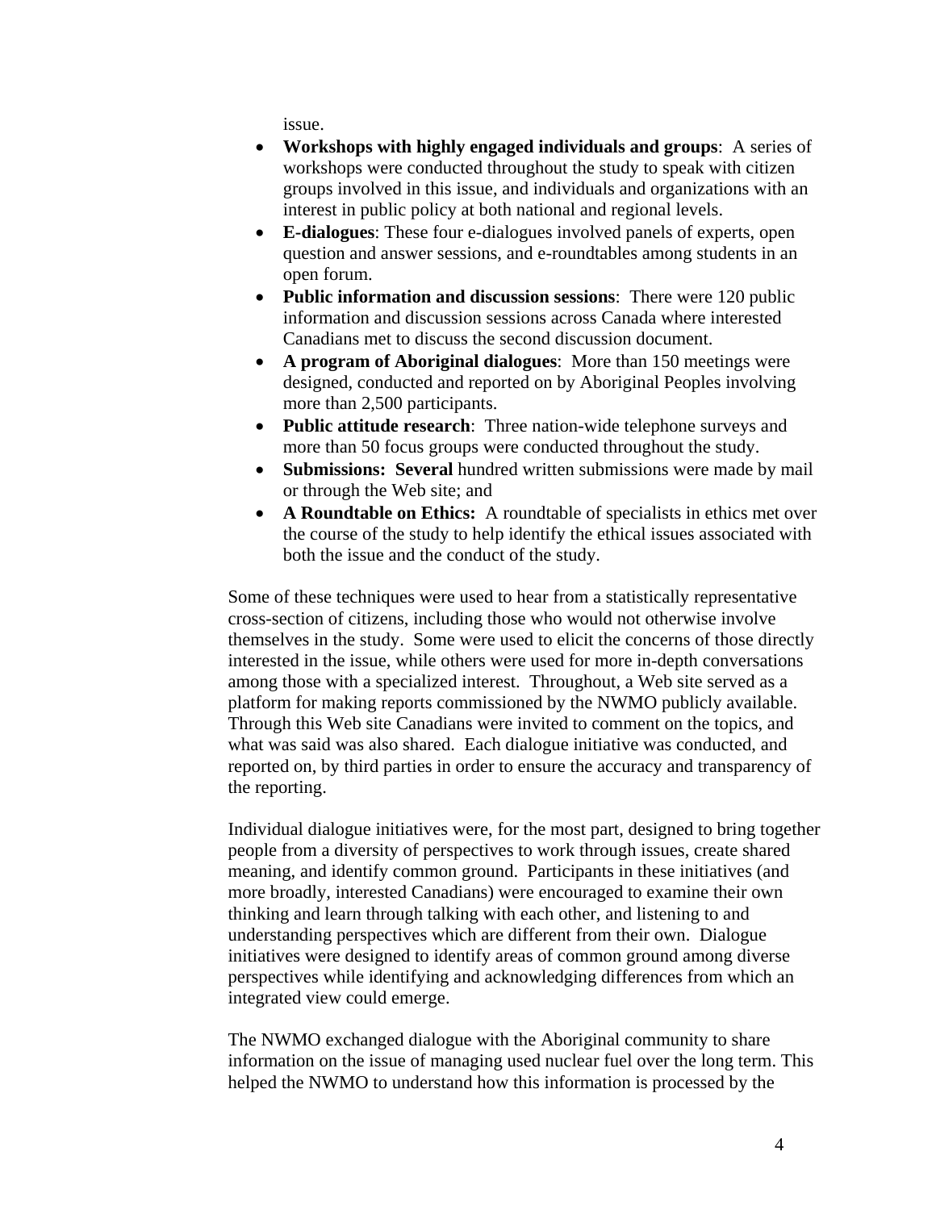issue.

- **Workshops with highly engaged individuals and groups**: A series of workshops were conducted throughout the study to speak with citizen groups involved in this issue, and individuals and organizations with an interest in public policy at both national and regional levels.
- **E-dialogues**: These four e-dialogues involved panels of experts, open question and answer sessions, and e-roundtables among students in an open forum.
- **Public information and discussion sessions**: There were 120 public information and discussion sessions across Canada where interested Canadians met to discuss the second discussion document.
- **A program of Aboriginal dialogues**: More than 150 meetings were designed, conducted and reported on by Aboriginal Peoples involving more than 2,500 participants.
- **Public attitude research**: Three nation-wide telephone surveys and more than 50 focus groups were conducted throughout the study.
- **Submissions: Several** hundred written submissions were made by mail or through the Web site; and
- **A Roundtable on Ethics:** A roundtable of specialists in ethics met over the course of the study to help identify the ethical issues associated with both the issue and the conduct of the study.

Some of these techniques were used to hear from a statistically representative cross-section of citizens, including those who would not otherwise involve themselves in the study. Some were used to elicit the concerns of those directly interested in the issue, while others were used for more in-depth conversations among those with a specialized interest. Throughout, a Web site served as a platform for making reports commissioned by the NWMO publicly available. Through this Web site Canadians were invited to comment on the topics, and what was said was also shared. Each dialogue initiative was conducted, and reported on, by third parties in order to ensure the accuracy and transparency of the reporting.

Individual dialogue initiatives were, for the most part, designed to bring together people from a diversity of perspectives to work through issues, create shared meaning, and identify common ground. Participants in these initiatives (and more broadly, interested Canadians) were encouraged to examine their own thinking and learn through talking with each other, and listening to and understanding perspectives which are different from their own. Dialogue initiatives were designed to identify areas of common ground among diverse perspectives while identifying and acknowledging differences from which an integrated view could emerge.

The NWMO exchanged dialogue with the Aboriginal community to share information on the issue of managing used nuclear fuel over the long term. This helped the NWMO to understand how this information is processed by the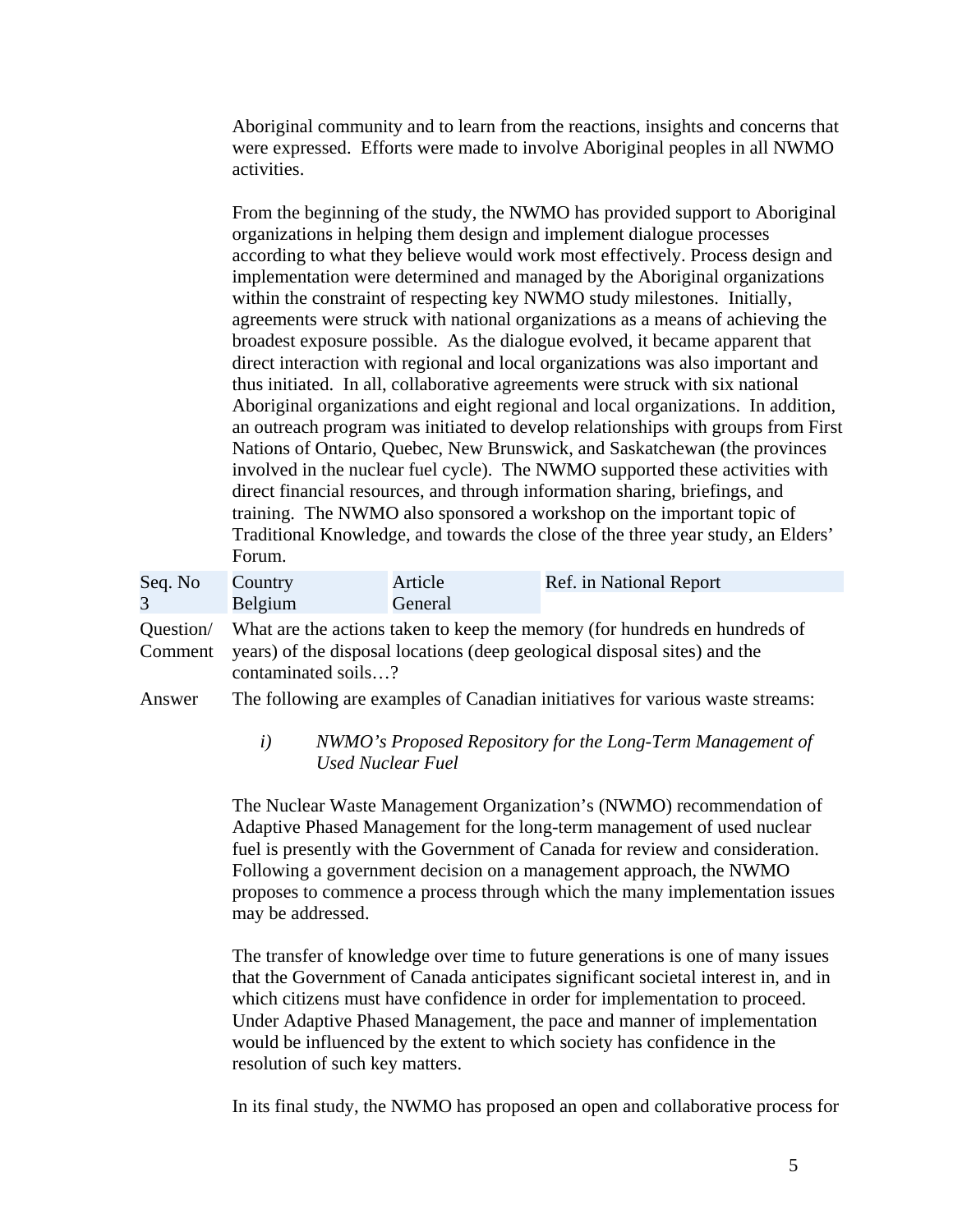Aboriginal community and to learn from the reactions, insights and concerns that were expressed. Efforts were made to involve Aboriginal peoples in all NWMO activities.

From the beginning of the study, the NWMO has provided support to Aboriginal organizations in helping them design and implement dialogue processes according to what they believe would work most effectively. Process design and implementation were determined and managed by the Aboriginal organizations within the constraint of respecting key NWMO study milestones. Initially, agreements were struck with national organizations as a means of achieving the broadest exposure possible. As the dialogue evolved, it became apparent that direct interaction with regional and local organizations was also important and thus initiated. In all, collaborative agreements were struck with six national Aboriginal organizations and eight regional and local organizations. In addition, an outreach program was initiated to develop relationships with groups from First Nations of Ontario, Quebec, New Brunswick, and Saskatchewan (the provinces involved in the nuclear fuel cycle). The NWMO supported these activities with direct financial resources, and through information sharing, briefings, and training. The NWMO also sponsored a workshop on the important topic of Traditional Knowledge, and towards the close of the three year study, an Elders' Forum.

| Seq. No | Country | Article | Ref. in National Report |
|---|---|---|---|
| 3 | Belgium | General | |

**Question/ Comment:** What are the actions taken to keep the memory (for hundreds en hundreds of years) of the disposal locations (deep geological disposal sites) and the contaminated soils…?

**Answer:** The following are examples of Canadian initiatives for various waste streams:

i) *NWMO's Proposed Repository for the Long-Term Management of Used Nuclear Fuel*

The Nuclear Waste Management Organization's (NWMO) recommendation of Adaptive Phased Management for the long-term management of used nuclear fuel is presently with the Government of Canada for review and consideration. Following a government decision on a management approach, the NWMO proposes to commence a process through which the many implementation issues may be addressed.

The transfer of knowledge over time to future generations is one of many issues that the Government of Canada anticipates significant societal interest in, and in which citizens must have confidence in order for implementation to proceed. Under Adaptive Phased Management, the pace and manner of implementation would be influenced by the extent to which society has confidence in the resolution of such key matters.

In its final study, the NWMO has proposed an open and collaborative process for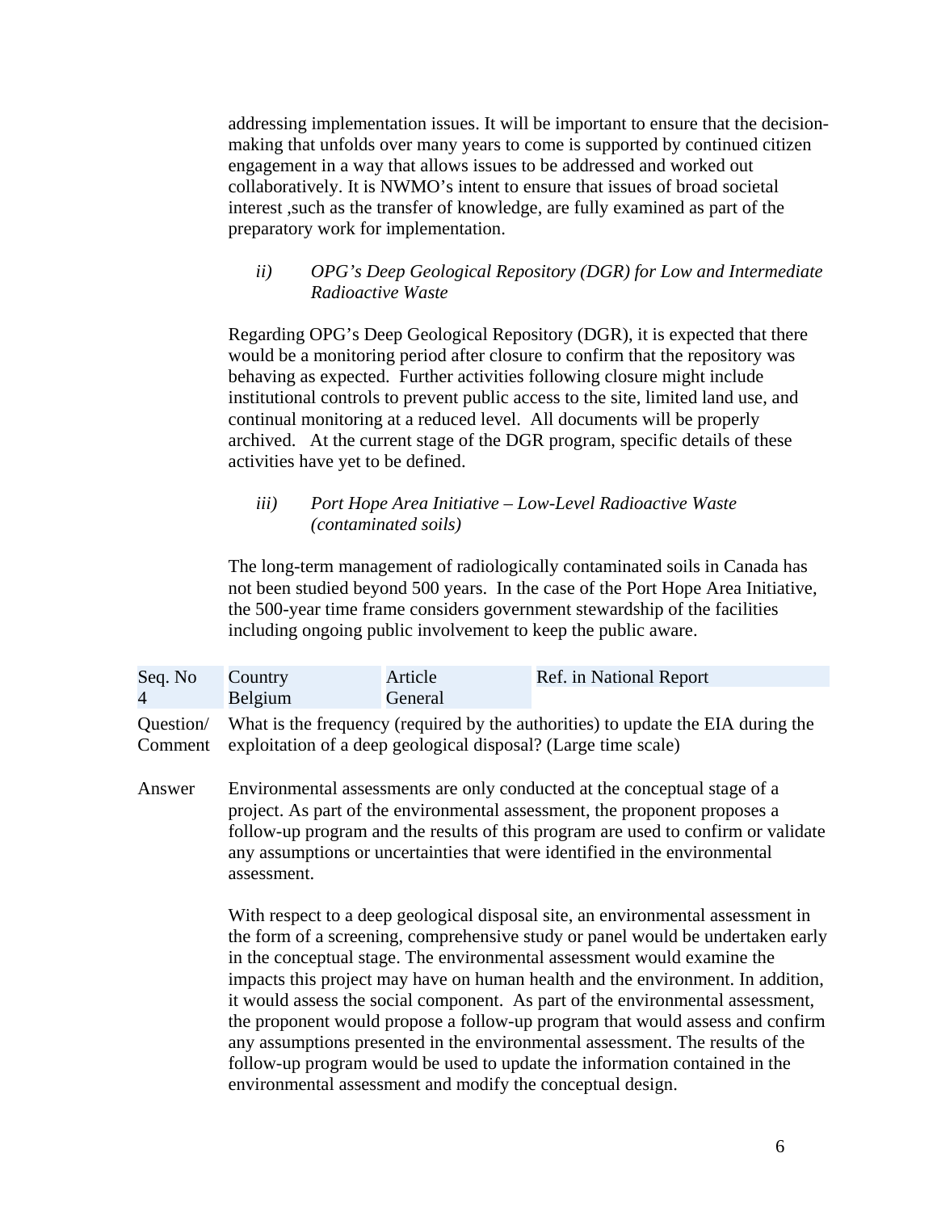addressing implementation issues. It will be important to ensure that the decision-making that unfolds over many years to come is supported by continued citizen engagement in a way that allows issues to be addressed and worked out collaboratively. It is NWMO's intent to ensure that issues of broad societal interest ,such as the transfer of knowledge, are fully examined as part of the preparatory work for implementation.

*ii) OPG's Deep Geological Repository (DGR) for Low and Intermediate Radioactive Waste*

Regarding OPG's Deep Geological Repository (DGR), it is expected that there would be a monitoring period after closure to confirm that the repository was behaving as expected. Further activities following closure might include institutional controls to prevent public access to the site, limited land use, and continual monitoring at a reduced level. All documents will be properly archived. At the current stage of the DGR program, specific details of these activities have yet to be defined.

*iii) Port Hope Area Initiative – Low-Level Radioactive Waste (contaminated soils)*

The long-term management of radiologically contaminated soils in Canada has not been studied beyond 500 years. In the case of the Port Hope Area Initiative, the 500-year time frame considers government stewardship of the facilities including ongoing public involvement to keep the public aware.

| Seq. No | Country | Article | Ref. in National Report |
|---|---|---|---|
| 4 | Belgium | General | |

Question/ Comment: What is the frequency (required by the authorities) to update the EIA during the exploitation of a deep geological disposal? (Large time scale)

Answer: Environmental assessments are only conducted at the conceptual stage of a project. As part of the environmental assessment, the proponent proposes a follow-up program and the results of this program are used to confirm or validate any assumptions or uncertainties that were identified in the environmental assessment.

With respect to a deep geological disposal site, an environmental assessment in the form of a screening, comprehensive study or panel would be undertaken early in the conceptual stage. The environmental assessment would examine the impacts this project may have on human health and the environment. In addition, it would assess the social component. As part of the environmental assessment, the proponent would propose a follow-up program that would assess and confirm any assumptions presented in the environmental assessment. The results of the follow-up program would be used to update the information contained in the environmental assessment and modify the conceptual design.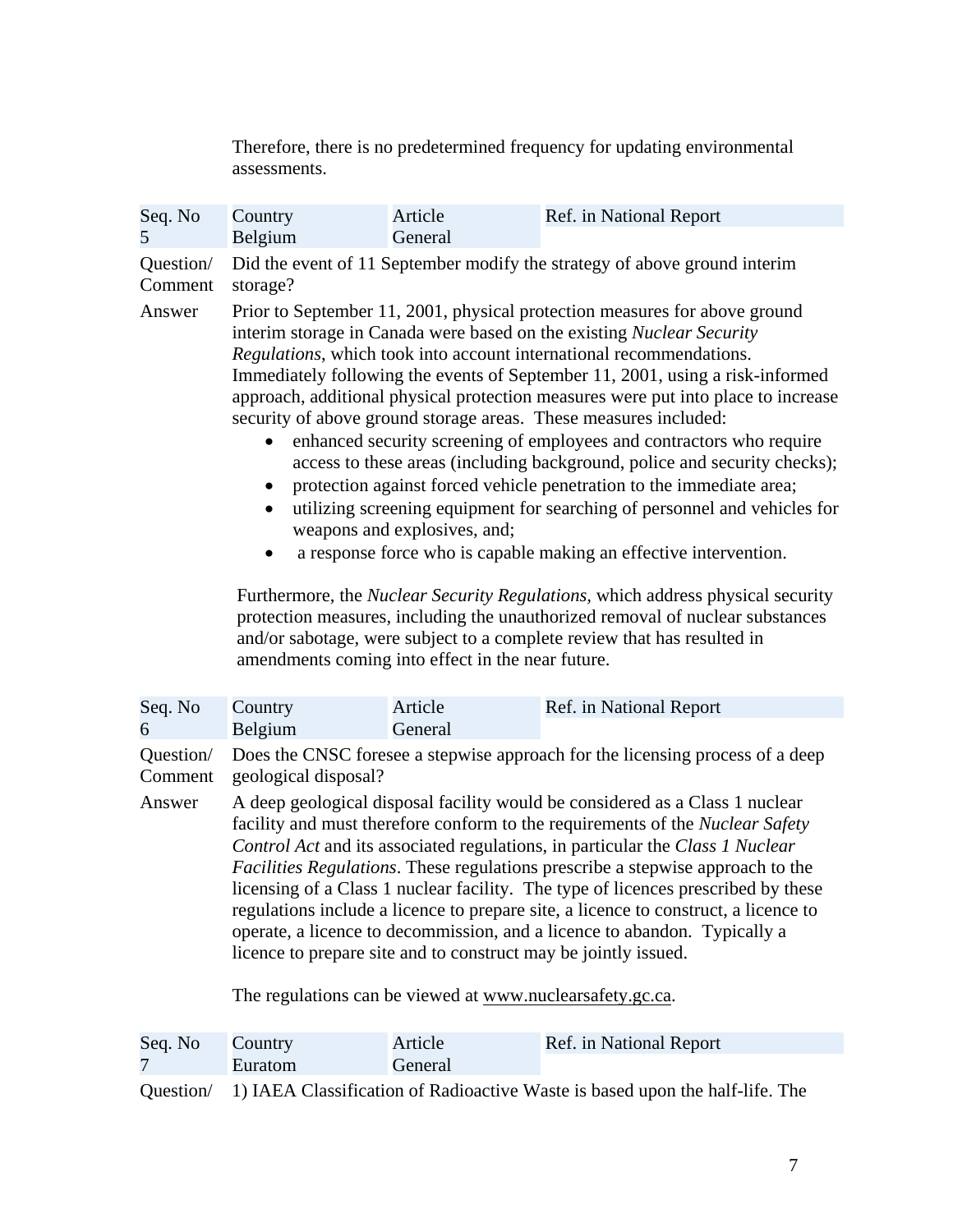Therefore, there is no predetermined frequency for updating environmental assessments.

| Seq. No | Country | Article | Ref. in National Report |
|---|---|---|---|
| 5 | Belgium | General | |

Question/ Comment: Did the event of 11 September modify the strategy of above ground interim storage?

Answer: Prior to September 11, 2001, physical protection measures for above ground interim storage in Canada were based on the existing *Nuclear Security Regulations*, which took into account international recommendations. Immediately following the events of September 11, 2001, using a risk-informed approach, additional physical protection measures were put into place to increase security of above ground storage areas. These measures included:

- enhanced security screening of employees and contractors who require access to these areas (including background, police and security checks);
- protection against forced vehicle penetration to the immediate area;
- utilizing screening equipment for searching of personnel and vehicles for weapons and explosives, and;
- a response force who is capable making an effective intervention.

Furthermore, the *Nuclear Security Regulations*, which address physical security protection measures, including the unauthorized removal of nuclear substances and/or sabotage, were subject to a complete review that has resulted in amendments coming into effect in the near future.

| Seq. No | Country | Article | Ref. in National Report |
|---|---|---|---|
| 6 | Belgium | General | |

Question/ Comment: Does the CNSC foresee a stepwise approach for the licensing process of a deep geological disposal?

Answer: A deep geological disposal facility would be considered as a Class 1 nuclear facility and must therefore conform to the requirements of the *Nuclear Safety Control Act* and its associated regulations, in particular the *Class 1 Nuclear Facilities Regulations*. These regulations prescribe a stepwise approach to the licensing of a Class 1 nuclear facility. The type of licences prescribed by these regulations include a licence to prepare site, a licence to construct, a licence to operate, a licence to decommission, and a licence to abandon. Typically a licence to prepare site and to construct may be jointly issued.

The regulations can be viewed at www.nuclearsafety.gc.ca.

| Seq. No | Country | Article | Ref. in National Report |
|---|---|---|---|
| 7 | Euratom | General | |

Question/ 1) IAEA Classification of Radioactive Waste is based upon the half-life. The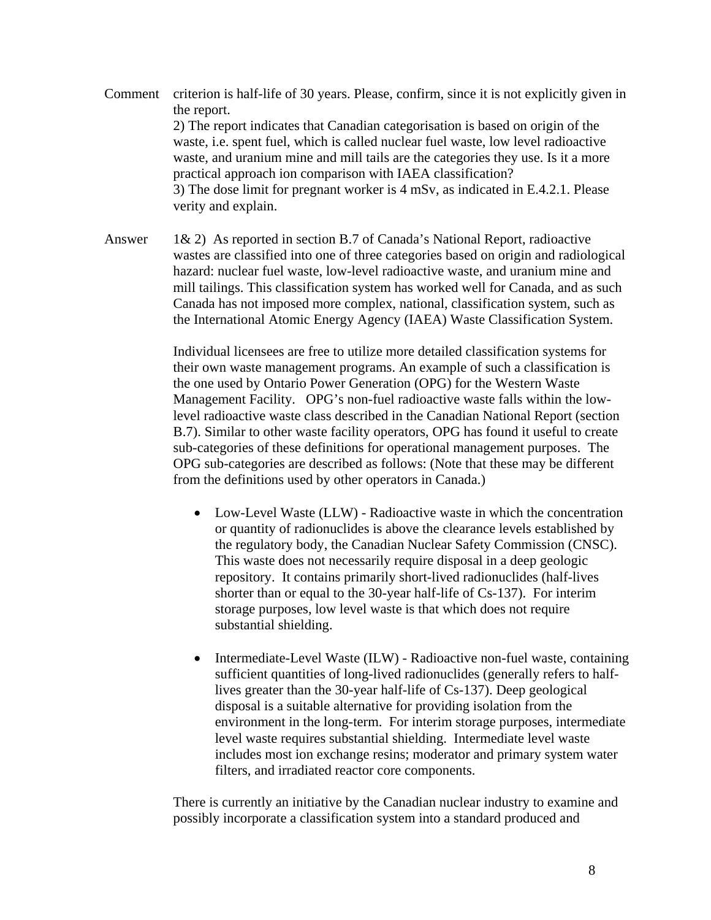Comment criterion is half-life of 30 years. Please, confirm, since it is not explicitly given in the report.
2) The report indicates that Canadian categorisation is based on origin of the waste, i.e. spent fuel, which is called nuclear fuel waste, low level radioactive waste, and uranium mine and mill tails are the categories they use. Is it a more practical approach ion comparison with IAEA classification?
3) The dose limit for pregnant worker is 4 mSv, as indicated in E.4.2.1. Please verity and explain.

Answer 1& 2) As reported in section B.7 of Canada's National Report, radioactive wastes are classified into one of three categories based on origin and radiological hazard: nuclear fuel waste, low-level radioactive waste, and uranium mine and mill tailings. This classification system has worked well for Canada, and as such Canada has not imposed more complex, national, classification system, such as the International Atomic Energy Agency (IAEA) Waste Classification System.

Individual licensees are free to utilize more detailed classification systems for their own waste management programs. An example of such a classification is the one used by Ontario Power Generation (OPG) for the Western Waste Management Facility. OPG's non-fuel radioactive waste falls within the low-level radioactive waste class described in the Canadian National Report (section B.7). Similar to other waste facility operators, OPG has found it useful to create sub-categories of these definitions for operational management purposes. The OPG sub-categories are described as follows: (Note that these may be different from the definitions used by other operators in Canada.)

- Low-Level Waste (LLW) - Radioactive waste in which the concentration or quantity of radionuclides is above the clearance levels established by the regulatory body, the Canadian Nuclear Safety Commission (CNSC). This waste does not necessarily require disposal in a deep geologic repository. It contains primarily short-lived radionuclides (half-lives shorter than or equal to the 30-year half-life of Cs-137). For interim storage purposes, low level waste is that which does not require substantial shielding.

- Intermediate-Level Waste (ILW) - Radioactive non-fuel waste, containing sufficient quantities of long-lived radionuclides (generally refers to half-lives greater than the 30-year half-life of Cs-137). Deep geological disposal is a suitable alternative for providing isolation from the environment in the long-term. For interim storage purposes, intermediate level waste requires substantial shielding. Intermediate level waste includes most ion exchange resins; moderator and primary system water filters, and irradiated reactor core components.

There is currently an initiative by the Canadian nuclear industry to examine and possibly incorporate a classification system into a standard produced and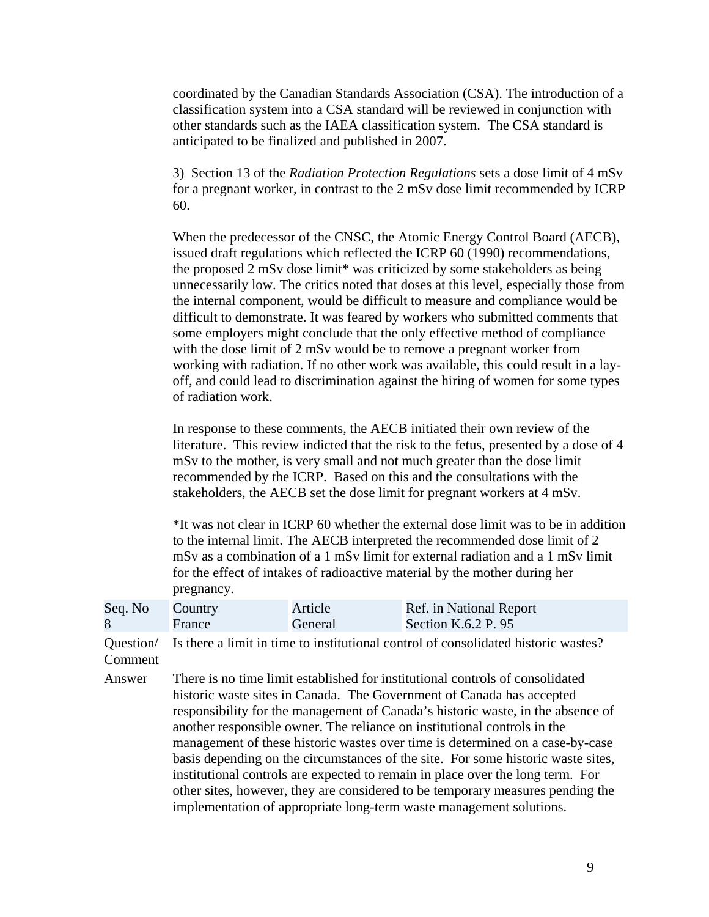coordinated by the Canadian Standards Association (CSA). The introduction of a classification system into a CSA standard will be reviewed in conjunction with other standards such as the IAEA classification system. The CSA standard is anticipated to be finalized and published in 2007.

3) Section 13 of the *Radiation Protection Regulations* sets a dose limit of 4 mSv for a pregnant worker, in contrast to the 2 mSv dose limit recommended by ICRP 60.

When the predecessor of the CNSC, the Atomic Energy Control Board (AECB), issued draft regulations which reflected the ICRP 60 (1990) recommendations, the proposed 2 mSv dose limit* was criticized by some stakeholders as being unnecessarily low. The critics noted that doses at this level, especially those from the internal component, would be difficult to measure and compliance would be difficult to demonstrate. It was feared by workers who submitted comments that some employers might conclude that the only effective method of compliance with the dose limit of 2 mSv would be to remove a pregnant worker from working with radiation. If no other work was available, this could result in a lay-off, and could lead to discrimination against the hiring of women for some types of radiation work.

In response to these comments, the AECB initiated their own review of the literature. This review indicted that the risk to the fetus, presented by a dose of 4 mSv to the mother, is very small and not much greater than the dose limit recommended by the ICRP. Based on this and the consultations with the stakeholders, the AECB set the dose limit for pregnant workers at 4 mSv.

*It was not clear in ICRP 60 whether the external dose limit was to be in addition to the internal limit. The AECB interpreted the recommended dose limit of 2 mSv as a combination of a 1 mSv limit for external radiation and a 1 mSv limit for the effect of intakes of radioactive material by the mother during her pregnancy.

| Seq. No | Country | Article | Ref. in National Report |
|---|---|---|---|
| 8 | France | General | Section K.6.2 P. 95 |

**Question/ Comment** Is there a limit in time to institutional control of consolidated historic wastes?

**Answer** There is no time limit established for institutional controls of consolidated historic waste sites in Canada. The Government of Canada has accepted responsibility for the management of Canada's historic waste, in the absence of another responsible owner. The reliance on institutional controls in the management of these historic wastes over time is determined on a case-by-case basis depending on the circumstances of the site. For some historic waste sites, institutional controls are expected to remain in place over the long term. For other sites, however, they are considered to be temporary measures pending the implementation of appropriate long-term waste management solutions.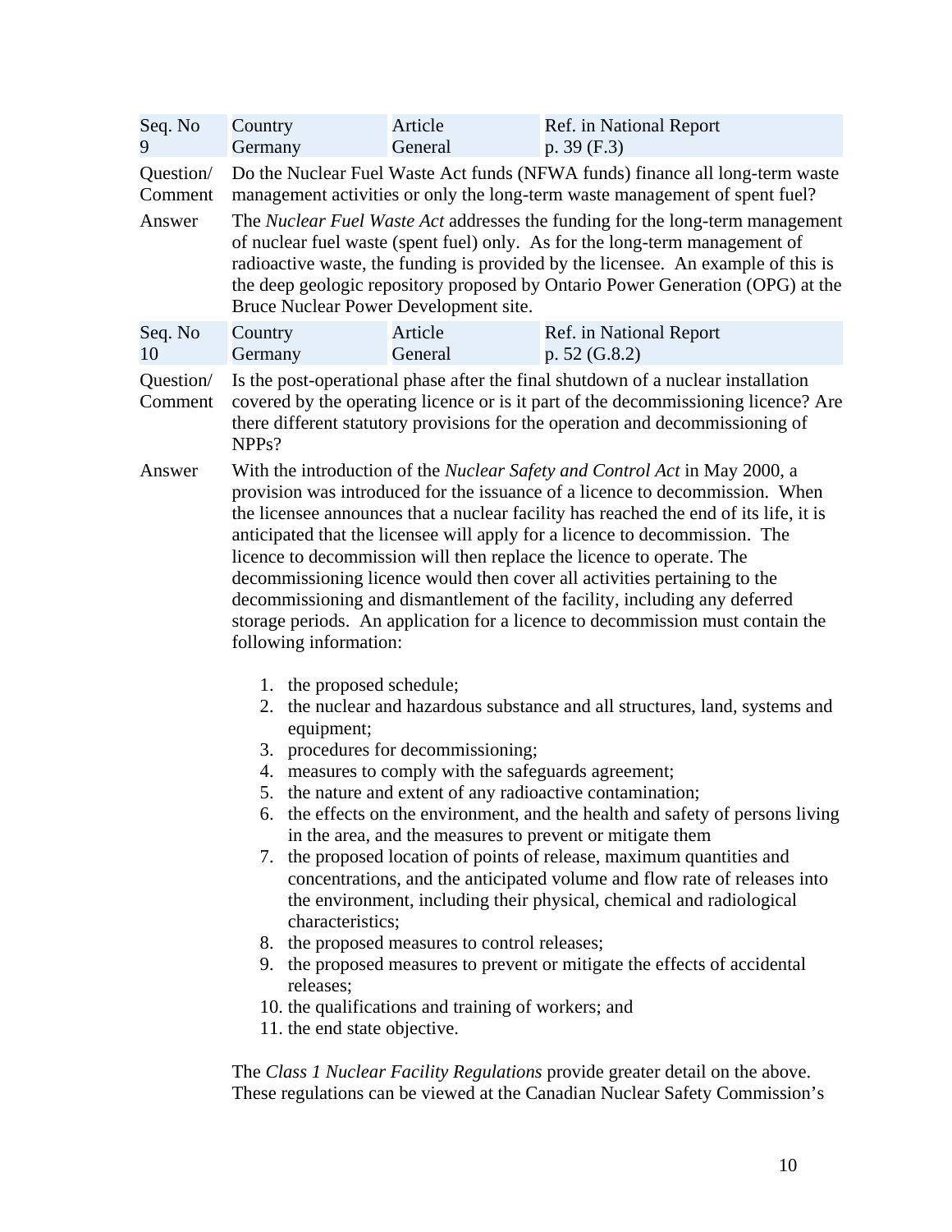| Seq. No | Country | Article | Ref. in National Report |
|---|---|---|---|
| 9 | Germany | General | p. 39 (F.3) |

Question/ Comment: Do the Nuclear Fuel Waste Act funds (NFWA funds) finance all long-term waste management activities or only the long-term waste management of spent fuel?

Answer: The *Nuclear Fuel Waste Act* addresses the funding for the long-term management of nuclear fuel waste (spent fuel) only. As for the long-term management of radioactive waste, the funding is provided by the licensee. An example of this is the deep geologic repository proposed by Ontario Power Generation (OPG) at the Bruce Nuclear Power Development site.

| Seq. No | Country | Article | Ref. in National Report |
|---|---|---|---|
| 10 | Germany | General | p. 52 (G.8.2) |

Question/ Comment: Is the post-operational phase after the final shutdown of a nuclear installation covered by the operating licence or is it part of the decommissioning licence? Are there different statutory provisions for the operation and decommissioning of NPPs?

Answer: With the introduction of the *Nuclear Safety and Control Act* in May 2000, a provision was introduced for the issuance of a licence to decommission. When the licensee announces that a nuclear facility has reached the end of its life, it is anticipated that the licensee will apply for a licence to decommission. The licence to decommission will then replace the licence to operate. The decommissioning licence would then cover all activities pertaining to the decommissioning and dismantlement of the facility, including any deferred storage periods. An application for a licence to decommission must contain the following information:

1. the proposed schedule;
2. the nuclear and hazardous substance and all structures, land, systems and equipment;
3. procedures for decommissioning;
4. measures to comply with the safeguards agreement;
5. the nature and extent of any radioactive contamination;
6. the effects on the environment, and the health and safety of persons living in the area, and the measures to prevent or mitigate them
7. the proposed location of points of release, maximum quantities and concentrations, and the anticipated volume and flow rate of releases into the environment, including their physical, chemical and radiological characteristics;
8. the proposed measures to control releases;
9. the proposed measures to prevent or mitigate the effects of accidental releases;
10. the qualifications and training of workers; and
11. the end state objective.

The *Class 1 Nuclear Facility Regulations* provide greater detail on the above. These regulations can be viewed at the Canadian Nuclear Safety Commission's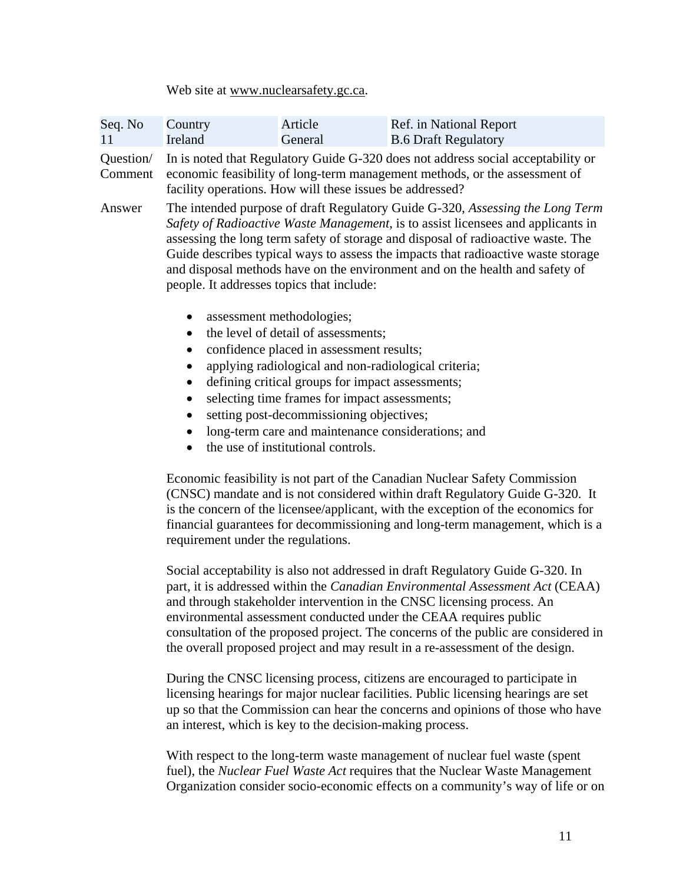Web site at www.nuclearsafety.gc.ca.

| Seq. No | Country | Article | Ref. in National Report |
|---|---|---|---|
| 11 | Ireland | General | B.6 Draft Regulatory |

**Question/ Comment** In is noted that Regulatory Guide G-320 does not address social acceptability or economic feasibility of long-term management methods, or the assessment of facility operations. How will these issues be addressed?

**Answer** The intended purpose of draft Regulatory Guide G-320, *Assessing the Long Term Safety of Radioactive Waste Management*, is to assist licensees and applicants in assessing the long term safety of storage and disposal of radioactive waste. The Guide describes typical ways to assess the impacts that radioactive waste storage and disposal methods have on the environment and on the health and safety of people. It addresses topics that include:

- assessment methodologies;
- the level of detail of assessments;
- confidence placed in assessment results;
- applying radiological and non-radiological criteria;
- defining critical groups for impact assessments;
- selecting time frames for impact assessments;
- setting post-decommissioning objectives;
- long-term care and maintenance considerations; and
- the use of institutional controls.

Economic feasibility is not part of the Canadian Nuclear Safety Commission (CNSC) mandate and is not considered within draft Regulatory Guide G-320. It is the concern of the licensee/applicant, with the exception of the economics for financial guarantees for decommissioning and long-term management, which is a requirement under the regulations.

Social acceptability is also not addressed in draft Regulatory Guide G-320. In part, it is addressed within the *Canadian Environmental Assessment Act* (CEAA) and through stakeholder intervention in the CNSC licensing process. An environmental assessment conducted under the CEAA requires public consultation of the proposed project. The concerns of the public are considered in the overall proposed project and may result in a re-assessment of the design.

During the CNSC licensing process, citizens are encouraged to participate in licensing hearings for major nuclear facilities. Public licensing hearings are set up so that the Commission can hear the concerns and opinions of those who have an interest, which is key to the decision-making process.

With respect to the long-term waste management of nuclear fuel waste (spent fuel), the *Nuclear Fuel Waste Act* requires that the Nuclear Waste Management Organization consider socio-economic effects on a community's way of life or on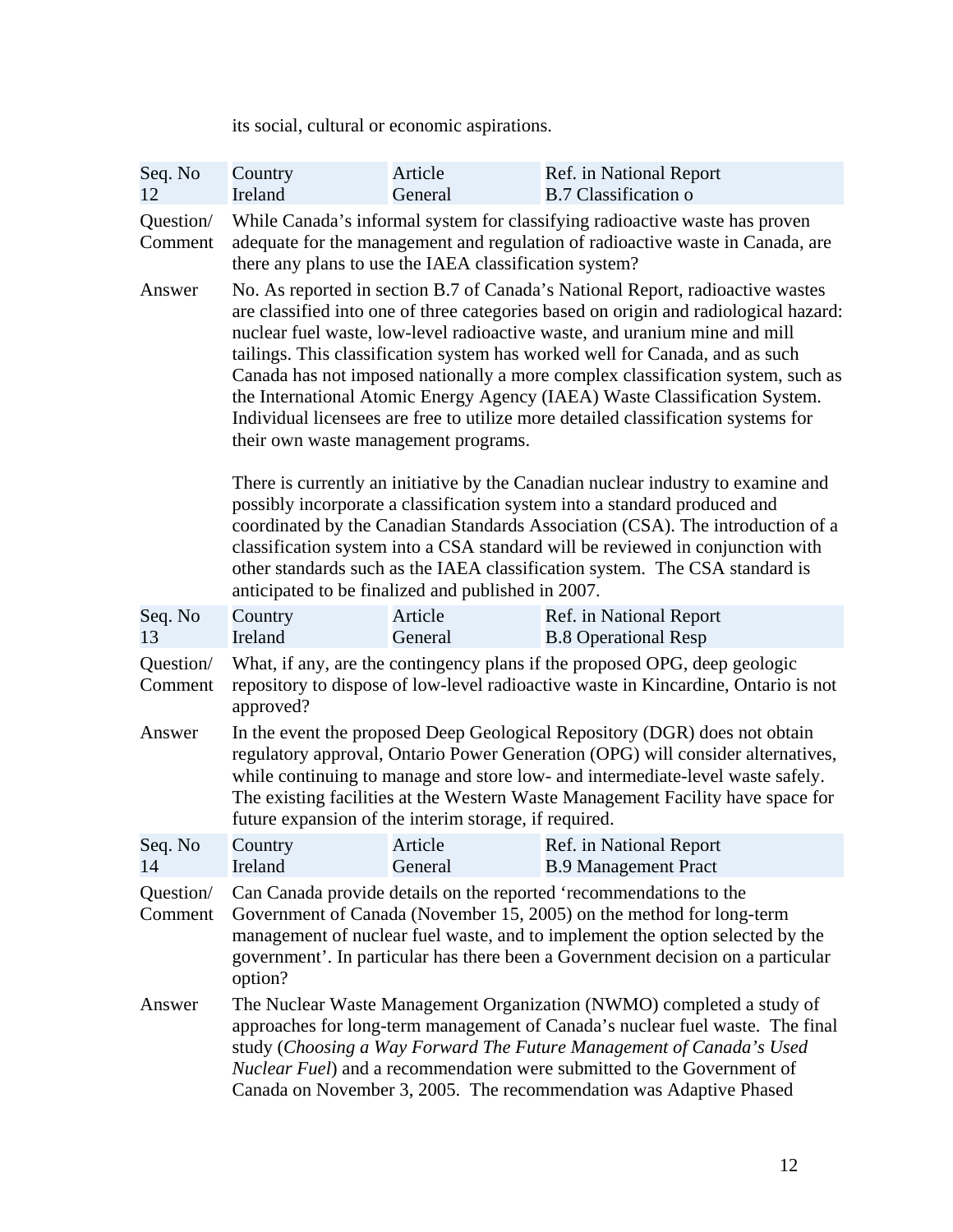its social, cultural or economic aspirations.

| Seq. No | Country | Article | Ref. in National Report |
|---|---|---|---|
| 12 | Ireland | General | B.7 Classification o |

**Question/ Comment** While Canada's informal system for classifying radioactive waste has proven adequate for the management and regulation of radioactive waste in Canada, are there any plans to use the IAEA classification system?

**Answer** No. As reported in section B.7 of Canada's National Report, radioactive wastes are classified into one of three categories based on origin and radiological hazard: nuclear fuel waste, low-level radioactive waste, and uranium mine and mill tailings. This classification system has worked well for Canada, and as such Canada has not imposed nationally a more complex classification system, such as the International Atomic Energy Agency (IAEA) Waste Classification System. Individual licensees are free to utilize more detailed classification systems for their own waste management programs.

There is currently an initiative by the Canadian nuclear industry to examine and possibly incorporate a classification system into a standard produced and coordinated by the Canadian Standards Association (CSA). The introduction of a classification system into a CSA standard will be reviewed in conjunction with other standards such as the IAEA classification system. The CSA standard is anticipated to be finalized and published in 2007.

| Seq. No | Country | Article | Ref. in National Report |
|---|---|---|---|
| 13 | Ireland | General | B.8 Operational Resp |

**Question/ Comment** What, if any, are the contingency plans if the proposed OPG, deep geologic repository to dispose of low-level radioactive waste in Kincardine, Ontario is not approved?

**Answer** In the event the proposed Deep Geological Repository (DGR) does not obtain regulatory approval, Ontario Power Generation (OPG) will consider alternatives, while continuing to manage and store low- and intermediate-level waste safely. The existing facilities at the Western Waste Management Facility have space for future expansion of the interim storage, if required.

| Seq. No | Country | Article | Ref. in National Report |
|---|---|---|---|
| 14 | Ireland | General | B.9 Management Pract |

**Question/ Comment** Can Canada provide details on the reported 'recommendations to the Government of Canada (November 15, 2005) on the method for long-term management of nuclear fuel waste, and to implement the option selected by the government'. In particular has there been a Government decision on a particular option?

**Answer** The Nuclear Waste Management Organization (NWMO) completed a study of approaches for long-term management of Canada's nuclear fuel waste. The final study (*Choosing a Way Forward The Future Management of Canada's Used Nuclear Fuel*) and a recommendation were submitted to the Government of Canada on November 3, 2005. The recommendation was Adaptive Phased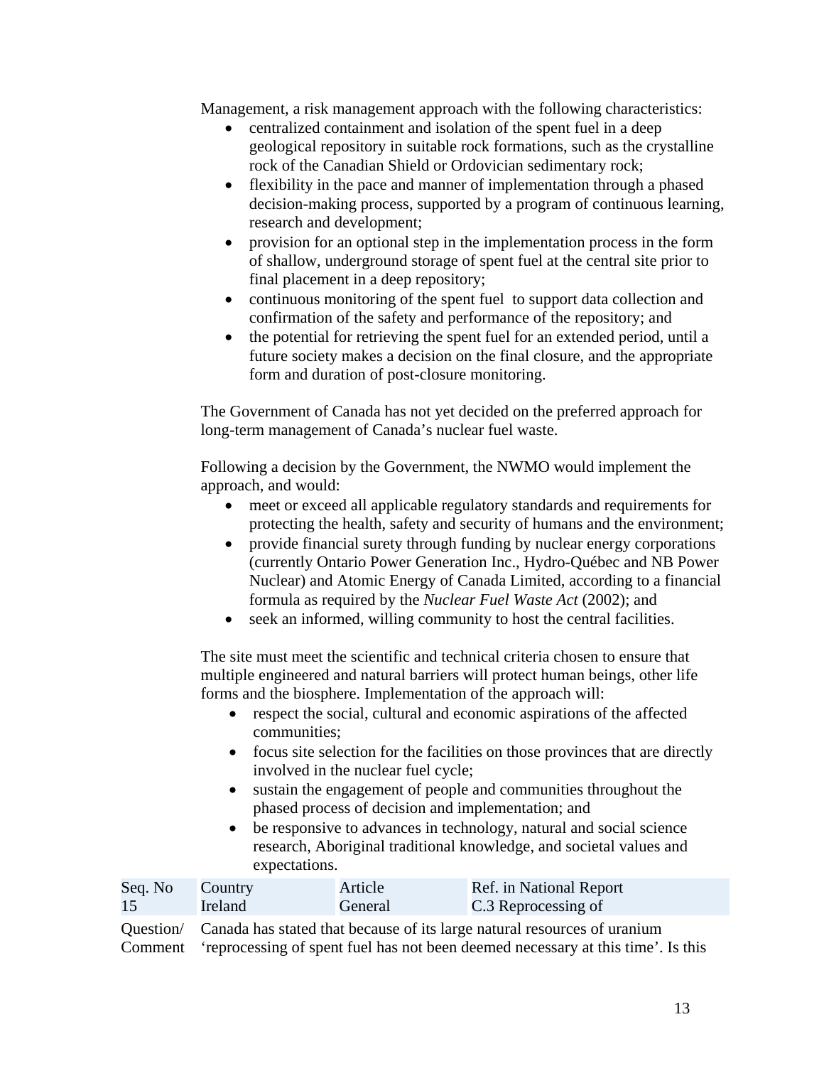Management, a risk management approach with the following characteristics:

- centralized containment and isolation of the spent fuel in a deep geological repository in suitable rock formations, such as the crystalline rock of the Canadian Shield or Ordovician sedimentary rock;
- flexibility in the pace and manner of implementation through a phased decision-making process, supported by a program of continuous learning, research and development;
- provision for an optional step in the implementation process in the form of shallow, underground storage of spent fuel at the central site prior to final placement in a deep repository;
- continuous monitoring of the spent fuel to support data collection and confirmation of the safety and performance of the repository; and
- the potential for retrieving the spent fuel for an extended period, until a future society makes a decision on the final closure, and the appropriate form and duration of post-closure monitoring.

The Government of Canada has not yet decided on the preferred approach for long-term management of Canada's nuclear fuel waste.

Following a decision by the Government, the NWMO would implement the approach, and would:

- meet or exceed all applicable regulatory standards and requirements for protecting the health, safety and security of humans and the environment;
- provide financial surety through funding by nuclear energy corporations (currently Ontario Power Generation Inc., Hydro-Québec and NB Power Nuclear) and Atomic Energy of Canada Limited, according to a financial formula as required by the *Nuclear Fuel Waste Act* (2002); and
- seek an informed, willing community to host the central facilities.

The site must meet the scientific and technical criteria chosen to ensure that multiple engineered and natural barriers will protect human beings, other life forms and the biosphere. Implementation of the approach will:

- respect the social, cultural and economic aspirations of the affected communities;
- focus site selection for the facilities on those provinces that are directly involved in the nuclear fuel cycle;
- sustain the engagement of people and communities throughout the phased process of decision and implementation; and
- be responsive to advances in technology, natural and social science research, Aboriginal traditional knowledge, and societal values and expectations.

| Seq. No | Country | Article | Ref. in National Report |
|---|---|---|---|
| 15 | Ireland | General | C.3 Reprocessing of |

Question/ Comment: Canada has stated that because of its large natural resources of uranium 'reprocessing of spent fuel has not been deemed necessary at this time'. Is this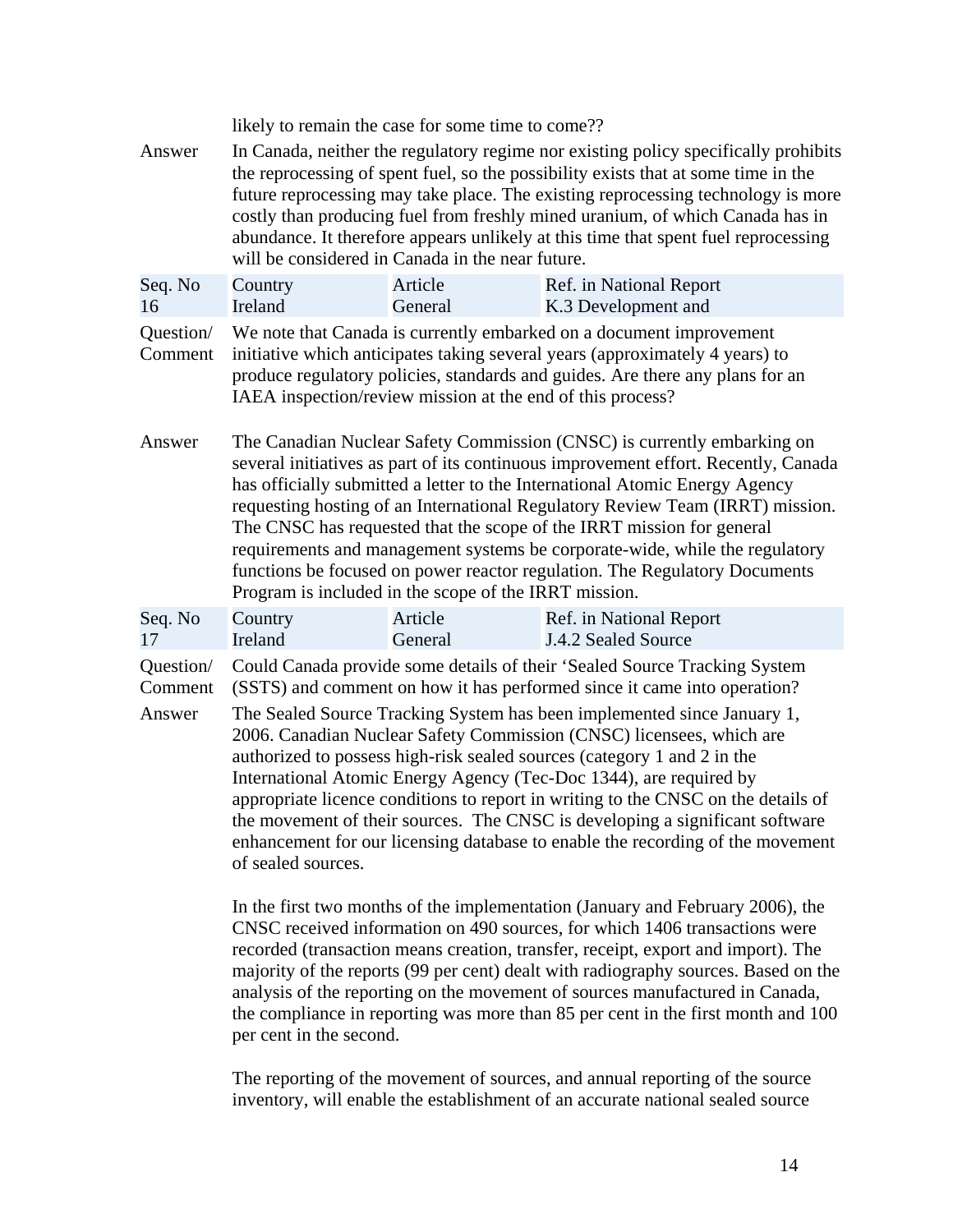likely to remain the case for some time to come??

| | |
|---|---|
| Answer | In Canada, neither the regulatory regime nor existing policy specifically prohibits the reprocessing of spent fuel, so the possibility exists that at some time in the future reprocessing may take place. The existing reprocessing technology is more costly than producing fuel from freshly mined uranium, of which Canada has in abundance. It therefore appears unlikely at this time that spent fuel reprocessing will be considered in Canada in the near future. |

| Seq. No | Country | Article | Ref. in National Report |
|---|---|---|---|
| 16 | Ireland | General | K.3 Development and |

**Question/ Comment:** We note that Canada is currently embarked on a document improvement initiative which anticipates taking several years (approximately 4 years) to produce regulatory policies, standards and guides. Are there any plans for an IAEA inspection/review mission at the end of this process?

**Answer:** The Canadian Nuclear Safety Commission (CNSC) is currently embarking on several initiatives as part of its continuous improvement effort. Recently, Canada has officially submitted a letter to the International Atomic Energy Agency requesting hosting of an International Regulatory Review Team (IRRT) mission. The CNSC has requested that the scope of the IRRT mission for general requirements and management systems be corporate-wide, while the regulatory functions be focused on power reactor regulation. The Regulatory Documents Program is included in the scope of the IRRT mission.

| Seq. No | Country | Article | Ref. in National Report |
|---|---|---|---|
| 17 | Ireland | General | J.4.2 Sealed Source |

**Question/ Comment:** Could Canada provide some details of their 'Sealed Source Tracking System (SSTS) and comment on how it has performed since it came into operation?

**Answer:** The Sealed Source Tracking System has been implemented since January 1, 2006. Canadian Nuclear Safety Commission (CNSC) licensees, which are authorized to possess high-risk sealed sources (category 1 and 2 in the International Atomic Energy Agency (Tec-Doc 1344), are required by appropriate licence conditions to report in writing to the CNSC on the details of the movement of their sources. The CNSC is developing a significant software enhancement for our licensing database to enable the recording of the movement of sealed sources.

In the first two months of the implementation (January and February 2006), the CNSC received information on 490 sources, for which 1406 transactions were recorded (transaction means creation, transfer, receipt, export and import). The majority of the reports (99 per cent) dealt with radiography sources. Based on the analysis of the reporting on the movement of sources manufactured in Canada, the compliance in reporting was more than 85 per cent in the first month and 100 per cent in the second.

The reporting of the movement of sources, and annual reporting of the source inventory, will enable the establishment of an accurate national sealed source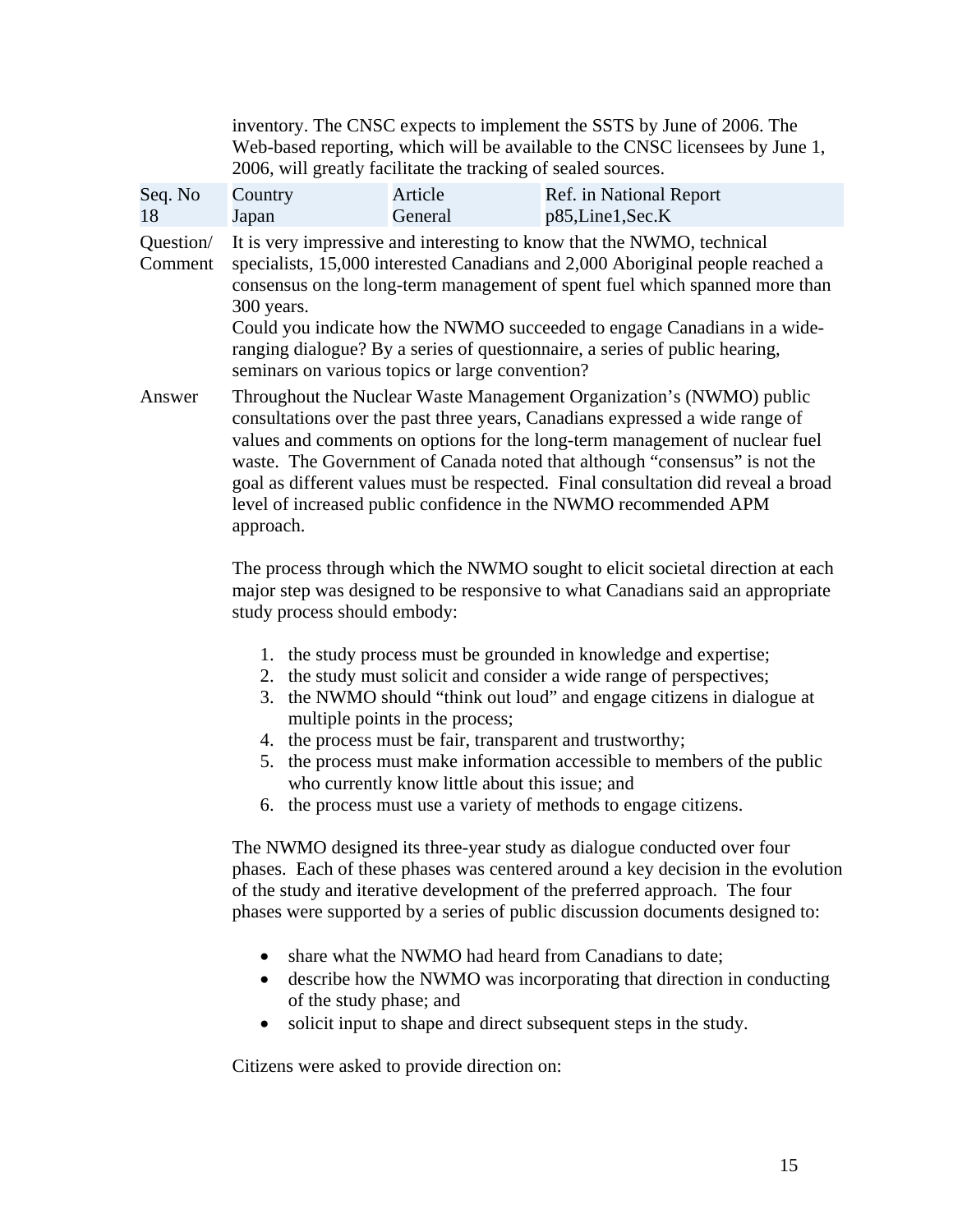inventory. The CNSC expects to implement the SSTS by June of 2006. The Web-based reporting, which will be available to the CNSC licensees by June 1, 2006, will greatly facilitate the tracking of sealed sources.

| Seq. No | Country | Article | Ref. in National Report |
|---|---|---|---|
| 18 | Japan | General | p85,Line1,Sec.K |

Question/ Comment

It is very impressive and interesting to know that the NWMO, technical specialists, 15,000 interested Canadians and 2,000 Aboriginal people reached a consensus on the long-term management of spent fuel which spanned more than 300 years.

Could you indicate how the NWMO succeeded to engage Canadians in a wide-ranging dialogue? By a series of questionnaire, a series of public hearing, seminars on various topics or large convention?

Answer

Throughout the Nuclear Waste Management Organization's (NWMO) public consultations over the past three years, Canadians expressed a wide range of values and comments on options for the long-term management of nuclear fuel waste. The Government of Canada noted that although "consensus" is not the goal as different values must be respected. Final consultation did reveal a broad level of increased public confidence in the NWMO recommended APM approach.

The process through which the NWMO sought to elicit societal direction at each major step was designed to be responsive to what Canadians said an appropriate study process should embody:

1. the study process must be grounded in knowledge and expertise;
2. the study must solicit and consider a wide range of perspectives;
3. the NWMO should "think out loud" and engage citizens in dialogue at multiple points in the process;
4. the process must be fair, transparent and trustworthy;
5. the process must make information accessible to members of the public who currently know little about this issue; and
6. the process must use a variety of methods to engage citizens.

The NWMO designed its three-year study as dialogue conducted over four phases. Each of these phases was centered around a key decision in the evolution of the study and iterative development of the preferred approach. The four phases were supported by a series of public discussion documents designed to:

- share what the NWMO had heard from Canadians to date;
- describe how the NWMO was incorporating that direction in conducting of the study phase; and
- solicit input to shape and direct subsequent steps in the study.

Citizens were asked to provide direction on: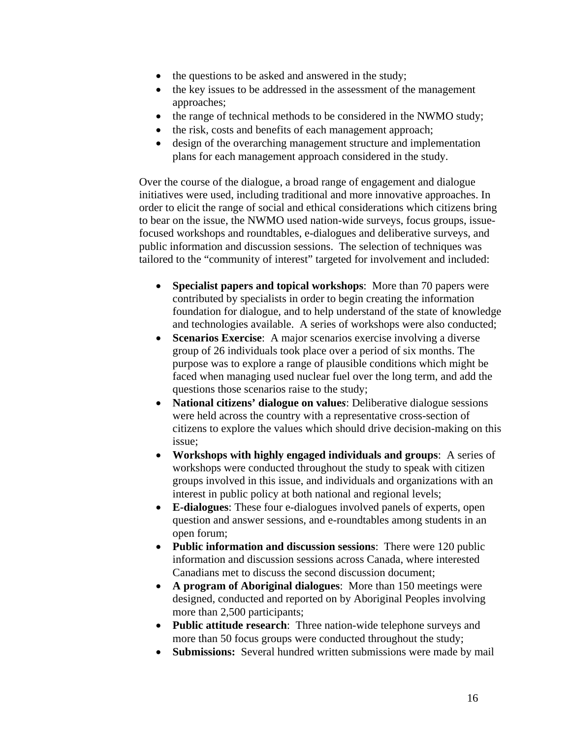- the questions to be asked and answered in the study;
- the key issues to be addressed in the assessment of the management approaches;
- the range of technical methods to be considered in the NWMO study;
- the risk, costs and benefits of each management approach;
- design of the overarching management structure and implementation plans for each management approach considered in the study.

Over the course of the dialogue, a broad range of engagement and dialogue initiatives were used, including traditional and more innovative approaches. In order to elicit the range of social and ethical considerations which citizens bring to bear on the issue, the NWMO used nation-wide surveys, focus groups, issue-focused workshops and roundtables, e-dialogues and deliberative surveys, and public information and discussion sessions. The selection of techniques was tailored to the "community of interest" targeted for involvement and included:

- **Specialist papers and topical workshops**: More than 70 papers were contributed by specialists in order to begin creating the information foundation for dialogue, and to help understand of the state of knowledge and technologies available. A series of workshops were also conducted;
- **Scenarios Exercise**: A major scenarios exercise involving a diverse group of 26 individuals took place over a period of six months. The purpose was to explore a range of plausible conditions which might be faced when managing used nuclear fuel over the long term, and add the questions those scenarios raise to the study;
- **National citizens' dialogue on values**: Deliberative dialogue sessions were held across the country with a representative cross-section of citizens to explore the values which should drive decision-making on this issue;
- **Workshops with highly engaged individuals and groups**: A series of workshops were conducted throughout the study to speak with citizen groups involved in this issue, and individuals and organizations with an interest in public policy at both national and regional levels;
- **E-dialogues**: These four e-dialogues involved panels of experts, open question and answer sessions, and e-roundtables among students in an open forum;
- **Public information and discussion sessions**: There were 120 public information and discussion sessions across Canada, where interested Canadians met to discuss the second discussion document;
- **A program of Aboriginal dialogues**: More than 150 meetings were designed, conducted and reported on by Aboriginal Peoples involving more than 2,500 participants;
- **Public attitude research**: Three nation-wide telephone surveys and more than 50 focus groups were conducted throughout the study;
- **Submissions:** Several hundred written submissions were made by mail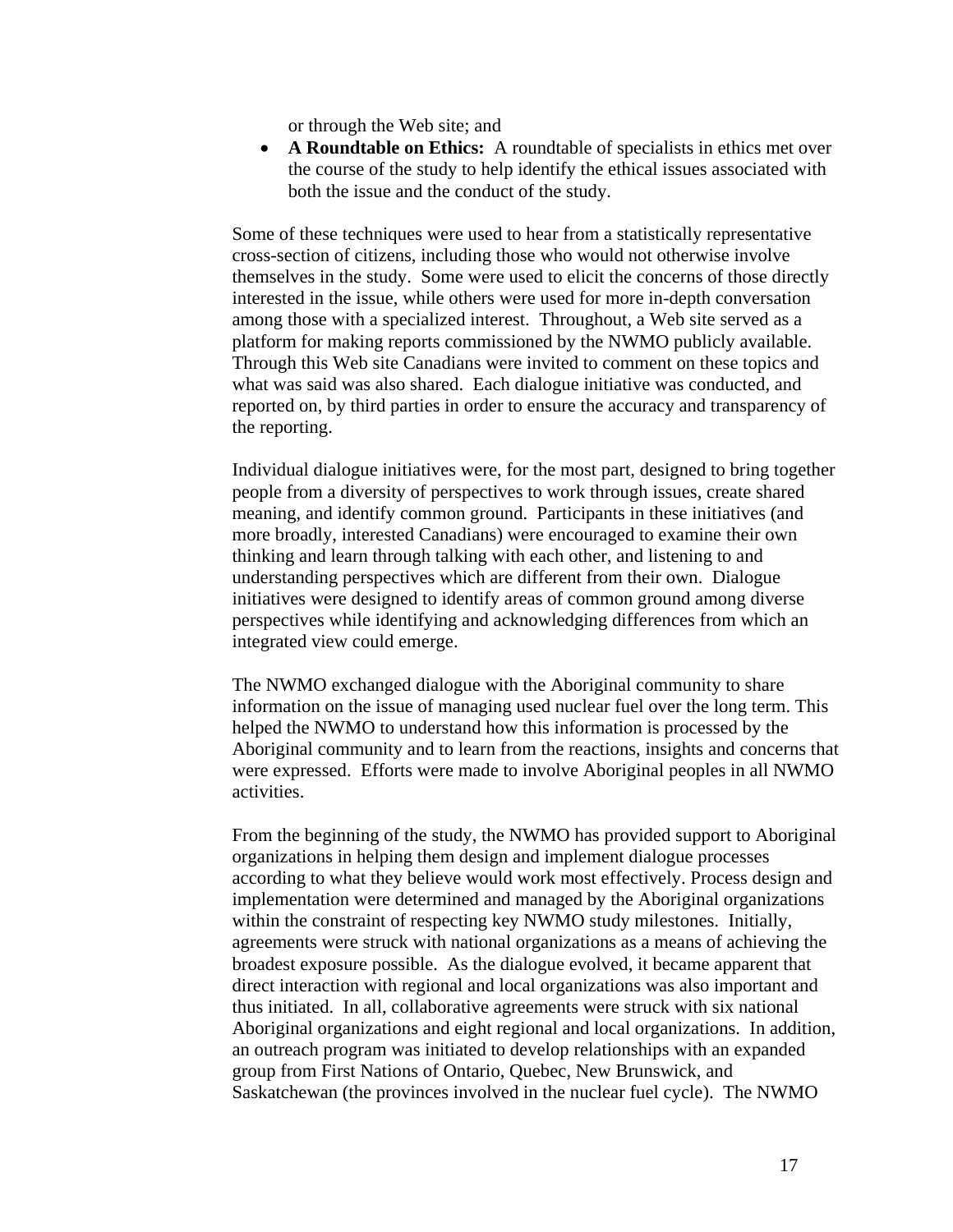or through the Web site; and

- **A Roundtable on Ethics:** A roundtable of specialists in ethics met over the course of the study to help identify the ethical issues associated with both the issue and the conduct of the study.

Some of these techniques were used to hear from a statistically representative cross-section of citizens, including those who would not otherwise involve themselves in the study. Some were used to elicit the concerns of those directly interested in the issue, while others were used for more in-depth conversation among those with a specialized interest. Throughout, a Web site served as a platform for making reports commissioned by the NWMO publicly available. Through this Web site Canadians were invited to comment on these topics and what was said was also shared. Each dialogue initiative was conducted, and reported on, by third parties in order to ensure the accuracy and transparency of the reporting.

Individual dialogue initiatives were, for the most part, designed to bring together people from a diversity of perspectives to work through issues, create shared meaning, and identify common ground. Participants in these initiatives (and more broadly, interested Canadians) were encouraged to examine their own thinking and learn through talking with each other, and listening to and understanding perspectives which are different from their own. Dialogue initiatives were designed to identify areas of common ground among diverse perspectives while identifying and acknowledging differences from which an integrated view could emerge.

The NWMO exchanged dialogue with the Aboriginal community to share information on the issue of managing used nuclear fuel over the long term. This helped the NWMO to understand how this information is processed by the Aboriginal community and to learn from the reactions, insights and concerns that were expressed. Efforts were made to involve Aboriginal peoples in all NWMO activities.

From the beginning of the study, the NWMO has provided support to Aboriginal organizations in helping them design and implement dialogue processes according to what they believe would work most effectively. Process design and implementation were determined and managed by the Aboriginal organizations within the constraint of respecting key NWMO study milestones. Initially, agreements were struck with national organizations as a means of achieving the broadest exposure possible. As the dialogue evolved, it became apparent that direct interaction with regional and local organizations was also important and thus initiated. In all, collaborative agreements were struck with six national Aboriginal organizations and eight regional and local organizations. In addition, an outreach program was initiated to develop relationships with an expanded group from First Nations of Ontario, Quebec, New Brunswick, and Saskatchewan (the provinces involved in the nuclear fuel cycle). The NWMO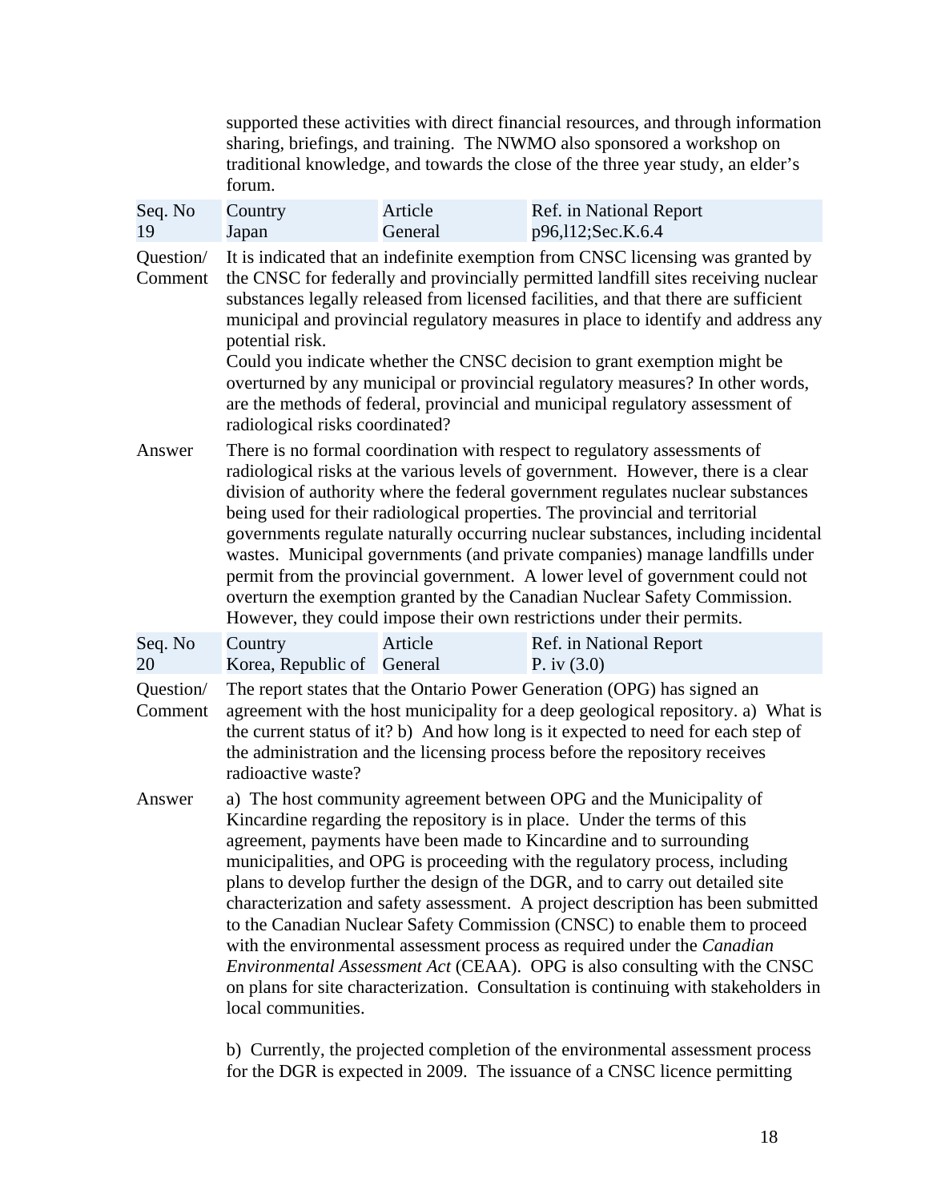supported these activities with direct financial resources, and through information sharing, briefings, and training. The NWMO also sponsored a workshop on traditional knowledge, and towards the close of the three year study, an elder's forum.

| Seq. No | Country | Article | Ref. in National Report |
|---|---|---|---|
| 19 | Japan | General | p96,l12;Sec.K.6.4 |

**Question/ Comment**

It is indicated that an indefinite exemption from CNSC licensing was granted by the CNSC for federally and provincially permitted landfill sites receiving nuclear substances legally released from licensed facilities, and that there are sufficient municipal and provincial regulatory measures in place to identify and address any potential risk.

Could you indicate whether the CNSC decision to grant exemption might be overturned by any municipal or provincial regulatory measures? In other words, are the methods of federal, provincial and municipal regulatory assessment of radiological risks coordinated?

**Answer**

There is no formal coordination with respect to regulatory assessments of radiological risks at the various levels of government. However, there is a clear division of authority where the federal government regulates nuclear substances being used for their radiological properties. The provincial and territorial governments regulate naturally occurring nuclear substances, including incidental wastes. Municipal governments (and private companies) manage landfills under permit from the provincial government. A lower level of government could not overturn the exemption granted by the Canadian Nuclear Safety Commission. However, they could impose their own restrictions under their permits.

| Seq. No | Country | Article | Ref. in National Report |
|---|---|---|---|
| 20 | Korea, Republic of | General | P. iv (3.0) |

**Question/ Comment**

The report states that the Ontario Power Generation (OPG) has signed an agreement with the host municipality for a deep geological repository. a) What is the current status of it? b) And how long is it expected to need for each step of the administration and the licensing process before the repository receives radioactive waste?

**Answer**

a) The host community agreement between OPG and the Municipality of Kincardine regarding the repository is in place. Under the terms of this agreement, payments have been made to Kincardine and to surrounding municipalities, and OPG is proceeding with the regulatory process, including plans to develop further the design of the DGR, and to carry out detailed site characterization and safety assessment. A project description has been submitted to the Canadian Nuclear Safety Commission (CNSC) to enable them to proceed with the environmental assessment process as required under the *Canadian Environmental Assessment Act* (CEAA). OPG is also consulting with the CNSC on plans for site characterization. Consultation is continuing with stakeholders in local communities.

b) Currently, the projected completion of the environmental assessment process for the DGR is expected in 2009. The issuance of a CNSC licence permitting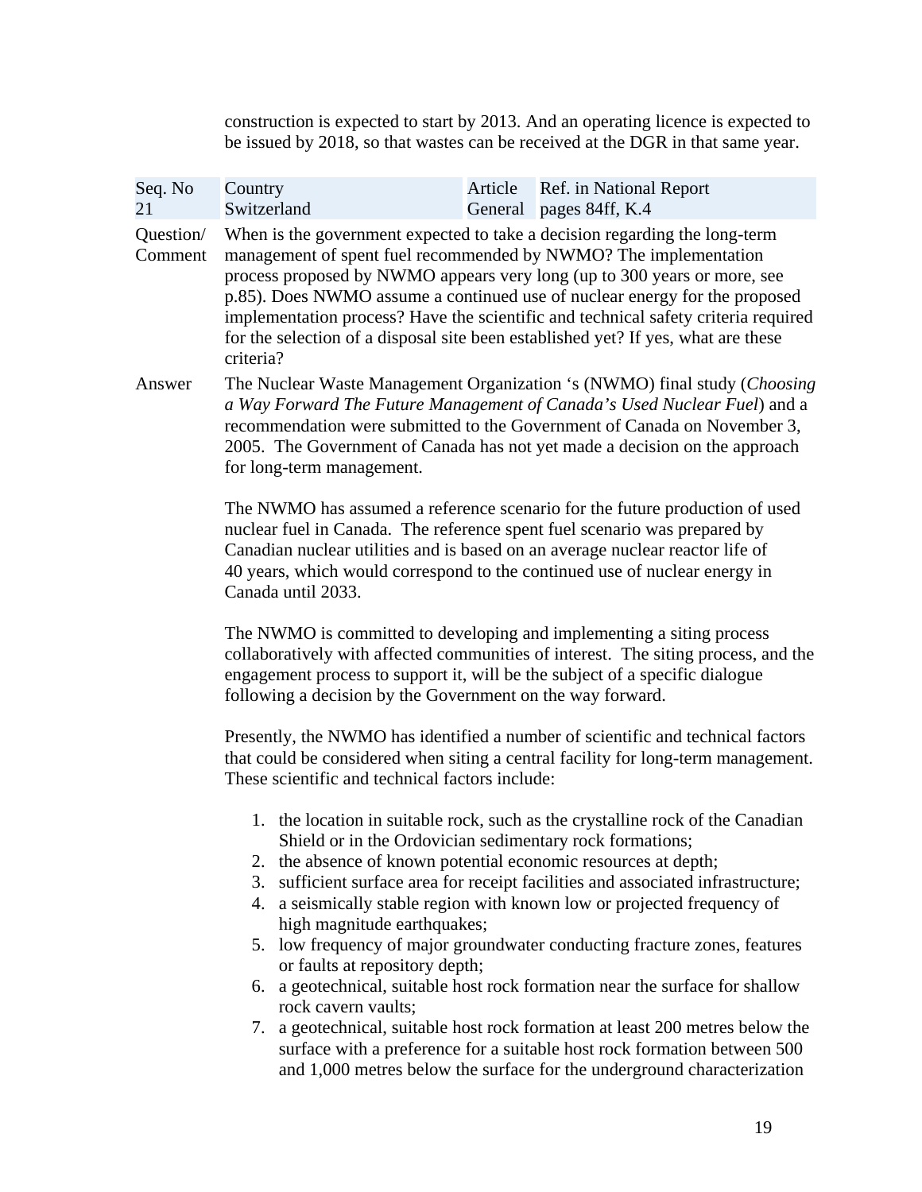construction is expected to start by 2013. And an operating licence is expected to be issued by 2018, so that wastes can be received at the DGR in that same year.

| Seq. No | Country | Article | Ref. in National Report |
|---|---|---|---|
| 21 | Switzerland | General | pages 84ff, K.4 |

**Question/ Comment**

When is the government expected to take a decision regarding the long-term management of spent fuel recommended by NWMO? The implementation process proposed by NWMO appears very long (up to 300 years or more, see p.85). Does NWMO assume a continued use of nuclear energy for the proposed implementation process? Have the scientific and technical safety criteria required for the selection of a disposal site been established yet? If yes, what are these criteria?

**Answer**

The Nuclear Waste Management Organization 's (NWMO) final study (*Choosing a Way Forward The Future Management of Canada's Used Nuclear Fuel*) and a recommendation were submitted to the Government of Canada on November 3, 2005. The Government of Canada has not yet made a decision on the approach for long-term management.

The NWMO has assumed a reference scenario for the future production of used nuclear fuel in Canada. The reference spent fuel scenario was prepared by Canadian nuclear utilities and is based on an average nuclear reactor life of 40 years, which would correspond to the continued use of nuclear energy in Canada until 2033.

The NWMO is committed to developing and implementing a siting process collaboratively with affected communities of interest. The siting process, and the engagement process to support it, will be the subject of a specific dialogue following a decision by the Government on the way forward.

Presently, the NWMO has identified a number of scientific and technical factors that could be considered when siting a central facility for long-term management. These scientific and technical factors include:

1. the location in suitable rock, such as the crystalline rock of the Canadian Shield or in the Ordovician sedimentary rock formations;
2. the absence of known potential economic resources at depth;
3. sufficient surface area for receipt facilities and associated infrastructure;
4. a seismically stable region with known low or projected frequency of high magnitude earthquakes;
5. low frequency of major groundwater conducting fracture zones, features or faults at repository depth;
6. a geotechnical, suitable host rock formation near the surface for shallow rock cavern vaults;
7. a geotechnical, suitable host rock formation at least 200 metres below the surface with a preference for a suitable host rock formation between 500 and 1,000 metres below the surface for the underground characterization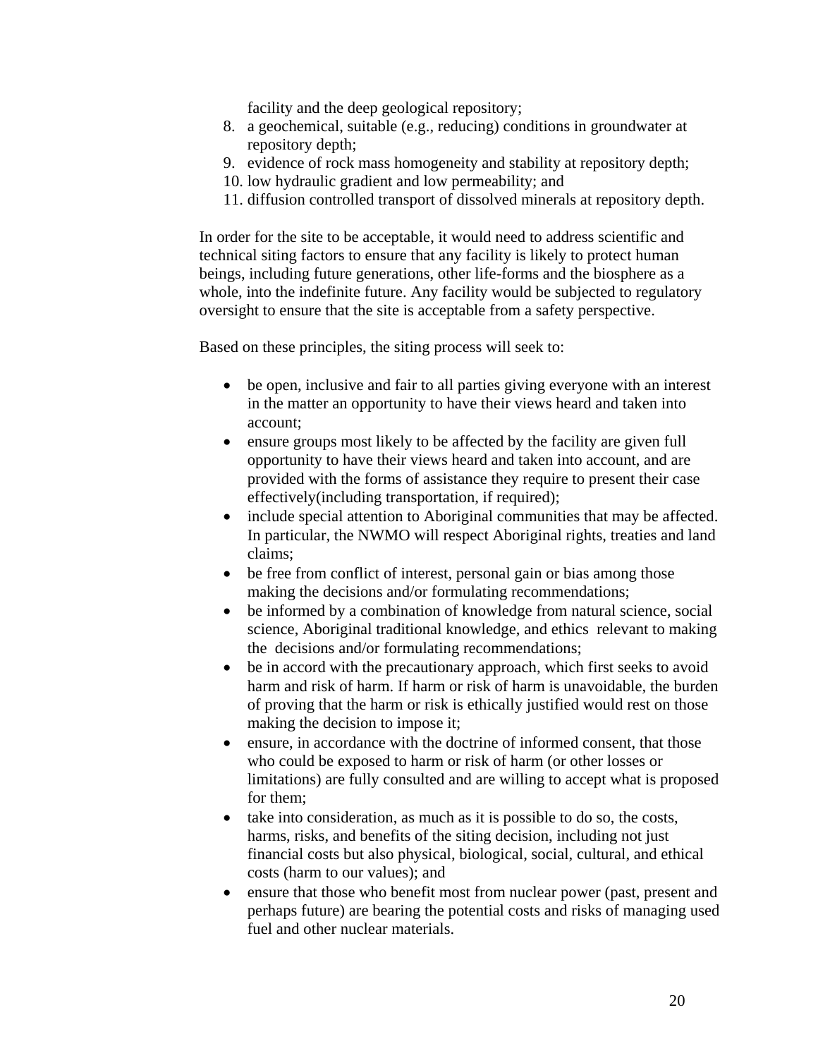facility and the deep geological repository;

8. a geochemical, suitable (e.g., reducing) conditions in groundwater at repository depth;
9. evidence of rock mass homogeneity and stability at repository depth;
10. low hydraulic gradient and low permeability; and
11. diffusion controlled transport of dissolved minerals at repository depth.

In order for the site to be acceptable, it would need to address scientific and technical siting factors to ensure that any facility is likely to protect human beings, including future generations, other life-forms and the biosphere as a whole, into the indefinite future. Any facility would be subjected to regulatory oversight to ensure that the site is acceptable from a safety perspective.

Based on these principles, the siting process will seek to:

- be open, inclusive and fair to all parties giving everyone with an interest in the matter an opportunity to have their views heard and taken into account;
- ensure groups most likely to be affected by the facility are given full opportunity to have their views heard and taken into account, and are provided with the forms of assistance they require to present their case effectively(including transportation, if required);
- include special attention to Aboriginal communities that may be affected. In particular, the NWMO will respect Aboriginal rights, treaties and land claims;
- be free from conflict of interest, personal gain or bias among those making the decisions and/or formulating recommendations;
- be informed by a combination of knowledge from natural science, social science, Aboriginal traditional knowledge, and ethics relevant to making the decisions and/or formulating recommendations;
- be in accord with the precautionary approach, which first seeks to avoid harm and risk of harm. If harm or risk of harm is unavoidable, the burden of proving that the harm or risk is ethically justified would rest on those making the decision to impose it;
- ensure, in accordance with the doctrine of informed consent, that those who could be exposed to harm or risk of harm (or other losses or limitations) are fully consulted and are willing to accept what is proposed for them;
- take into consideration, as much as it is possible to do so, the costs, harms, risks, and benefits of the siting decision, including not just financial costs but also physical, biological, social, cultural, and ethical costs (harm to our values); and
- ensure that those who benefit most from nuclear power (past, present and perhaps future) are bearing the potential costs and risks of managing used fuel and other nuclear materials.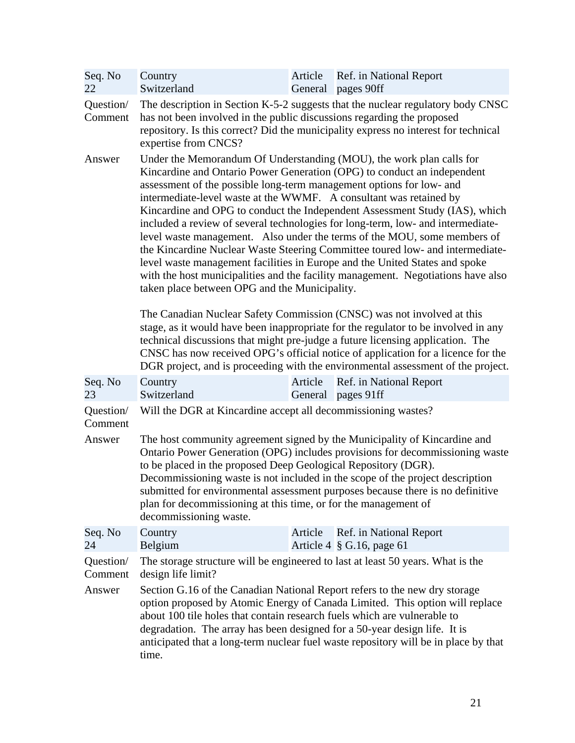| Seq. No 22 | Country Switzerland | Article General | Ref. in National Report pages 90ff |
|---|---|---|---|

**Question/ Comment**

The description in Section K-5-2 suggests that the nuclear regulatory body CNSC has not been involved in the public discussions regarding the proposed repository. Is this correct? Did the municipality express no interest for technical expertise from CNCS?

**Answer**

Under the Memorandum Of Understanding (MOU), the work plan calls for Kincardine and Ontario Power Generation (OPG) to conduct an independent assessment of the possible long-term management options for low- and intermediate-level waste at the WWMF. A consultant was retained by Kincardine and OPG to conduct the Independent Assessment Study (IAS), which included a review of several technologies for long-term, low- and intermediate-level waste management. Also under the terms of the MOU, some members of the Kincardine Nuclear Waste Steering Committee toured low- and intermediate-level waste management facilities in Europe and the United States and spoke with the host municipalities and the facility management. Negotiations have also taken place between OPG and the Municipality.

The Canadian Nuclear Safety Commission (CNSC) was not involved at this stage, as it would have been inappropriate for the regulator to be involved in any technical discussions that might pre-judge a future licensing application. The CNSC has now received OPG's official notice of application for a licence for the DGR project, and is proceeding with the environmental assessment of the project.

| Seq. No 23 | Country Switzerland | Article General | Ref. in National Report pages 91ff |
|---|---|---|---|

**Question/ Comment**

Will the DGR at Kincardine accept all decommissioning wastes?

**Answer**

The host community agreement signed by the Municipality of Kincardine and Ontario Power Generation (OPG) includes provisions for decommissioning waste to be placed in the proposed Deep Geological Repository (DGR). Decommissioning waste is not included in the scope of the project description submitted for environmental assessment purposes because there is no definitive plan for decommissioning at this time, or for the management of decommissioning waste.

| Seq. No 24 | Country Belgium | Article Article 4 | Ref. in National Report § G.16, page 61 |
|---|---|---|---|

**Question/ Comment**

The storage structure will be engineered to last at least 50 years. What is the design life limit?

**Answer**

Section G.16 of the Canadian National Report refers to the new dry storage option proposed by Atomic Energy of Canada Limited. This option will replace about 100 tile holes that contain research fuels which are vulnerable to degradation. The array has been designed for a 50-year design life. It is anticipated that a long-term nuclear fuel waste repository will be in place by that time.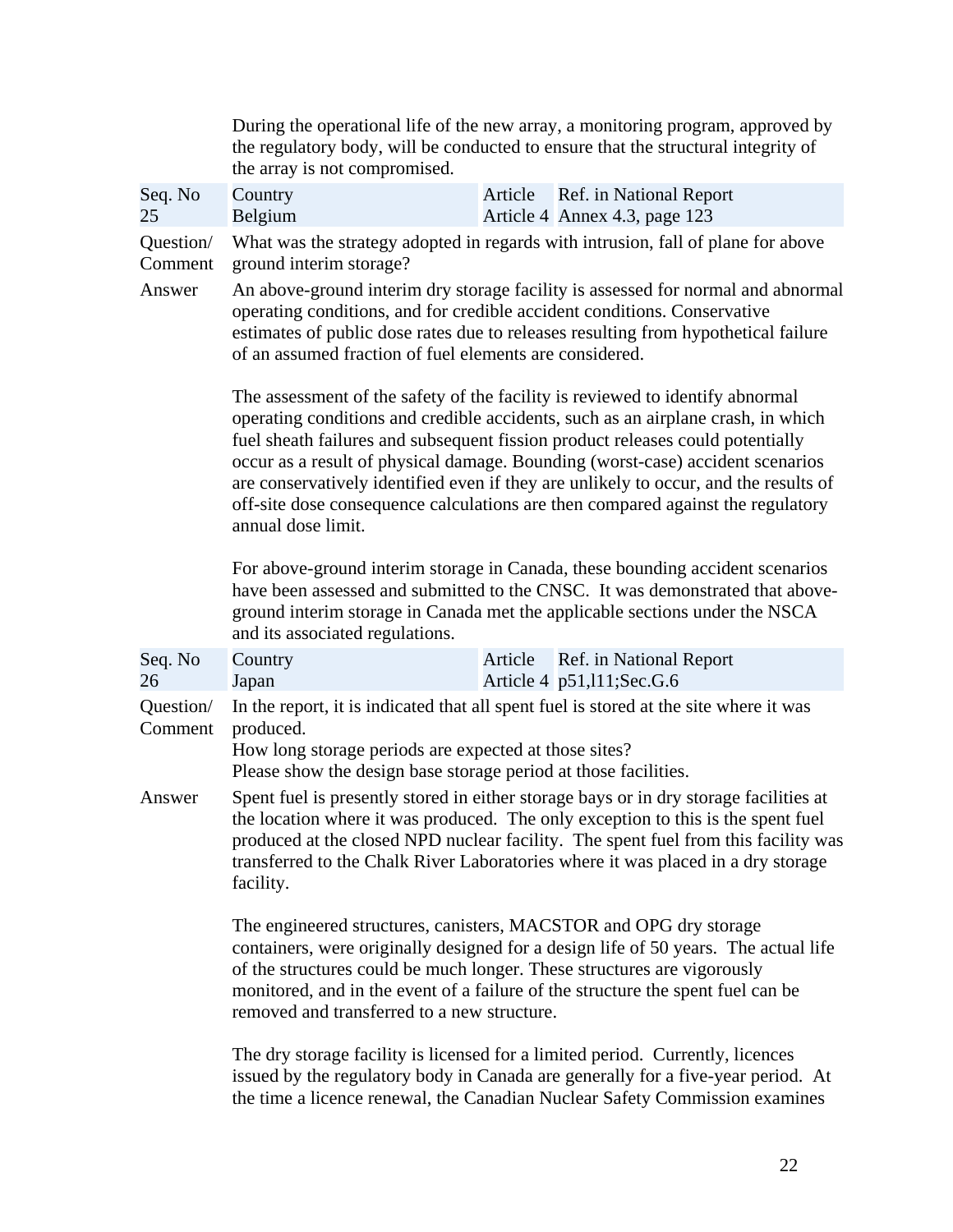During the operational life of the new array, a monitoring program, approved by the regulatory body, will be conducted to ensure that the structural integrity of the array is not compromised.

| Seq. No | Country | Article | Ref. in National Report |
|---|---|---|---|
| 25 | Belgium | Article 4 | Annex 4.3, page 123 |

**Question/ Comment**

What was the strategy adopted in regards with intrusion, fall of plane for above ground interim storage?

**Answer**

An above-ground interim dry storage facility is assessed for normal and abnormal operating conditions, and for credible accident conditions. Conservative estimates of public dose rates due to releases resulting from hypothetical failure of an assumed fraction of fuel elements are considered.

The assessment of the safety of the facility is reviewed to identify abnormal operating conditions and credible accidents, such as an airplane crash, in which fuel sheath failures and subsequent fission product releases could potentially occur as a result of physical damage. Bounding (worst-case) accident scenarios are conservatively identified even if they are unlikely to occur, and the results of off-site dose consequence calculations are then compared against the regulatory annual dose limit.

For above-ground interim storage in Canada, these bounding accident scenarios have been assessed and submitted to the CNSC. It was demonstrated that above-ground interim storage in Canada met the applicable sections under the NSCA and its associated regulations.

| Seq. No | Country | Article | Ref. in National Report |
|---|---|---|---|
| 26 | Japan | Article 4 | p51,l11;Sec.G.6 |

**Question/ Comment**

In the report, it is indicated that all spent fuel is stored at the site where it was produced.
How long storage periods are expected at those sites?
Please show the design base storage period at those facilities.

**Answer**

Spent fuel is presently stored in either storage bays or in dry storage facilities at the location where it was produced. The only exception to this is the spent fuel produced at the closed NPD nuclear facility. The spent fuel from this facility was transferred to the Chalk River Laboratories where it was placed in a dry storage facility.

The engineered structures, canisters, MACSTOR and OPG dry storage containers, were originally designed for a design life of 50 years. The actual life of the structures could be much longer. These structures are vigorously monitored, and in the event of a failure of the structure the spent fuel can be removed and transferred to a new structure.

The dry storage facility is licensed for a limited period. Currently, licences issued by the regulatory body in Canada are generally for a five-year period. At the time a licence renewal, the Canadian Nuclear Safety Commission examines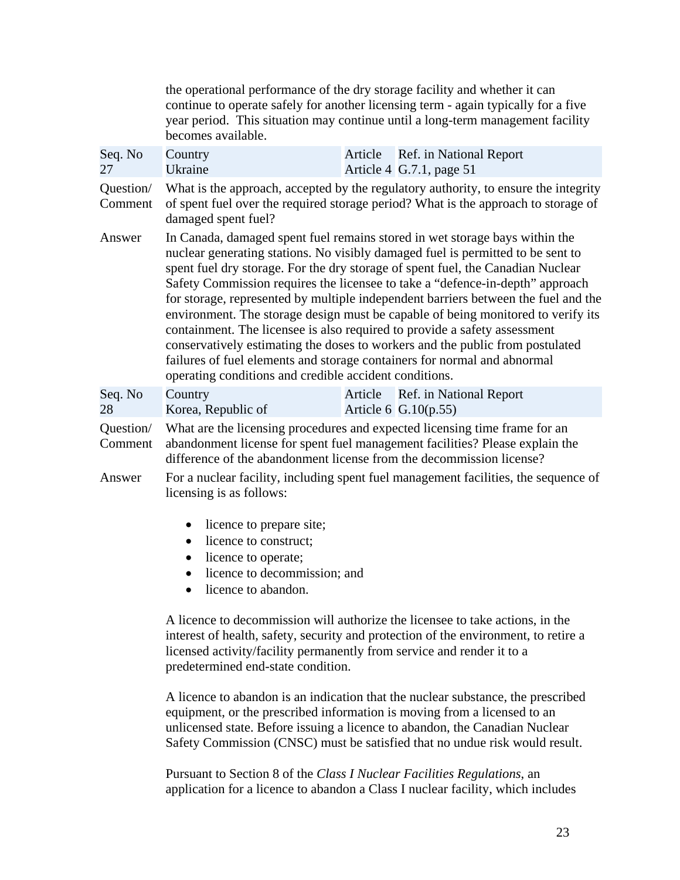the operational performance of the dry storage facility and whether it can continue to operate safely for another licensing term - again typically for a five year period. This situation may continue until a long-term management facility becomes available.

| Seq. No | Country | Article | Ref. in National Report |
|---|---|---|---|
| 27 | Ukraine | Article 4 | G.7.1, page 51 |

**Question/ Comment** What is the approach, accepted by the regulatory authority, to ensure the integrity of spent fuel over the required storage period? What is the approach to storage of damaged spent fuel?

**Answer** In Canada, damaged spent fuel remains stored in wet storage bays within the nuclear generating stations. No visibly damaged fuel is permitted to be sent to spent fuel dry storage. For the dry storage of spent fuel, the Canadian Nuclear Safety Commission requires the licensee to take a "defence-in-depth" approach for storage, represented by multiple independent barriers between the fuel and the environment. The storage design must be capable of being monitored to verify its containment. The licensee is also required to provide a safety assessment conservatively estimating the doses to workers and the public from postulated failures of fuel elements and storage containers for normal and abnormal operating conditions and credible accident conditions.

| Seq. No | Country | Article | Ref. in National Report |
|---|---|---|---|
| 28 | Korea, Republic of | Article 6 | G.10(p.55) |

**Question/ Comment** What are the licensing procedures and expected licensing time frame for an abandonment license for spent fuel management facilities? Please explain the difference of the abandonment license from the decommission license?

**Answer** For a nuclear facility, including spent fuel management facilities, the sequence of licensing is as follows:

- licence to prepare site;
- licence to construct;
- licence to operate;
- licence to decommission; and
- licence to abandon.

A licence to decommission will authorize the licensee to take actions, in the interest of health, safety, security and protection of the environment, to retire a licensed activity/facility permanently from service and render it to a predetermined end-state condition.

A licence to abandon is an indication that the nuclear substance, the prescribed equipment, or the prescribed information is moving from a licensed to an unlicensed state. Before issuing a licence to abandon, the Canadian Nuclear Safety Commission (CNSC) must be satisfied that no undue risk would result.

Pursuant to Section 8 of the *Class I Nuclear Facilities Regulations*, an application for a licence to abandon a Class I nuclear facility, which includes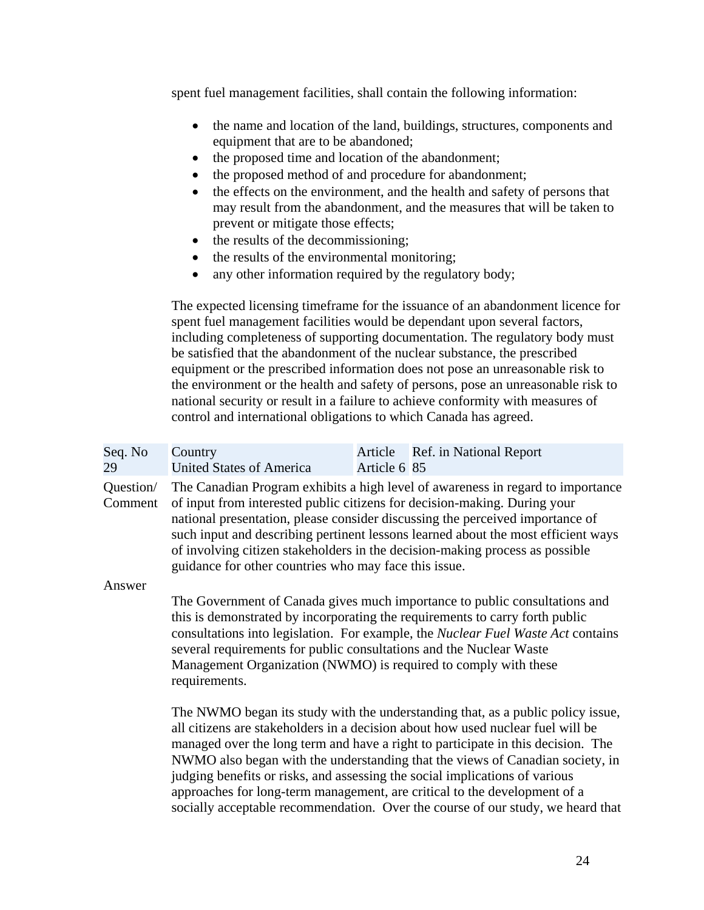spent fuel management facilities, shall contain the following information:

- the name and location of the land, buildings, structures, components and equipment that are to be abandoned;
- the proposed time and location of the abandonment;
- the proposed method of and procedure for abandonment;
- the effects on the environment, and the health and safety of persons that may result from the abandonment, and the measures that will be taken to prevent or mitigate those effects;
- the results of the decommissioning;
- the results of the environmental monitoring;
- any other information required by the regulatory body;

The expected licensing timeframe for the issuance of an abandonment licence for spent fuel management facilities would be dependant upon several factors, including completeness of supporting documentation. The regulatory body must be satisfied that the abandonment of the nuclear substance, the prescribed equipment or the prescribed information does not pose an unreasonable risk to the environment or the health and safety of persons, pose an unreasonable risk to national security or result in a failure to achieve conformity with measures of control and international obligations to which Canada has agreed.

| Seq. No | Country | Article | Ref. in National Report |
|---|---|---|---|
| 29 | United States of America | Article 6 | 85 |

**Question/ Comment** The Canadian Program exhibits a high level of awareness in regard to importance of input from interested public citizens for decision-making. During your national presentation, please consider discussing the perceived importance of such input and describing pertinent lessons learned about the most efficient ways of involving citizen stakeholders in the decision-making process as possible guidance for other countries who may face this issue.

**Answer**

The Government of Canada gives much importance to public consultations and this is demonstrated by incorporating the requirements to carry forth public consultations into legislation. For example, the *Nuclear Fuel Waste Act* contains several requirements for public consultations and the Nuclear Waste Management Organization (NWMO) is required to comply with these requirements.

The NWMO began its study with the understanding that, as a public policy issue, all citizens are stakeholders in a decision about how used nuclear fuel will be managed over the long term and have a right to participate in this decision. The NWMO also began with the understanding that the views of Canadian society, in judging benefits or risks, and assessing the social implications of various approaches for long-term management, are critical to the development of a socially acceptable recommendation. Over the course of our study, we heard that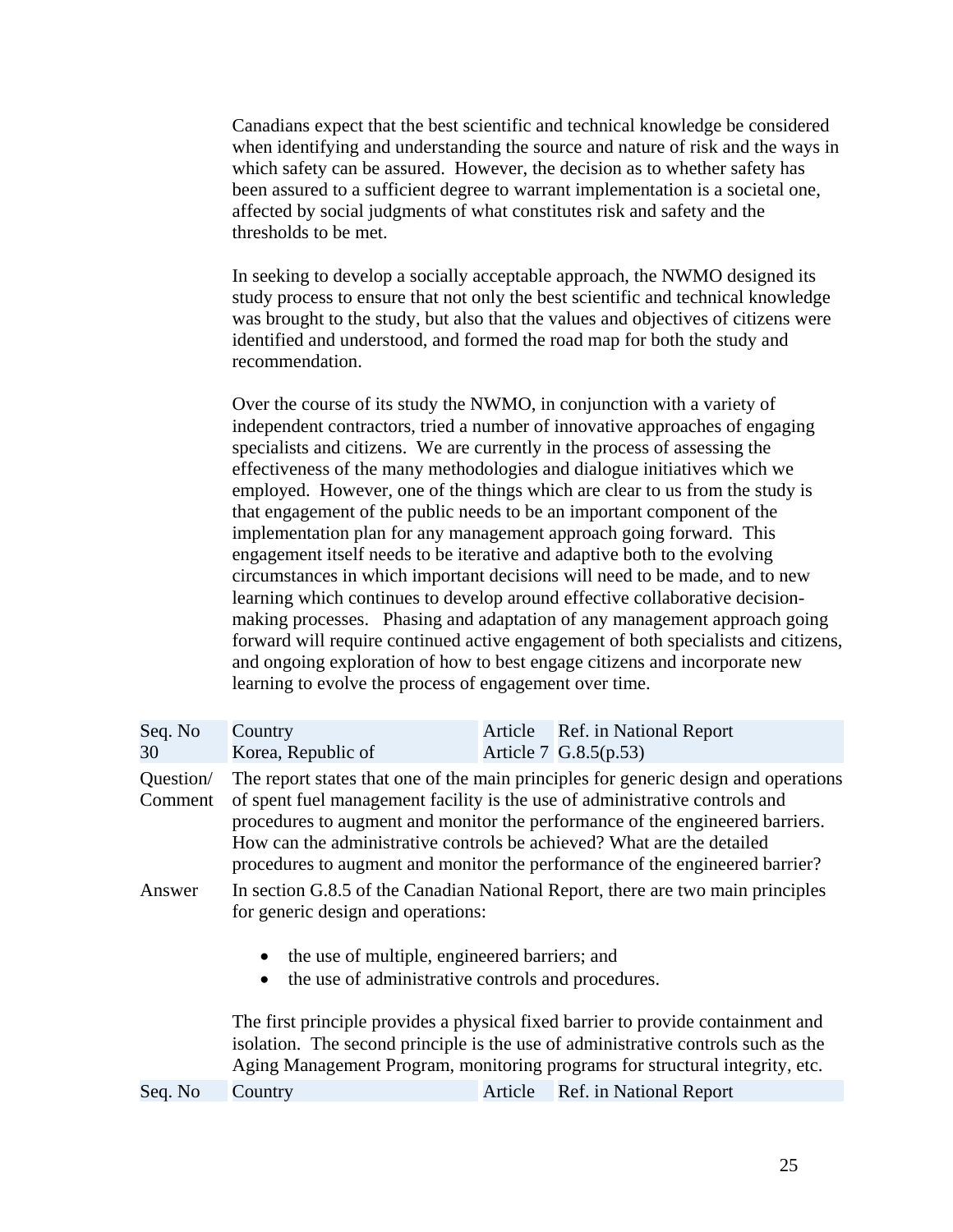Canadians expect that the best scientific and technical knowledge be considered when identifying and understanding the source and nature of risk and the ways in which safety can be assured. However, the decision as to whether safety has been assured to a sufficient degree to warrant implementation is a societal one, affected by social judgments of what constitutes risk and safety and the thresholds to be met.

In seeking to develop a socially acceptable approach, the NWMO designed its study process to ensure that not only the best scientific and technical knowledge was brought to the study, but also that the values and objectives of citizens were identified and understood, and formed the road map for both the study and recommendation.

Over the course of its study the NWMO, in conjunction with a variety of independent contractors, tried a number of innovative approaches of engaging specialists and citizens. We are currently in the process of assessing the effectiveness of the many methodologies and dialogue initiatives which we employed. However, one of the things which are clear to us from the study is that engagement of the public needs to be an important component of the implementation plan for any management approach going forward. This engagement itself needs to be iterative and adaptive both to the evolving circumstances in which important decisions will need to be made, and to new learning which continues to develop around effective collaborative decision-making processes. Phasing and adaptation of any management approach going forward will require continued active engagement of both specialists and citizens, and ongoing exploration of how to best engage citizens and incorporate new learning to evolve the process of engagement over time.

| Seq. No | Country | Article | Ref. in National Report |
|---|---|---|---|
| 30 | Korea, Republic of | Article 7 | G.8.5(p.53) |

**Question/ Comment**

The report states that one of the main principles for generic design and operations of spent fuel management facility is the use of administrative controls and procedures to augment and monitor the performance of the engineered barriers. How can the administrative controls be achieved? What are the detailed procedures to augment and monitor the performance of the engineered barrier?

**Answer**

In section G.8.5 of the Canadian National Report, there are two main principles for generic design and operations:

- the use of multiple, engineered barriers; and
- the use of administrative controls and procedures.

The first principle provides a physical fixed barrier to provide containment and isolation. The second principle is the use of administrative controls such as the Aging Management Program, monitoring programs for structural integrity, etc.

| Seq. No | Country | Article | Ref. in National Report |
|---|---|---|---|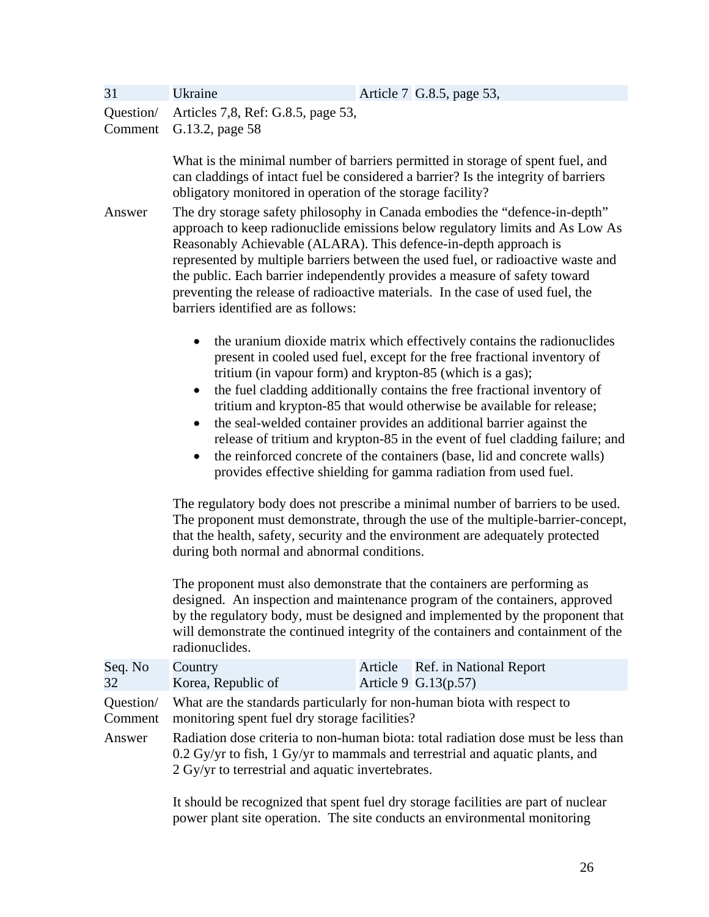| 31 | Ukraine | Article 7 | G.8.5, page 53, |
|---|---|---|---|

**Question/ Comment** Articles 7,8, Ref: G.8.5, page 53, G.13.2, page 58

What is the minimal number of barriers permitted in storage of spent fuel, and can claddings of intact fuel be considered a barrier? Is the integrity of barriers obligatory monitored in operation of the storage facility?

**Answer** The dry storage safety philosophy in Canada embodies the "defence-in-depth" approach to keep radionuclide emissions below regulatory limits and As Low As Reasonably Achievable (ALARA). This defence-in-depth approach is represented by multiple barriers between the used fuel, or radioactive waste and the public. Each barrier independently provides a measure of safety toward preventing the release of radioactive materials. In the case of used fuel, the barriers identified are as follows:

- the uranium dioxide matrix which effectively contains the radionuclides present in cooled used fuel, except for the free fractional inventory of tritium (in vapour form) and krypton-85 (which is a gas);
- the fuel cladding additionally contains the free fractional inventory of tritium and krypton-85 that would otherwise be available for release;
- the seal-welded container provides an additional barrier against the release of tritium and krypton-85 in the event of fuel cladding failure; and
- the reinforced concrete of the containers (base, lid and concrete walls) provides effective shielding for gamma radiation from used fuel.

The regulatory body does not prescribe a minimal number of barriers to be used. The proponent must demonstrate, through the use of the multiple-barrier-concept, that the health, safety, security and the environment are adequately protected during both normal and abnormal conditions.

The proponent must also demonstrate that the containers are performing as designed. An inspection and maintenance program of the containers, approved by the regulatory body, must be designed and implemented by the proponent that will demonstrate the continued integrity of the containers and containment of the radionuclides.

| Seq. No | Country | Article | Ref. in National Report |
|---|---|---|---|
| 32 | Korea, Republic of | Article 9 | G.13(p.57) |

**Question/ Comment** What are the standards particularly for non-human biota with respect to monitoring spent fuel dry storage facilities?

**Answer** Radiation dose criteria to non-human biota: total radiation dose must be less than 0.2 Gy/yr to fish, 1 Gy/yr to mammals and terrestrial and aquatic plants, and 2 Gy/yr to terrestrial and aquatic invertebrates.

It should be recognized that spent fuel dry storage facilities are part of nuclear power plant site operation. The site conducts an environmental monitoring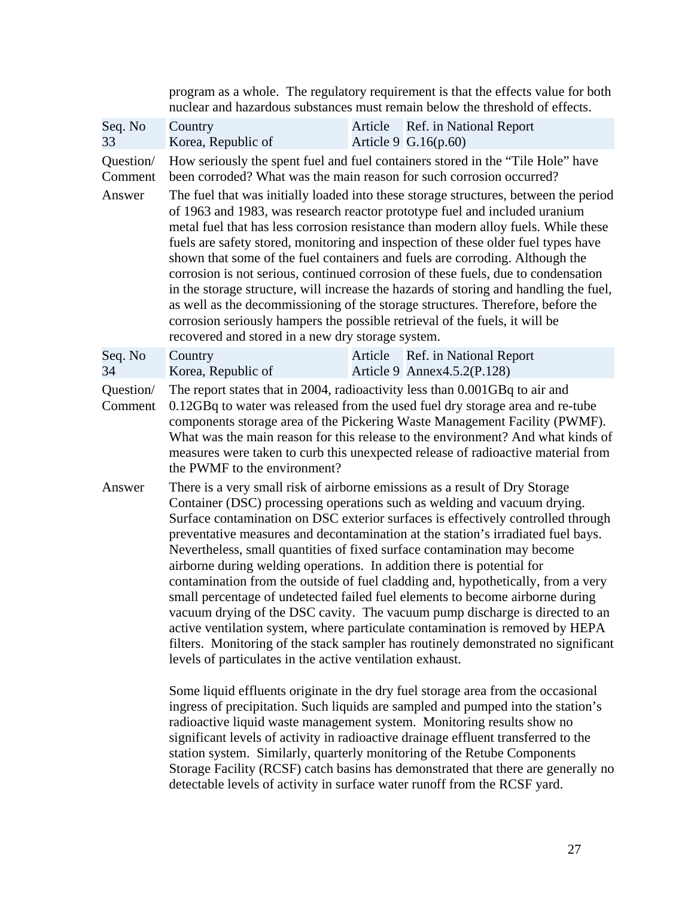program as a whole. The regulatory requirement is that the effects value for both nuclear and hazardous substances must remain below the threshold of effects.

| Seq. No | Country | Article | Ref. in National Report |
|---|---|---|---|
| 33 | Korea, Republic of | Article 9 | G.16(p.60) |

**Question/ Comment** How seriously the spent fuel and fuel containers stored in the “Tile Hole” have been corroded? What was the main reason for such corrosion occurred?

**Answer** The fuel that was initially loaded into these storage structures, between the period of 1963 and 1983, was research reactor prototype fuel and included uranium metal fuel that has less corrosion resistance than modern alloy fuels. While these fuels are safety stored, monitoring and inspection of these older fuel types have shown that some of the fuel containers and fuels are corroding. Although the corrosion is not serious, continued corrosion of these fuels, due to condensation in the storage structure, will increase the hazards of storing and handling the fuel, as well as the decommissioning of the storage structures. Therefore, before the corrosion seriously hampers the possible retrieval of the fuels, it will be recovered and stored in a new dry storage system.

| Seq. No | Country | Article | Ref. in National Report |
|---|---|---|---|
| 34 | Korea, Republic of | Article 9 | Annex4.5.2(P.128) |

**Question/ Comment** The report states that in 2004, radioactivity less than 0.001GBq to air and 0.12GBq to water was released from the used fuel dry storage area and re-tube components storage area of the Pickering Waste Management Facility (PWMF). What was the main reason for this release to the environment? And what kinds of measures were taken to curb this unexpected release of radioactive material from the PWMF to the environment?

**Answer** There is a very small risk of airborne emissions as a result of Dry Storage Container (DSC) processing operations such as welding and vacuum drying. Surface contamination on DSC exterior surfaces is effectively controlled through preventative measures and decontamination at the station’s irradiated fuel bays. Nevertheless, small quantities of fixed surface contamination may become airborne during welding operations. In addition there is potential for contamination from the outside of fuel cladding and, hypothetically, from a very small percentage of undetected failed fuel elements to become airborne during vacuum drying of the DSC cavity. The vacuum pump discharge is directed to an active ventilation system, where particulate contamination is removed by HEPA filters. Monitoring of the stack sampler has routinely demonstrated no significant levels of particulates in the active ventilation exhaust.

Some liquid effluents originate in the dry fuel storage area from the occasional ingress of precipitation. Such liquids are sampled and pumped into the station’s radioactive liquid waste management system. Monitoring results show no significant levels of activity in radioactive drainage effluent transferred to the station system. Similarly, quarterly monitoring of the Retube Components Storage Facility (RCSF) catch basins has demonstrated that there are generally no detectable levels of activity in surface water runoff from the RCSF yard.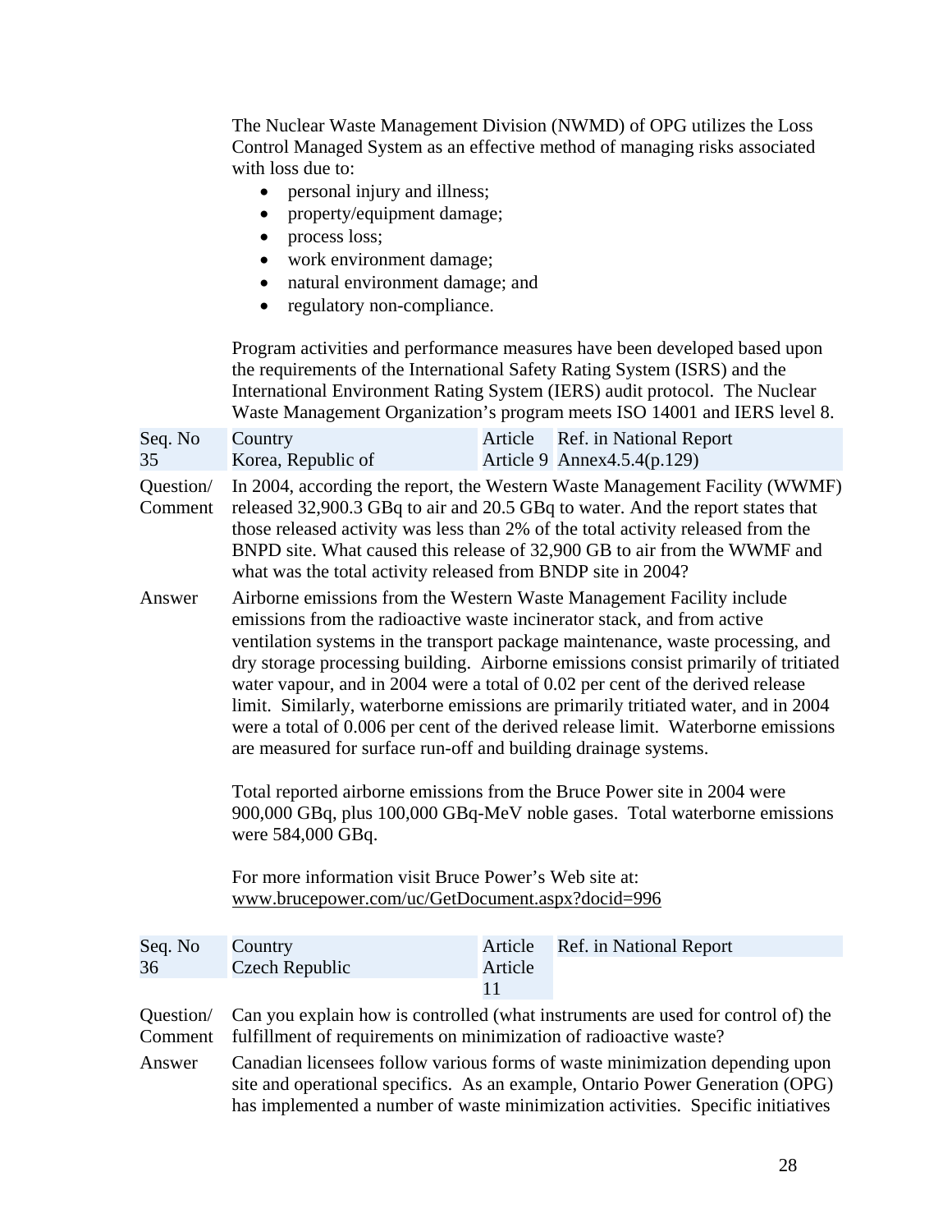The Nuclear Waste Management Division (NWMD) of OPG utilizes the Loss Control Managed System as an effective method of managing risks associated with loss due to:

- personal injury and illness;
- property/equipment damage;
- process loss;
- work environment damage;
- natural environment damage; and
- regulatory non-compliance.

Program activities and performance measures have been developed based upon the requirements of the International Safety Rating System (ISRS) and the International Environment Rating System (IERS) audit protocol. The Nuclear Waste Management Organization's program meets ISO 14001 and IERS level 8.

| Seq. No | Country | Article | Ref. in National Report |
|---|---|---|---|
| 35 | Korea, Republic of | Article 9 | Annex4.5.4(p.129) |

**Question/ Comment** In 2004, according the report, the Western Waste Management Facility (WWMF) released 32,900.3 GBq to air and 20.5 GBq to water. And the report states that those released activity was less than 2% of the total activity released from the BNPD site. What caused this release of 32,900 GB to air from the WWMF and what was the total activity released from BNDP site in 2004?

**Answer** Airborne emissions from the Western Waste Management Facility include emissions from the radioactive waste incinerator stack, and from active ventilation systems in the transport package maintenance, waste processing, and dry storage processing building. Airborne emissions consist primarily of tritiated water vapour, and in 2004 were a total of 0.02 per cent of the derived release limit. Similarly, waterborne emissions are primarily tritiated water, and in 2004 were a total of 0.006 per cent of the derived release limit. Waterborne emissions are measured for surface run-off and building drainage systems.

Total reported airborne emissions from the Bruce Power site in 2004 were 900,000 GBq, plus 100,000 GBq-MeV noble gases. Total waterborne emissions were 584,000 GBq.

For more information visit Bruce Power's Web site at: www.brucepower.com/uc/GetDocument.aspx?docid=996

| Seq. No | Country | Article | Ref. in National Report |
|---|---|---|---|
| 36 | Czech Republic | Article 11 | |

**Question/ Comment** Can you explain how is controlled (what instruments are used for control of) the fulfillment of requirements on minimization of radioactive waste?

**Answer** Canadian licensees follow various forms of waste minimization depending upon site and operational specifics. As an example, Ontario Power Generation (OPG) has implemented a number of waste minimization activities. Specific initiatives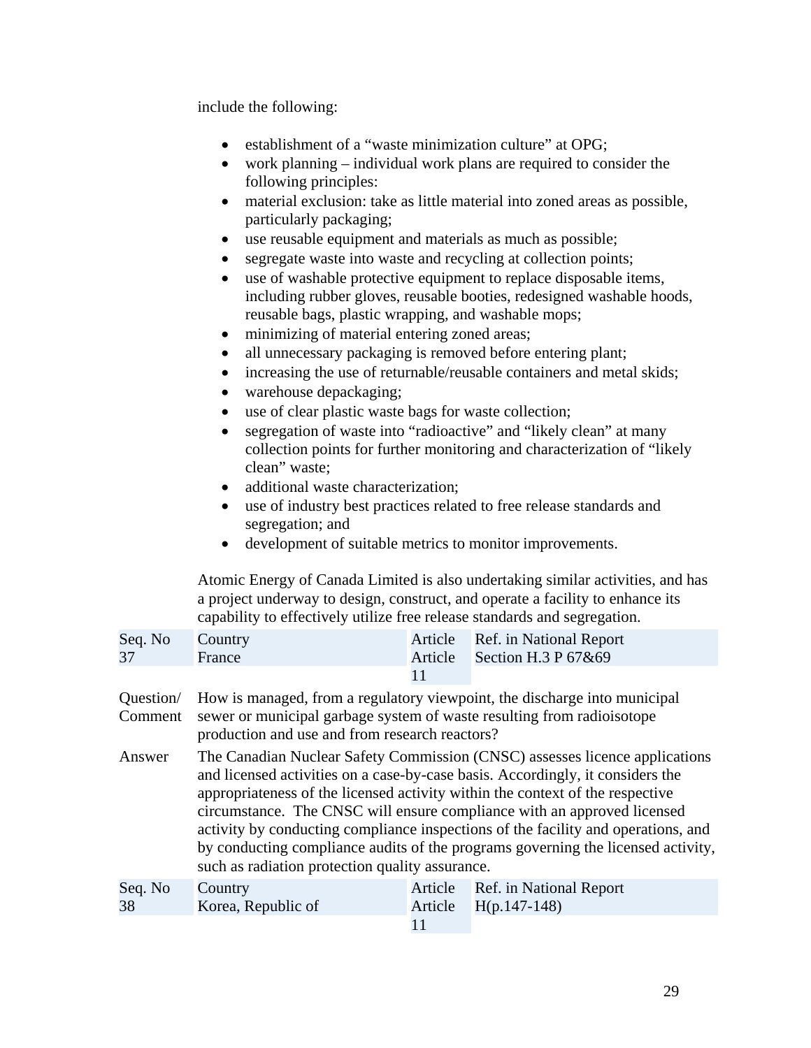include the following:

- establishment of a "waste minimization culture" at OPG;
- work planning – individual work plans are required to consider the following principles:
- material exclusion: take as little material into zoned areas as possible, particularly packaging;
- use reusable equipment and materials as much as possible;
- segregate waste into waste and recycling at collection points;
- use of washable protective equipment to replace disposable items, including rubber gloves, reusable booties, redesigned washable hoods, reusable bags, plastic wrapping, and washable mops;
- minimizing of material entering zoned areas;
- all unnecessary packaging is removed before entering plant;
- increasing the use of returnable/reusable containers and metal skids;
- warehouse depackaging;
- use of clear plastic waste bags for waste collection;
- segregation of waste into "radioactive" and "likely clean" at many collection points for further monitoring and characterization of "likely clean" waste;
- additional waste characterization;
- use of industry best practices related to free release standards and segregation; and
- development of suitable metrics to monitor improvements.

Atomic Energy of Canada Limited is also undertaking similar activities, and has a project underway to design, construct, and operate a facility to enhance its capability to effectively utilize free release standards and segregation.

| Seq. No | Country | Article | Ref. in National Report |
|---|---|---|---|
| 37 | France | Article 11 | Section H.3 P 67&69 |

**Question/ Comment** How is managed, from a regulatory viewpoint, the discharge into municipal sewer or municipal garbage system of waste resulting from radioisotope production and use and from research reactors?

**Answer** The Canadian Nuclear Safety Commission (CNSC) assesses licence applications and licensed activities on a case-by-case basis. Accordingly, it considers the appropriateness of the licensed activity within the context of the respective circumstance. The CNSC will ensure compliance with an approved licensed activity by conducting compliance inspections of the facility and operations, and by conducting compliance audits of the programs governing the licensed activity, such as radiation protection quality assurance.

| Seq. No | Country | Article | Ref. in National Report |
|---|---|---|---|
| 38 | Korea, Republic of | Article 11 | H(p.147-148) |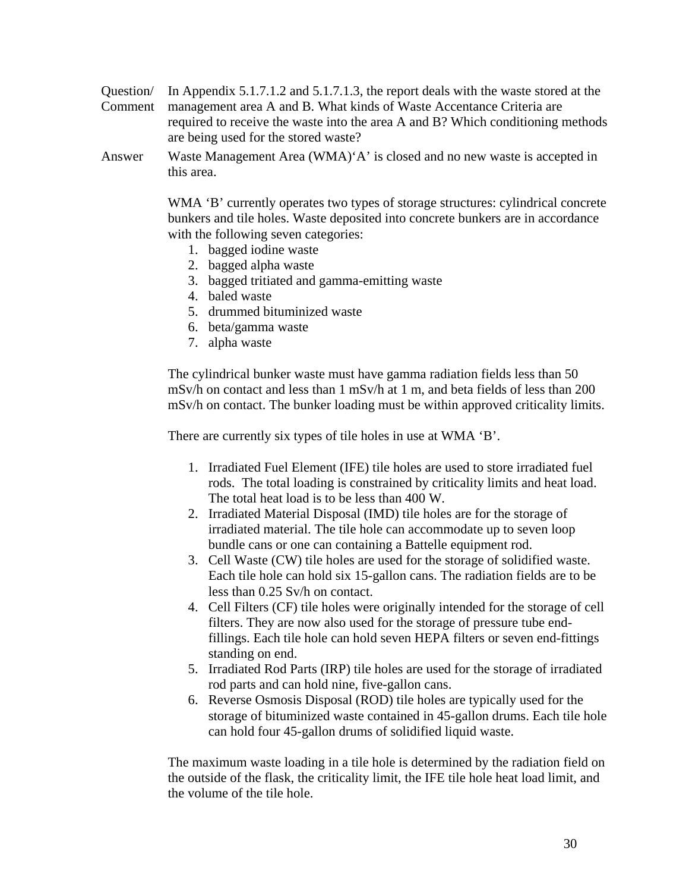Question/ Comment In Appendix 5.1.7.1.2 and 5.1.7.1.3, the report deals with the waste stored at the management area A and B. What kinds of Waste Accentance Criteria are required to receive the waste into the area A and B? Which conditioning methods are being used for the stored waste?

Answer Waste Management Area (WMA)'A' is closed and no new waste is accepted in this area.

WMA 'B' currently operates two types of storage structures: cylindrical concrete bunkers and tile holes. Waste deposited into concrete bunkers are in accordance with the following seven categories:

1. bagged iodine waste
2. bagged alpha waste
3. bagged tritiated and gamma-emitting waste
4. baled waste
5. drummed bituminized waste
6. beta/gamma waste
7. alpha waste

The cylindrical bunker waste must have gamma radiation fields less than 50 mSv/h on contact and less than 1 mSv/h at 1 m, and beta fields of less than 200 mSv/h on contact. The bunker loading must be within approved criticality limits.

There are currently six types of tile holes in use at WMA 'B'.

1. Irradiated Fuel Element (IFE) tile holes are used to store irradiated fuel rods. The total loading is constrained by criticality limits and heat load. The total heat load is to be less than 400 W.
2. Irradiated Material Disposal (IMD) tile holes are for the storage of irradiated material. The tile hole can accommodate up to seven loop bundle cans or one can containing a Battelle equipment rod.
3. Cell Waste (CW) tile holes are used for the storage of solidified waste. Each tile hole can hold six 15-gallon cans. The radiation fields are to be less than 0.25 Sv/h on contact.
4. Cell Filters (CF) tile holes were originally intended for the storage of cell filters. They are now also used for the storage of pressure tube end-fillings. Each tile hole can hold seven HEPA filters or seven end-fittings standing on end.
5. Irradiated Rod Parts (IRP) tile holes are used for the storage of irradiated rod parts and can hold nine, five-gallon cans.
6. Reverse Osmosis Disposal (ROD) tile holes are typically used for the storage of bituminized waste contained in 45-gallon drums. Each tile hole can hold four 45-gallon drums of solidified liquid waste.

The maximum waste loading in a tile hole is determined by the radiation field on the outside of the flask, the criticality limit, the IFE tile hole heat load limit, and the volume of the tile hole.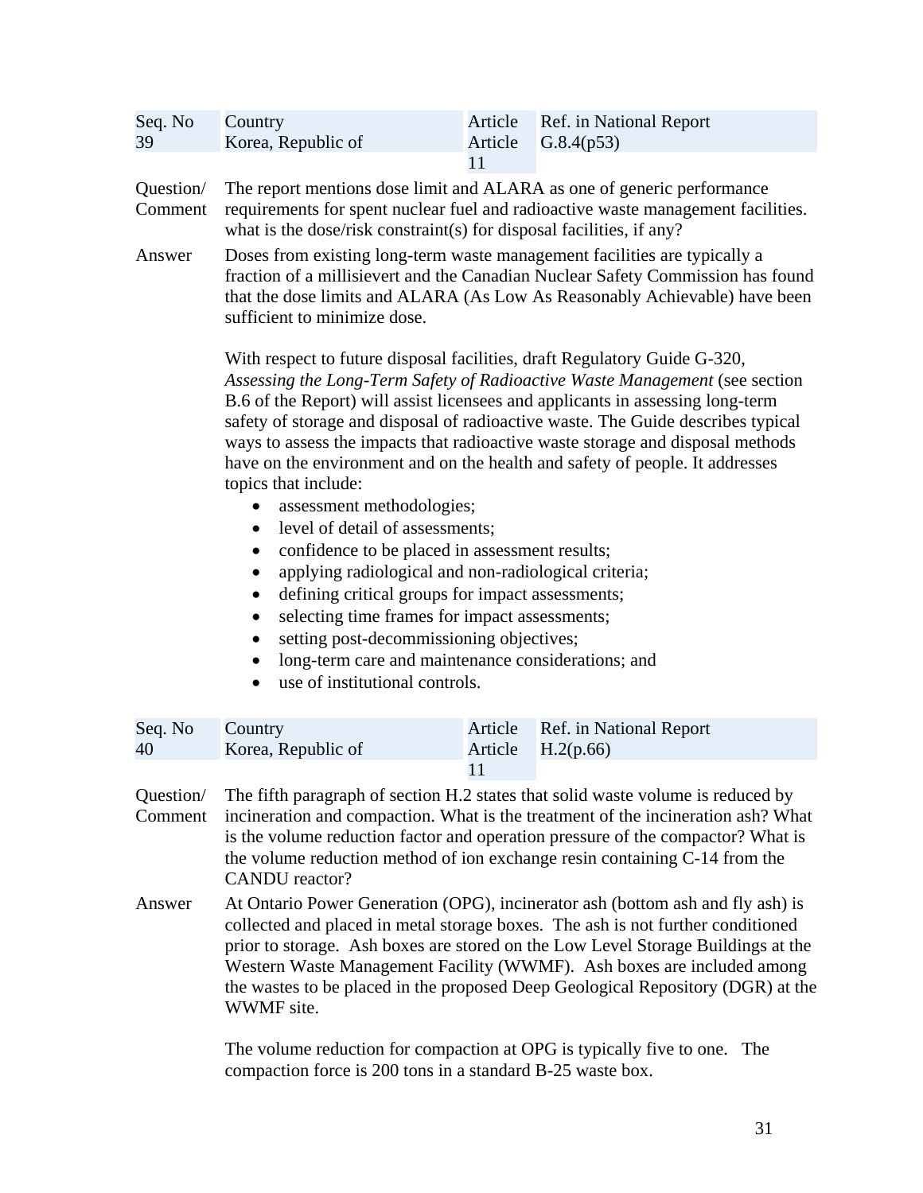| Seq. No | Country | Article | Ref. in National Report |
|---|---|---|---|
| 39 | Korea, Republic of | Article 11 | G.8.4(p53) |

**Question/ Comment** The report mentions dose limit and ALARA as one of generic performance requirements for spent nuclear fuel and radioactive waste management facilities. what is the dose/risk constraint(s) for disposal facilities, if any?

**Answer** Doses from existing long-term waste management facilities are typically a fraction of a millisievert and the Canadian Nuclear Safety Commission has found that the dose limits and ALARA (As Low As Reasonably Achievable) have been sufficient to minimize dose.

With respect to future disposal facilities, draft Regulatory Guide G-320, *Assessing the Long-Term Safety of Radioactive Waste Management* (see section B.6 of the Report) will assist licensees and applicants in assessing long-term safety of storage and disposal of radioactive waste. The Guide describes typical ways to assess the impacts that radioactive waste storage and disposal methods have on the environment and on the health and safety of people. It addresses topics that include:

- assessment methodologies;
- level of detail of assessments;
- confidence to be placed in assessment results;
- applying radiological and non-radiological criteria;
- defining critical groups for impact assessments;
- selecting time frames for impact assessments;
- setting post-decommissioning objectives;
- long-term care and maintenance considerations; and
- use of institutional controls.

| Seq. No | Country | Article | Ref. in National Report |
|---|---|---|---|
| 40 | Korea, Republic of | Article 11 | H.2(p.66) |

**Question/ Comment** The fifth paragraph of section H.2 states that solid waste volume is reduced by incineration and compaction. What is the treatment of the incineration ash? What is the volume reduction factor and operation pressure of the compactor? What is the volume reduction method of ion exchange resin containing C-14 from the CANDU reactor?

**Answer** At Ontario Power Generation (OPG), incinerator ash (bottom ash and fly ash) is collected and placed in metal storage boxes. The ash is not further conditioned prior to storage. Ash boxes are stored on the Low Level Storage Buildings at the Western Waste Management Facility (WWMF). Ash boxes are included among the wastes to be placed in the proposed Deep Geological Repository (DGR) at the WWMF site.

The volume reduction for compaction at OPG is typically five to one. The compaction force is 200 tons in a standard B-25 waste box.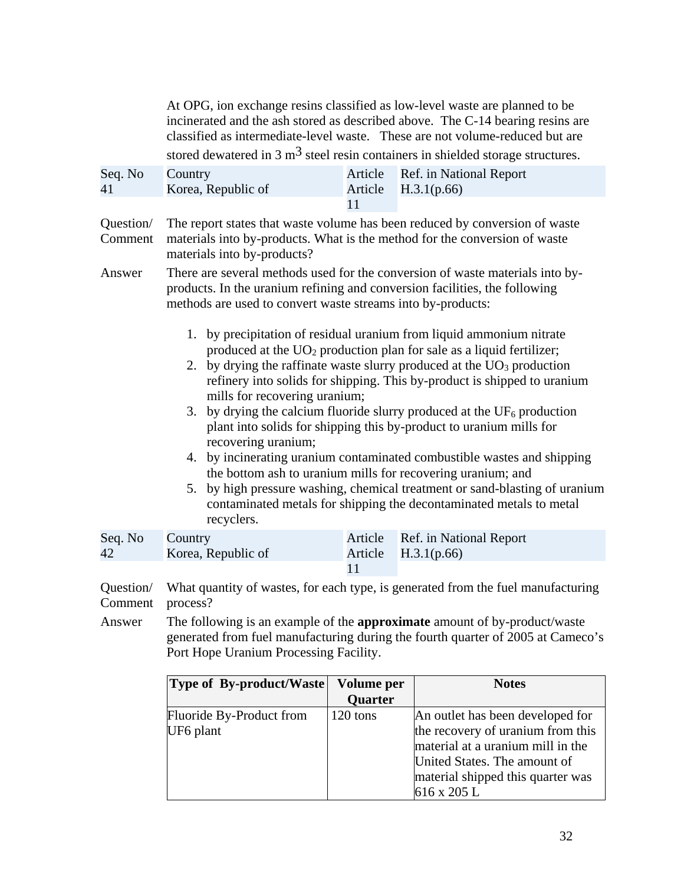At OPG, ion exchange resins classified as low-level waste are planned to be incinerated and the ash stored as described above. The C-14 bearing resins are classified as intermediate-level waste. These are not volume-reduced but are stored dewatered in 3 $m^3$ steel resin containers in shielded storage structures.

| Seq. No | Country | Article | Ref. in National Report |
|---|---|---|---|
| 41 | Korea, Republic of | Article 11 | H.3.1(p.66) |

Question/ Comment The report states that waste volume has been reduced by conversion of waste materials into by-products. What is the method for the conversion of waste materials into by-products?

Answer There are several methods used for the conversion of waste materials into by-products. In the uranium refining and conversion facilities, the following methods are used to convert waste streams into by-products:

1. by precipitation of residual uranium from liquid ammonium nitrate produced at the $UO_2$ production plan for sale as a liquid fertilizer;
2. by drying the raffinate waste slurry produced at the $UO_3$ production refinery into solids for shipping. This by-product is shipped to uranium mills for recovering uranium;
3. by drying the calcium fluoride slurry produced at the $UF_6$ production plant into solids for shipping this by-product to uranium mills for recovering uranium;
4. by incinerating uranium contaminated combustible wastes and shipping the bottom ash to uranium mills for recovering uranium; and
5. by high pressure washing, chemical treatment or sand-blasting of uranium contaminated metals for shipping the decontaminated metals to metal recyclers.

| Seq. No | Country | Article | Ref. in National Report |
|---|---|---|---|
| 42 | Korea, Republic of | Article 11 | H.3.1(p.66) |

Question/ Comment What quantity of wastes, for each type, is generated from the fuel manufacturing process?

Answer The following is an example of the **approximate** amount of by-product/waste generated from fuel manufacturing during the fourth quarter of 2005 at Cameco's Port Hope Uranium Processing Facility.

| Type of By-product/Waste | Volume per Quarter | Notes |
|---|---|---|
| Fluoride By-Product from UF6 plant | 120 tons | An outlet has been developed for the recovery of uranium from this material at a uranium mill in the United States. The amount of material shipped this quarter was 616 x 205 L |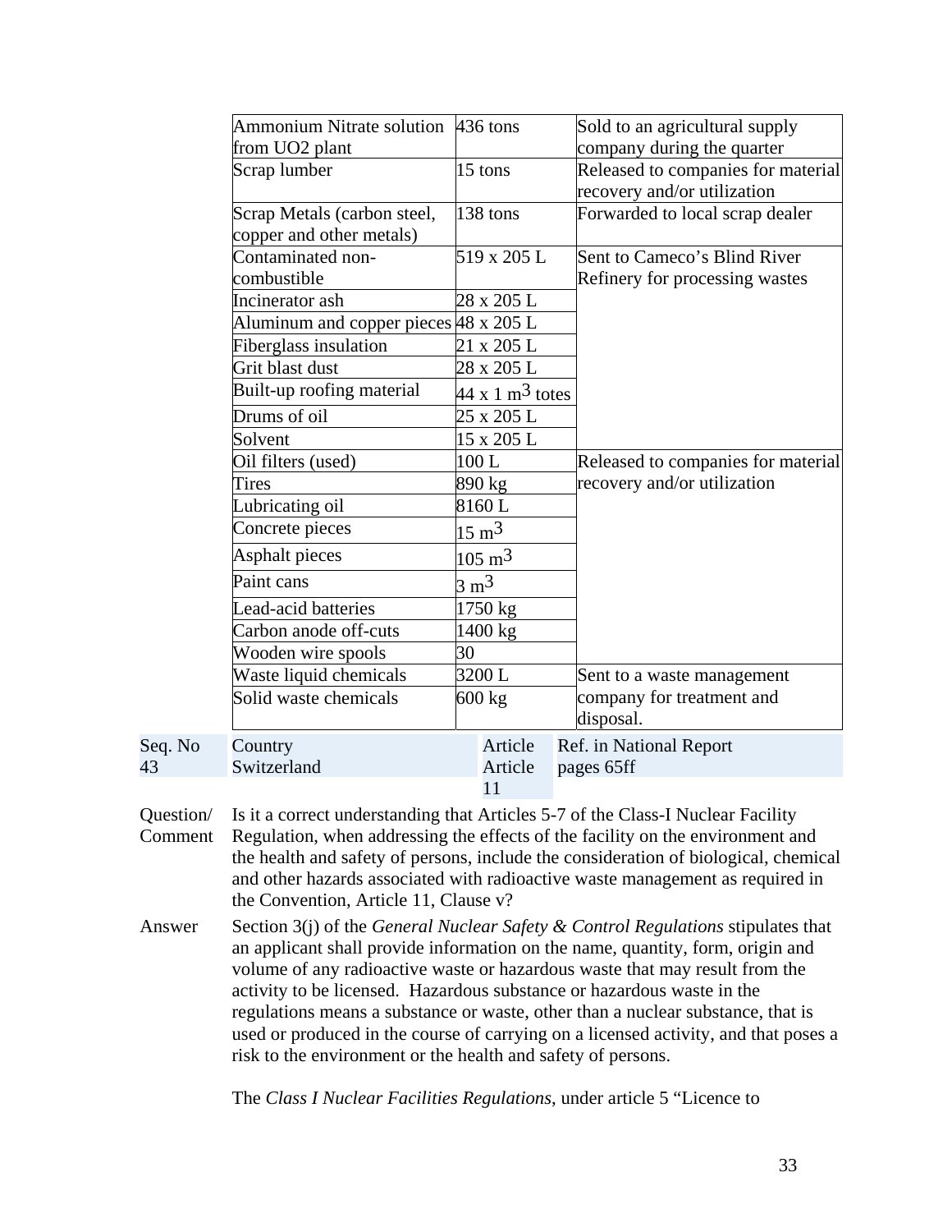| | | |
|---|---|---|
| Ammonium Nitrate solution from UO2 plant | 436 tons | Sold to an agricultural supply company during the quarter |
| Scrap lumber | 15 tons | Released to companies for material recovery and/or utilization |
| Scrap Metals (carbon steel, copper and other metals) | 138 tons | Forwarded to local scrap dealer |
| Contaminated non-combustible | 519 x 205 L | Sent to Cameco's Blind River Refinery for processing wastes |
| Incinerator ash | 28 x 205 L | |
| Aluminum and copper pieces | 48 x 205 L | |
| Fiberglass insulation | 21 x 205 L | |
| Grit blast dust | 28 x 205 L | |
| Built-up roofing material | 44 x 1 $m^3$ totes | |
| Drums of oil | 25 x 205 L | |
| Solvent | 15 x 205 L | |
| Oil filters (used) | 100 L | Released to companies for material recovery and/or utilization |
| Tires | 890 kg | |
| Lubricating oil | 8160 L | |
| Concrete pieces | 15 $m^3$ | |
| Asphalt pieces | 105 $m^3$ | |
| Paint cans | 3 $m^3$ | |
| Lead-acid batteries | 1750 kg | |
| Carbon anode off-cuts | 1400 kg | |
| Wooden wire spools | 30 | |
| Waste liquid chemicals | 3200 L | Sent to a waste management company for treatment and disposal. |
| Solid waste chemicals | 600 kg | |

| Seq. No | Country | Article | Ref. in National Report |
|---|---|---|---|
| 43 | Switzerland | Article 11 | pages 65ff |

**Question/ Comment** Is it a correct understanding that Articles 5-7 of the Class-I Nuclear Facility Regulation, when addressing the effects of the facility on the environment and the health and safety of persons, include the consideration of biological, chemical and other hazards associated with radioactive waste management as required in the Convention, Article 11, Clause v?

**Answer** Section 3(j) of the *General Nuclear Safety & Control Regulations* stipulates that an applicant shall provide information on the name, quantity, form, origin and volume of any radioactive waste or hazardous waste that may result from the activity to be licensed. Hazardous substance or hazardous waste in the regulations means a substance or waste, other than a nuclear substance, that is used or produced in the course of carrying on a licensed activity, and that poses a risk to the environment or the health and safety of persons.

The *Class I Nuclear Facilities Regulations*, under article 5 "Licence to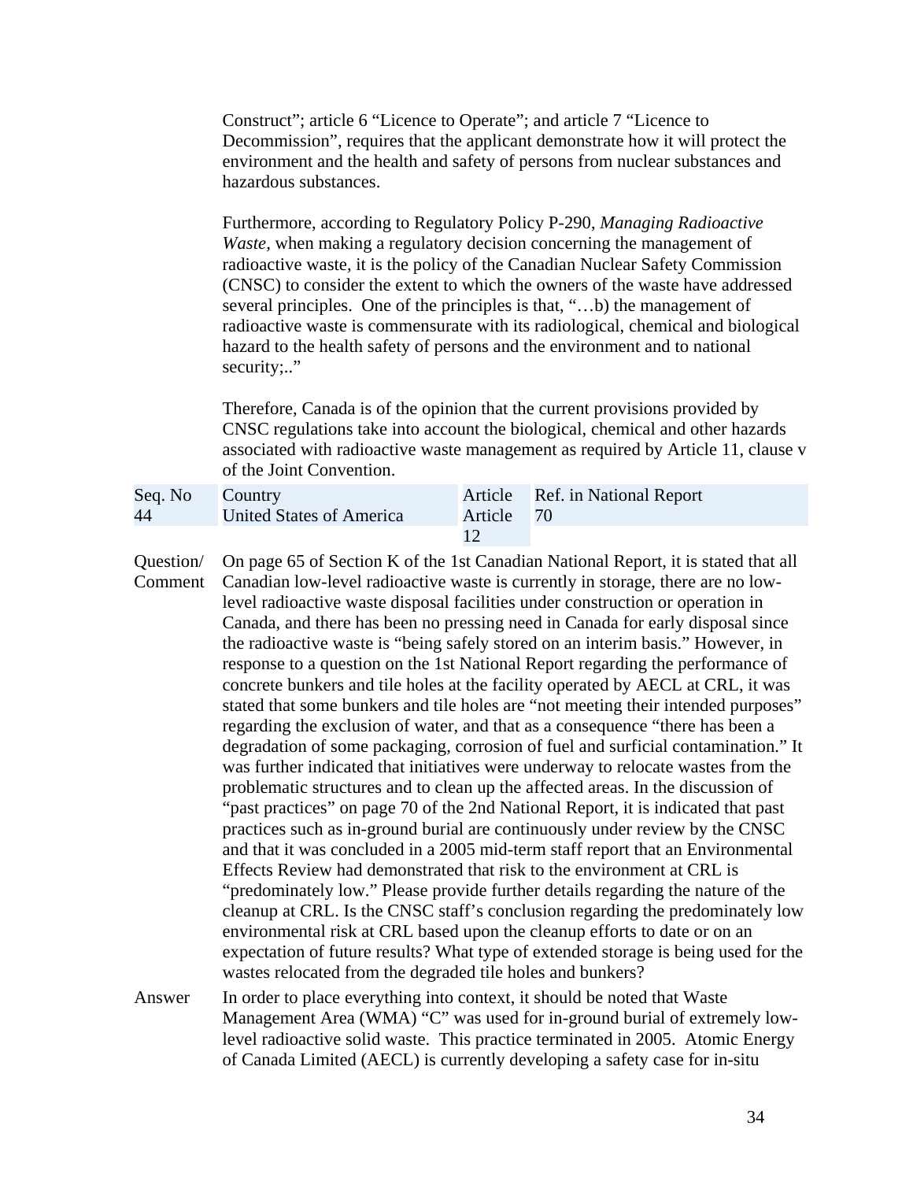Construct"; article 6 "Licence to Operate"; and article 7 "Licence to Decommission", requires that the applicant demonstrate how it will protect the environment and the health and safety of persons from nuclear substances and hazardous substances.

Furthermore, according to Regulatory Policy P-290, *Managing Radioactive Waste*, when making a regulatory decision concerning the management of radioactive waste, it is the policy of the Canadian Nuclear Safety Commission (CNSC) to consider the extent to which the owners of the waste have addressed several principles. One of the principles is that, "…b) the management of radioactive waste is commensurate with its radiological, chemical and biological hazard to the health safety of persons and the environment and to national security;.."

Therefore, Canada is of the opinion that the current provisions provided by CNSC regulations take into account the biological, chemical and other hazards associated with radioactive waste management as required by Article 11, clause v of the Joint Convention.

| Seq. No | Country | Article | Ref. in National Report |
|---|---|---|---|
| 44 | United States of America | Article 12 | 70 |

Question/ Comment

On page 65 of Section K of the 1st Canadian National Report, it is stated that all Canadian low-level radioactive waste is currently in storage, there are no low-level radioactive waste disposal facilities under construction or operation in Canada, and there has been no pressing need in Canada for early disposal since the radioactive waste is "being safely stored on an interim basis." However, in response to a question on the 1st National Report regarding the performance of concrete bunkers and tile holes at the facility operated by AECL at CRL, it was stated that some bunkers and tile holes are "not meeting their intended purposes" regarding the exclusion of water, and that as a consequence "there has been a degradation of some packaging, corrosion of fuel and surficial contamination." It was further indicated that initiatives were underway to relocate wastes from the problematic structures and to clean up the affected areas. In the discussion of "past practices" on page 70 of the 2nd National Report, it is indicated that past practices such as in-ground burial are continuously under review by the CNSC and that it was concluded in a 2005 mid-term staff report that an Environmental Effects Review had demonstrated that risk to the environment at CRL is "predominately low." Please provide further details regarding the nature of the cleanup at CRL. Is the CNSC staff's conclusion regarding the predominately low environmental risk at CRL based upon the cleanup efforts to date or on an expectation of future results? What type of extended storage is being used for the wastes relocated from the degraded tile holes and bunkers?

Answer

In order to place everything into context, it should be noted that Waste Management Area (WMA) "C" was used for in-ground burial of extremely low-level radioactive solid waste. This practice terminated in 2005. Atomic Energy of Canada Limited (AECL) is currently developing a safety case for in-situ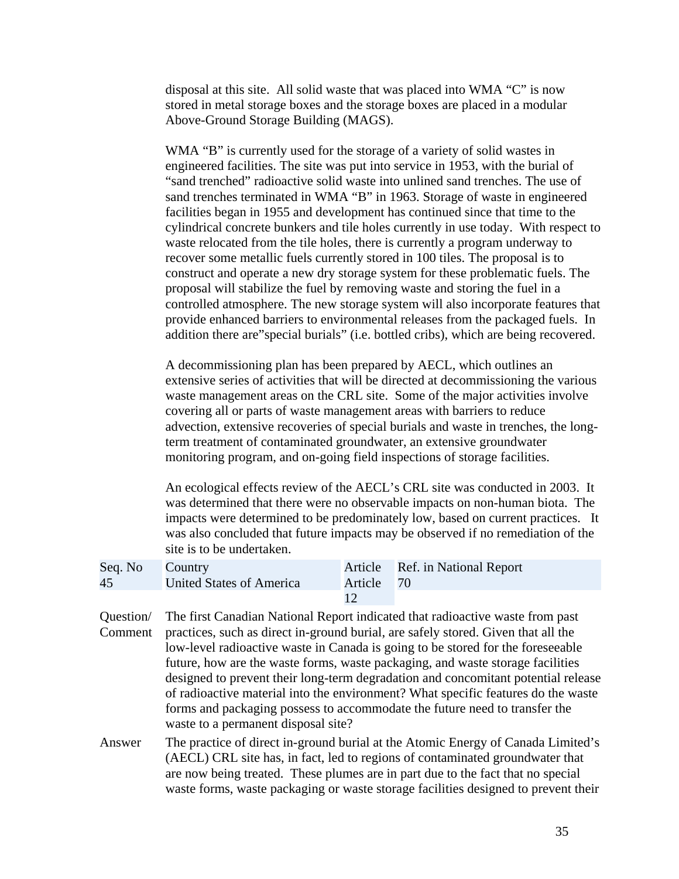disposal at this site. All solid waste that was placed into WMA "C" is now stored in metal storage boxes and the storage boxes are placed in a modular Above-Ground Storage Building (MAGS).

WMA "B" is currently used for the storage of a variety of solid wastes in engineered facilities. The site was put into service in 1953, with the burial of "sand trenched" radioactive solid waste into unlined sand trenches. The use of sand trenches terminated in WMA "B" in 1963. Storage of waste in engineered facilities began in 1955 and development has continued since that time to the cylindrical concrete bunkers and tile holes currently in use today. With respect to waste relocated from the tile holes, there is currently a program underway to recover some metallic fuels currently stored in 100 tiles. The proposal is to construct and operate a new dry storage system for these problematic fuels. The proposal will stabilize the fuel by removing waste and storing the fuel in a controlled atmosphere. The new storage system will also incorporate features that provide enhanced barriers to environmental releases from the packaged fuels. In addition there are"special burials" (i.e. bottled cribs), which are being recovered.

A decommissioning plan has been prepared by AECL, which outlines an extensive series of activities that will be directed at decommissioning the various waste management areas on the CRL site. Some of the major activities involve covering all or parts of waste management areas with barriers to reduce advection, extensive recoveries of special burials and waste in trenches, the long-term treatment of contaminated groundwater, an extensive groundwater monitoring program, and on-going field inspections of storage facilities.

An ecological effects review of the AECL's CRL site was conducted in 2003. It was determined that there were no observable impacts on non-human biota. The impacts were determined to be predominately low, based on current practices. It was also concluded that future impacts may be observed if no remediation of the site is to be undertaken.

| Seq. No | Country | Article | Ref. in National Report |
|---|---|---|---|
| 45 | United States of America | Article 12 | 70 |

**Question/ Comment** The first Canadian National Report indicated that radioactive waste from past practices, such as direct in-ground burial, are safely stored. Given that all the low-level radioactive waste in Canada is going to be stored for the foreseeable future, how are the waste forms, waste packaging, and waste storage facilities designed to prevent their long-term degradation and concomitant potential release of radioactive material into the environment? What specific features do the waste forms and packaging possess to accommodate the future need to transfer the waste to a permanent disposal site?

**Answer** The practice of direct in-ground burial at the Atomic Energy of Canada Limited's (AECL) CRL site has, in fact, led to regions of contaminated groundwater that are now being treated. These plumes are in part due to the fact that no special waste forms, waste packaging or waste storage facilities designed to prevent their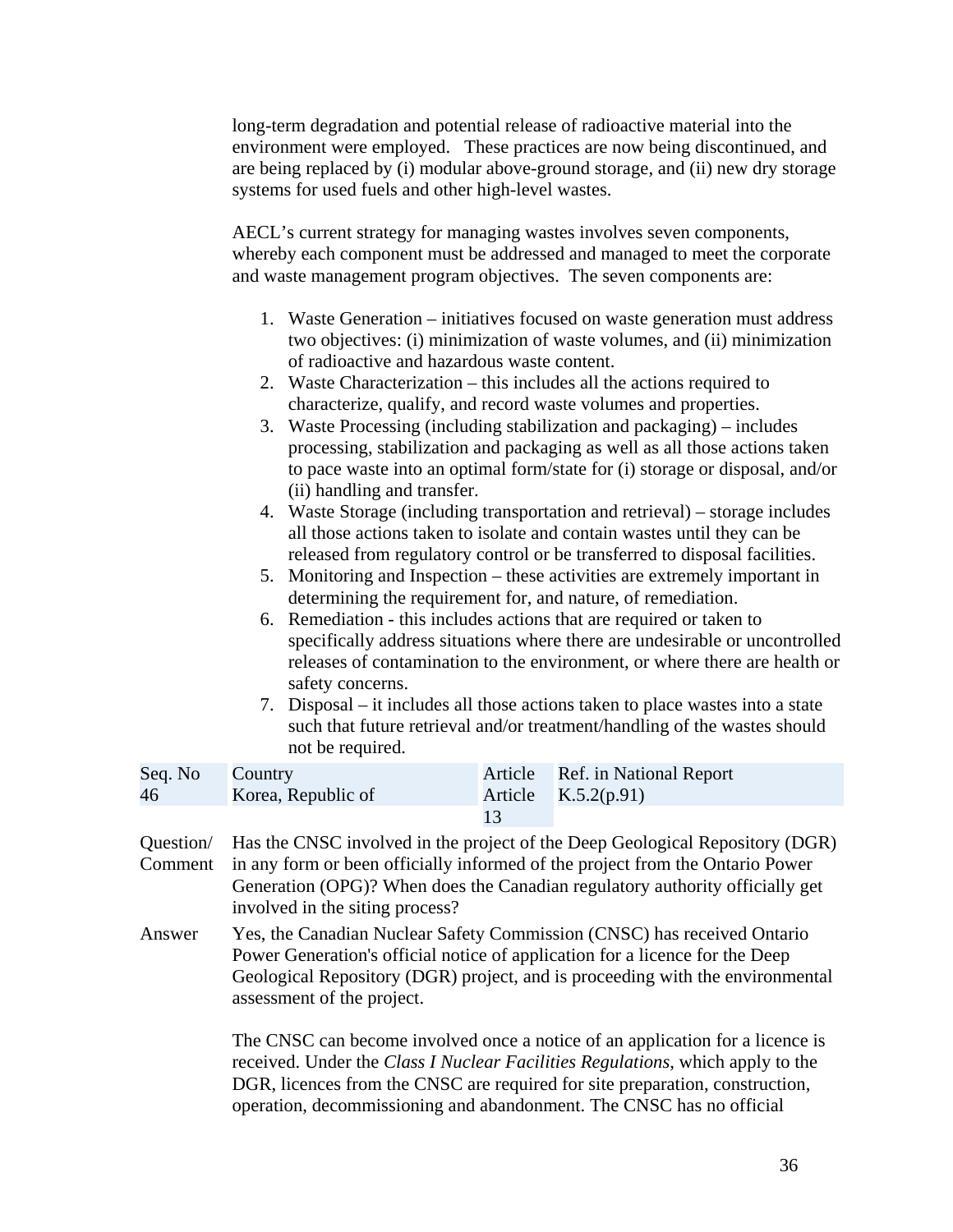long-term degradation and potential release of radioactive material into the environment were employed. These practices are now being discontinued, and are being replaced by (i) modular above-ground storage, and (ii) new dry storage systems for used fuels and other high-level wastes.

AECL's current strategy for managing wastes involves seven components, whereby each component must be addressed and managed to meet the corporate and waste management program objectives. The seven components are:

1. Waste Generation – initiatives focused on waste generation must address two objectives: (i) minimization of waste volumes, and (ii) minimization of radioactive and hazardous waste content.
2. Waste Characterization – this includes all the actions required to characterize, qualify, and record waste volumes and properties.
3. Waste Processing (including stabilization and packaging) – includes processing, stabilization and packaging as well as all those actions taken to pace waste into an optimal form/state for (i) storage or disposal, and/or (ii) handling and transfer.
4. Waste Storage (including transportation and retrieval) – storage includes all those actions taken to isolate and contain wastes until they can be released from regulatory control or be transferred to disposal facilities.
5. Monitoring and Inspection – these activities are extremely important in determining the requirement for, and nature, of remediation.
6. Remediation - this includes actions that are required or taken to specifically address situations where there are undesirable or uncontrolled releases of contamination to the environment, or where there are health or safety concerns.
7. Disposal – it includes all those actions taken to place wastes into a state such that future retrieval and/or treatment/handling of the wastes should not be required.

| Seq. No | Country | Article | Ref. in National Report |
|---|---|---|---|
| 46 | Korea, Republic of | Article 13 | K.5.2(p.91) |

Question/ Comment: Has the CNSC involved in the project of the Deep Geological Repository (DGR) in any form or been officially informed of the project from the Ontario Power Generation (OPG)? When does the Canadian regulatory authority officially get involved in the siting process?

Answer: Yes, the Canadian Nuclear Safety Commission (CNSC) has received Ontario Power Generation's official notice of application for a licence for the Deep Geological Repository (DGR) project, and is proceeding with the environmental assessment of the project.

The CNSC can become involved once a notice of an application for a licence is received. Under the *Class I Nuclear Facilities Regulations*, which apply to the DGR, licences from the CNSC are required for site preparation, construction, operation, decommissioning and abandonment. The CNSC has no official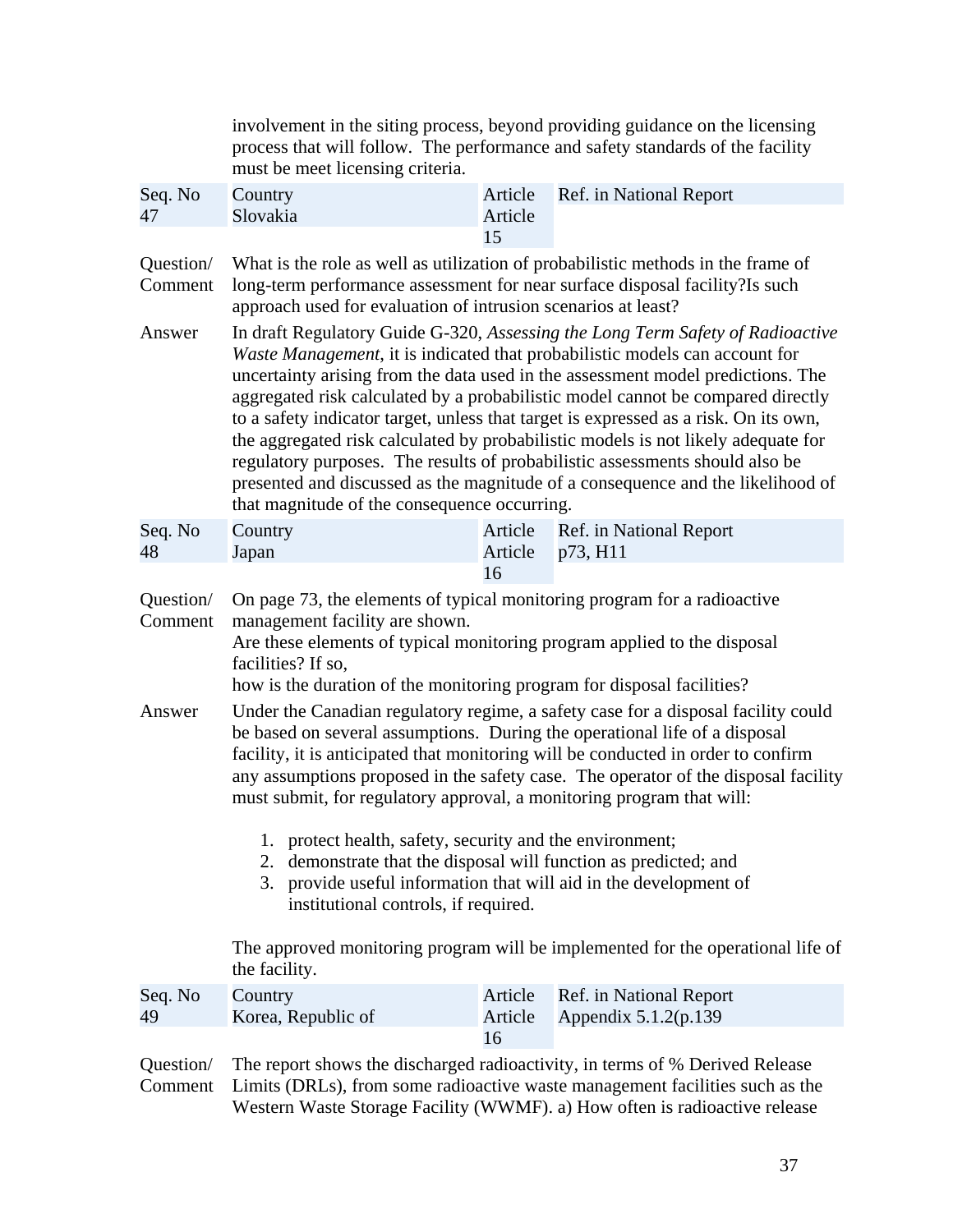involvement in the siting process, beyond providing guidance on the licensing process that will follow. The performance and safety standards of the facility must be meet licensing criteria.

| Seq. No | Country | Article | Ref. in National Report |
|---|---|---|---|
| 47 | Slovakia | Article 15 | |

**Question/ Comment** What is the role as well as utilization of probabilistic methods in the frame of long-term performance assessment for near surface disposal facility?Is such approach used for evaluation of intrusion scenarios at least?

**Answer** In draft Regulatory Guide G-320, *Assessing the Long Term Safety of Radioactive Waste Management*, it is indicated that probabilistic models can account for uncertainty arising from the data used in the assessment model predictions. The aggregated risk calculated by a probabilistic model cannot be compared directly to a safety indicator target, unless that target is expressed as a risk. On its own, the aggregated risk calculated by probabilistic models is not likely adequate for regulatory purposes. The results of probabilistic assessments should also be presented and discussed as the magnitude of a consequence and the likelihood of that magnitude of the consequence occurring.

| Seq. No | Country | Article | Ref. in National Report |
|---|---|---|---|
| 48 | Japan | Article 16 | p73, H11 |

**Question/ Comment** On page 73, the elements of typical monitoring program for a radioactive management facility are shown.
Are these elements of typical monitoring program applied to the disposal facilities? If so,
how is the duration of the monitoring program for disposal facilities?

**Answer** Under the Canadian regulatory regime, a safety case for a disposal facility could be based on several assumptions. During the operational life of a disposal facility, it is anticipated that monitoring will be conducted in order to confirm any assumptions proposed in the safety case. The operator of the disposal facility must submit, for regulatory approval, a monitoring program that will:

1. protect health, safety, security and the environment;
2. demonstrate that the disposal will function as predicted; and
3. provide useful information that will aid in the development of institutional controls, if required.

The approved monitoring program will be implemented for the operational life of the facility.

| Seq. No | Country | Article | Ref. in National Report |
|---|---|---|---|
| 49 | Korea, Republic of | Article 16 | Appendix 5.1.2(p.139 |

**Question/ Comment** The report shows the discharged radioactivity, in terms of % Derived Release Limits (DRLs), from some radioactive waste management facilities such as the Western Waste Storage Facility (WWMF). a) How often is radioactive release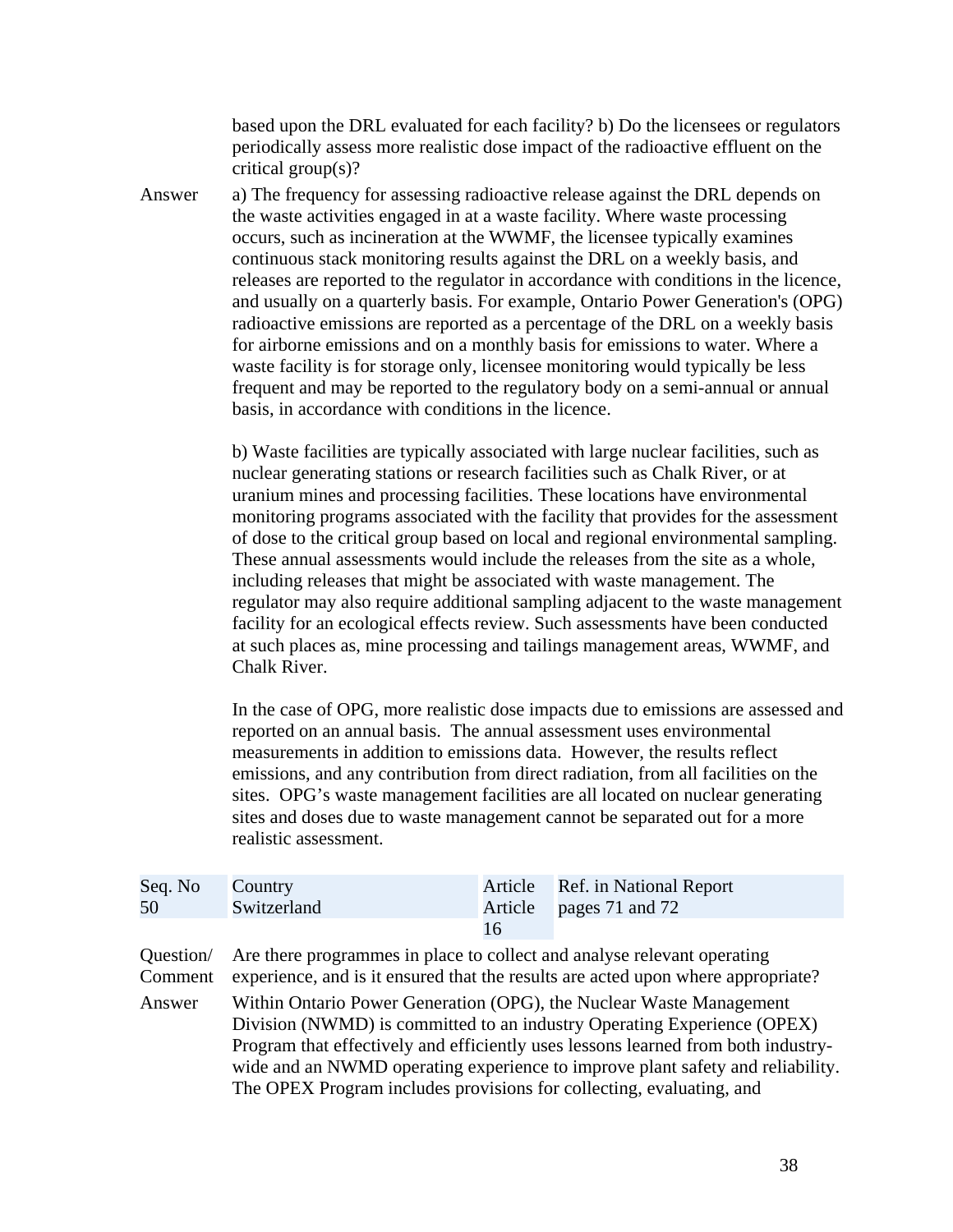based upon the DRL evaluated for each facility? b) Do the licensees or regulators periodically assess more realistic dose impact of the radioactive effluent on the critical group(s)?

Answer a) The frequency for assessing radioactive release against the DRL depends on the waste activities engaged in at a waste facility. Where waste processing occurs, such as incineration at the WWMF, the licensee typically examines continuous stack monitoring results against the DRL on a weekly basis, and releases are reported to the regulator in accordance with conditions in the licence, and usually on a quarterly basis. For example, Ontario Power Generation's (OPG) radioactive emissions are reported as a percentage of the DRL on a weekly basis for airborne emissions and on a monthly basis for emissions to water. Where a waste facility is for storage only, licensee monitoring would typically be less frequent and may be reported to the regulatory body on a semi-annual or annual basis, in accordance with conditions in the licence.

b) Waste facilities are typically associated with large nuclear facilities, such as nuclear generating stations or research facilities such as Chalk River, or at uranium mines and processing facilities. These locations have environmental monitoring programs associated with the facility that provides for the assessment of dose to the critical group based on local and regional environmental sampling. These annual assessments would include the releases from the site as a whole, including releases that might be associated with waste management. The regulator may also require additional sampling adjacent to the waste management facility for an ecological effects review. Such assessments have been conducted at such places as, mine processing and tailings management areas, WWMF, and Chalk River.

In the case of OPG, more realistic dose impacts due to emissions are assessed and reported on an annual basis. The annual assessment uses environmental measurements in addition to emissions data. However, the results reflect emissions, and any contribution from direct radiation, from all facilities on the sites. OPG's waste management facilities are all located on nuclear generating sites and doses due to waste management cannot be separated out for a more realistic assessment.

| Seq. No | Country | Article | Ref. in National Report |
|---|---|---|---|
| 50 | Switzerland | Article 16 | pages 71 and 72 |

Question/ Comment Are there programmes in place to collect and analyse relevant operating experience, and is it ensured that the results are acted upon where appropriate?

Answer Within Ontario Power Generation (OPG), the Nuclear Waste Management Division (NWMD) is committed to an industry Operating Experience (OPEX) Program that effectively and efficiently uses lessons learned from both industry-wide and an NWMD operating experience to improve plant safety and reliability. The OPEX Program includes provisions for collecting, evaluating, and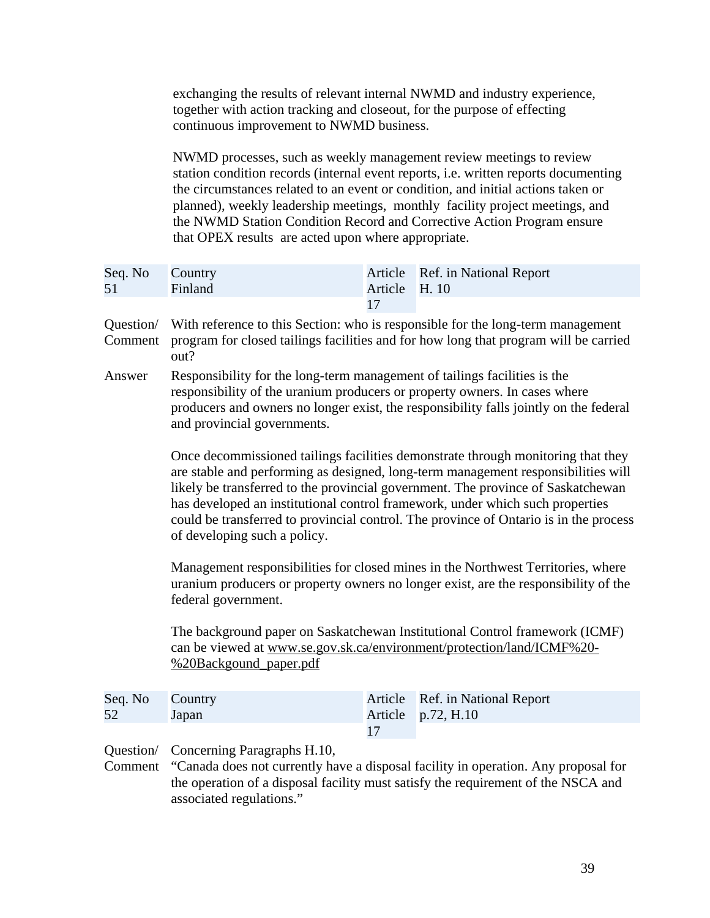exchanging the results of relevant internal NWMD and industry experience, together with action tracking and closeout, for the purpose of effecting continuous improvement to NWMD business.

NWMD processes, such as weekly management review meetings to review station condition records (internal event reports, i.e. written reports documenting the circumstances related to an event or condition, and initial actions taken or planned), weekly leadership meetings, monthly facility project meetings, and the NWMD Station Condition Record and Corrective Action Program ensure that OPEX results are acted upon where appropriate.

| Seq. No | Country | Article | Ref. in National Report |
|---|---|---|---|
| 51 | Finland | Article 17 | H. 10 |

Question/ Comment: With reference to this Section: who is responsible for the long-term management program for closed tailings facilities and for how long that program will be carried out?

Answer: Responsibility for the long-term management of tailings facilities is the responsibility of the uranium producers or property owners. In cases where producers and owners no longer exist, the responsibility falls jointly on the federal and provincial governments.

Once decommissioned tailings facilities demonstrate through monitoring that they are stable and performing as designed, long-term management responsibilities will likely be transferred to the provincial government. The province of Saskatchewan has developed an institutional control framework, under which such properties could be transferred to provincial control. The province of Ontario is in the process of developing such a policy.

Management responsibilities for closed mines in the Northwest Territories, where uranium producers or property owners no longer exist, are the responsibility of the federal government.

The background paper on Saskatchewan Institutional Control framework (ICMF) can be viewed at www.se.gov.sk.ca/environment/protection/land/ICMF%20-%20Backgound_paper.pdf

| Seq. No | Country | Article | Ref. in National Report |
|---|---|---|---|
| 52 | Japan | Article 17 | p.72, H.10 |

Question/ Comment: Concerning Paragraphs H.10,
"Canada does not currently have a disposal facility in operation. Any proposal for the operation of a disposal facility must satisfy the requirement of the NSCA and associated regulations."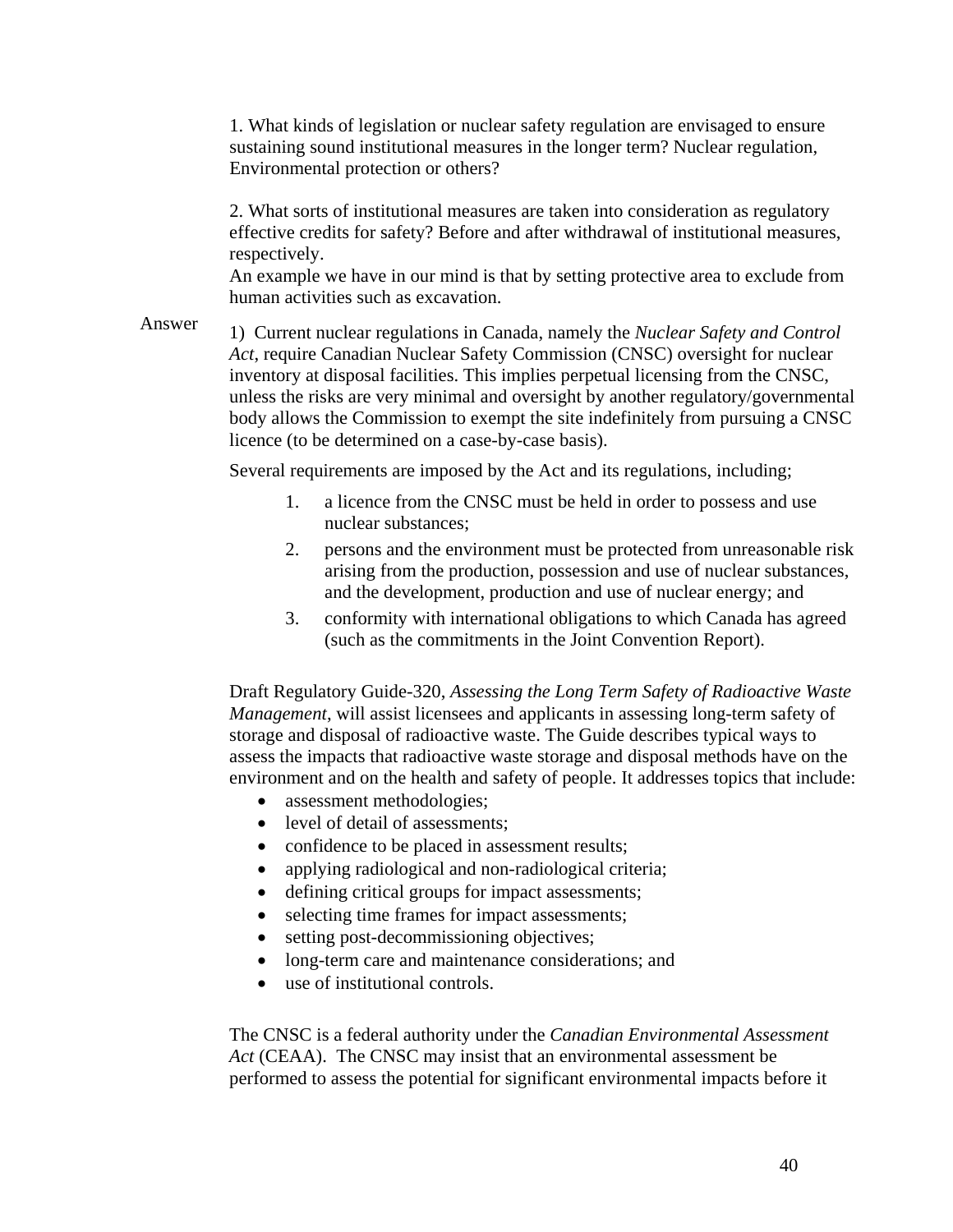1. What kinds of legislation or nuclear safety regulation are envisaged to ensure sustaining sound institutional measures in the longer term? Nuclear regulation, Environmental protection or others?

2. What sorts of institutional measures are taken into consideration as regulatory effective credits for safety? Before and after withdrawal of institutional measures, respectively.
An example we have in our mind is that by setting protective area to exclude from human activities such as excavation.

Answer

1) Current nuclear regulations in Canada, namely the *Nuclear Safety and Control Act*, require Canadian Nuclear Safety Commission (CNSC) oversight for nuclear inventory at disposal facilities. This implies perpetual licensing from the CNSC, unless the risks are very minimal and oversight by another regulatory/governmental body allows the Commission to exempt the site indefinitely from pursuing a CNSC licence (to be determined on a case-by-case basis).

Several requirements are imposed by the Act and its regulations, including;

1. a licence from the CNSC must be held in order to possess and use nuclear substances;
2. persons and the environment must be protected from unreasonable risk arising from the production, possession and use of nuclear substances, and the development, production and use of nuclear energy; and
3. conformity with international obligations to which Canada has agreed (such as the commitments in the Joint Convention Report).

Draft Regulatory Guide-320, *Assessing the Long Term Safety of Radioactive Waste Management*, will assist licensees and applicants in assessing long-term safety of storage and disposal of radioactive waste. The Guide describes typical ways to assess the impacts that radioactive waste storage and disposal methods have on the environment and on the health and safety of people. It addresses topics that include:

- assessment methodologies;
- level of detail of assessments;
- confidence to be placed in assessment results;
- applying radiological and non-radiological criteria;
- defining critical groups for impact assessments;
- selecting time frames for impact assessments;
- setting post-decommissioning objectives;
- long-term care and maintenance considerations; and
- use of institutional controls.

The CNSC is a federal authority under the *Canadian Environmental Assessment Act* (CEAA). The CNSC may insist that an environmental assessment be performed to assess the potential for significant environmental impacts before it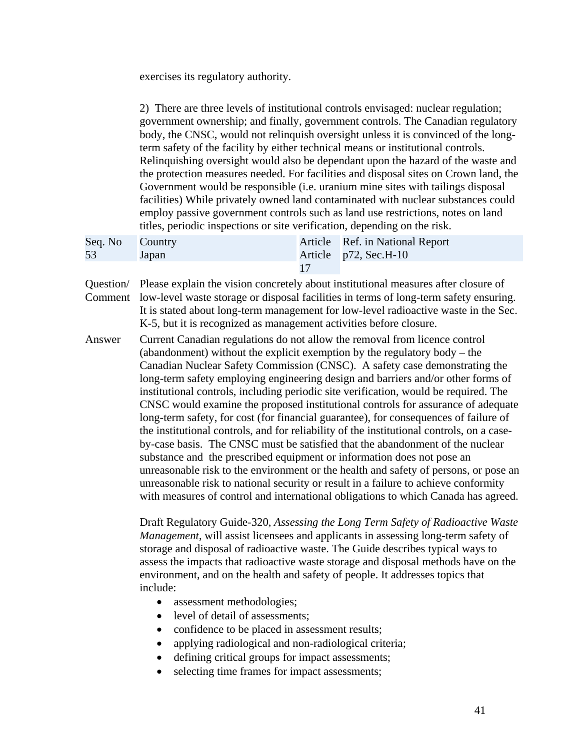exercises its regulatory authority.

2) There are three levels of institutional controls envisaged: nuclear regulation; government ownership; and finally, government controls. The Canadian regulatory body, the CNSC, would not relinquish oversight unless it is convinced of the long-term safety of the facility by either technical means or institutional controls. Relinquishing oversight would also be dependant upon the hazard of the waste and the protection measures needed. For facilities and disposal sites on Crown land, the Government would be responsible (i.e. uranium mine sites with tailings disposal facilities) While privately owned land contaminated with nuclear substances could employ passive government controls such as land use restrictions, notes on land titles, periodic inspections or site verification, depending on the risk.

| Seq. No | Country | Article | Ref. in National Report |
|---|---|---|---|
| 53 | Japan | Article 17 | p72, Sec.H-10 |

**Question/ Comment** Please explain the vision concretely about institutional measures after closure of low-level waste storage or disposal facilities in terms of long-term safety ensuring. It is stated about long-term management for low-level radioactive waste in the Sec. K-5, but it is recognized as management activities before closure.

**Answer** Current Canadian regulations do not allow the removal from licence control (abandonment) without the explicit exemption by the regulatory body – the Canadian Nuclear Safety Commission (CNSC). A safety case demonstrating the long-term safety employing engineering design and barriers and/or other forms of institutional controls, including periodic site verification, would be required. The CNSC would examine the proposed institutional controls for assurance of adequate long-term safety, for cost (for financial guarantee), for consequences of failure of the institutional controls, and for reliability of the institutional controls, on a case-by-case basis. The CNSC must be satisfied that the abandonment of the nuclear substance and the prescribed equipment or information does not pose an unreasonable risk to the environment or the health and safety of persons, or pose an unreasonable risk to national security or result in a failure to achieve conformity with measures of control and international obligations to which Canada has agreed.

Draft Regulatory Guide-320, *Assessing the Long Term Safety of Radioactive Waste Management*, will assist licensees and applicants in assessing long-term safety of storage and disposal of radioactive waste. The Guide describes typical ways to assess the impacts that radioactive waste storage and disposal methods have on the environment, and on the health and safety of people. It addresses topics that include:

- assessment methodologies;
- level of detail of assessments;
- confidence to be placed in assessment results;
- applying radiological and non-radiological criteria;
- defining critical groups for impact assessments;
- selecting time frames for impact assessments;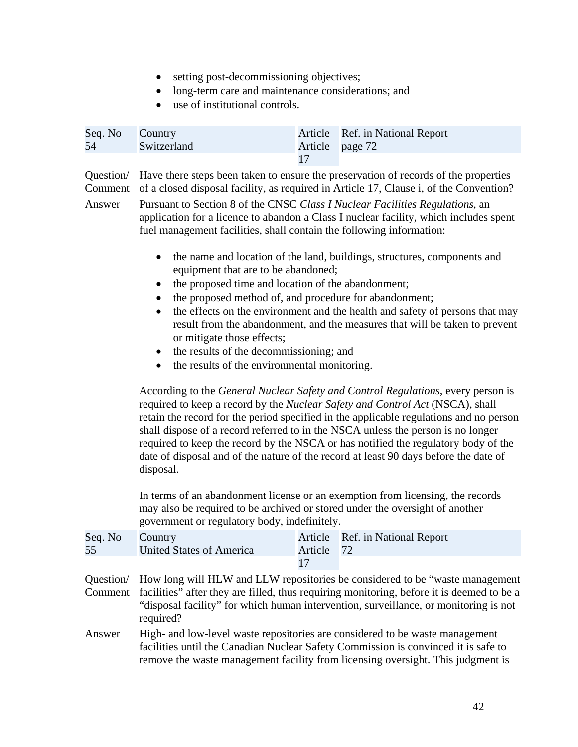- setting post-decommissioning objectives;
- long-term care and maintenance considerations; and
- use of institutional controls.

| Seq. No | Country | Article | Ref. in National Report |
|---|---|---|---|
| 54 | Switzerland | Article 17 | page 72 |

**Question/ Comment** Have there steps been taken to ensure the preservation of records of the properties of a closed disposal facility, as required in Article 17, Clause i, of the Convention?

**Answer** Pursuant to Section 8 of the CNSC *Class I Nuclear Facilities Regulations*, an application for a licence to abandon a Class I nuclear facility, which includes spent fuel management facilities, shall contain the following information:

- the name and location of the land, buildings, structures, components and equipment that are to be abandoned;
- the proposed time and location of the abandonment;
- the proposed method of, and procedure for abandonment;
- the effects on the environment and the health and safety of persons that may result from the abandonment, and the measures that will be taken to prevent or mitigate those effects;
- the results of the decommissioning; and
- the results of the environmental monitoring.

According to the *General Nuclear Safety and Control Regulations*, every person is required to keep a record by the *Nuclear Safety and Control Act* (NSCA), shall retain the record for the period specified in the applicable regulations and no person shall dispose of a record referred to in the NSCA unless the person is no longer required to keep the record by the NSCA or has notified the regulatory body of the date of disposal and of the nature of the record at least 90 days before the date of disposal.

In terms of an abandonment license or an exemption from licensing, the records may also be required to be archived or stored under the oversight of another government or regulatory body, indefinitely.

| Seq. No | Country | Article | Ref. in National Report |
|---|---|---|---|
| 55 | United States of America | Article 17 | 72 |

**Question/ Comment** How long will HLW and LLW repositories be considered to be "waste management facilities" after they are filled, thus requiring monitoring, before it is deemed to be a "disposal facility" for which human intervention, surveillance, or monitoring is not required?

**Answer** High- and low-level waste repositories are considered to be waste management facilities until the Canadian Nuclear Safety Commission is convinced it is safe to remove the waste management facility from licensing oversight. This judgment is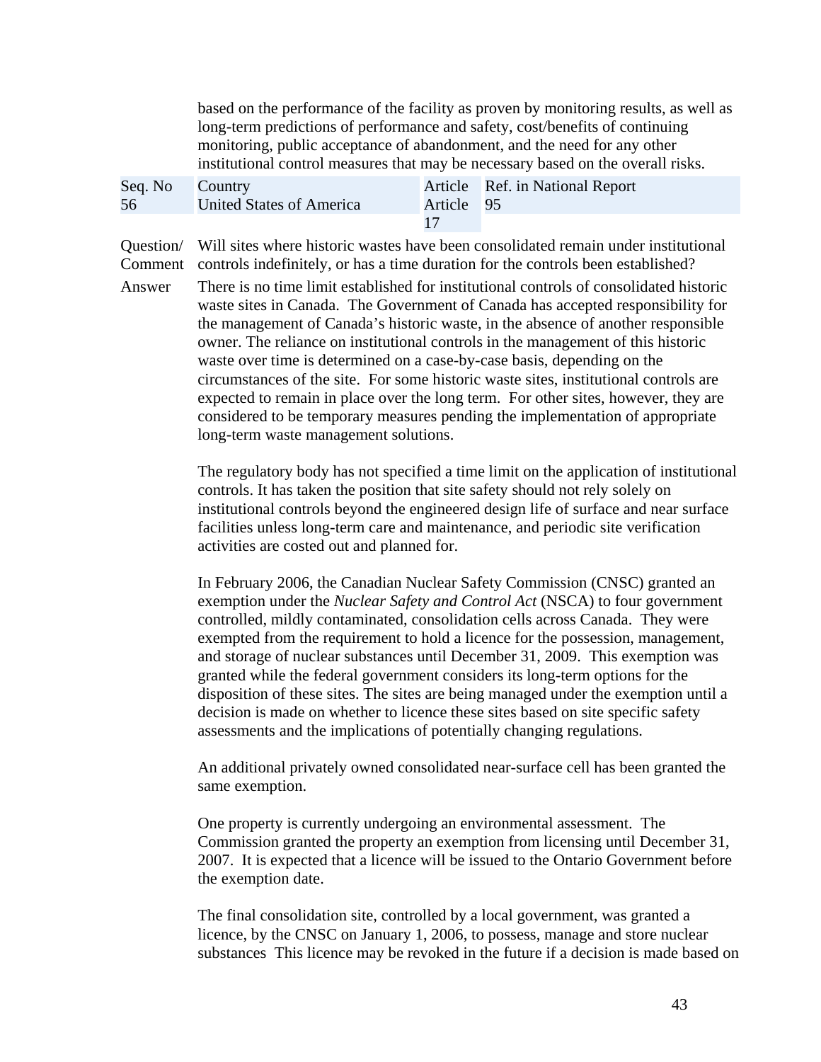based on the performance of the facility as proven by monitoring results, as well as long-term predictions of performance and safety, cost/benefits of continuing monitoring, public acceptance of abandonment, and the need for any other institutional control measures that may be necessary based on the overall risks.

| Seq. No | Country | Article | Ref. in National Report |
|---|---|---|---|
| 56 | United States of America | Article 17 | 95 |

Question/ Comment: Will sites where historic wastes have been consolidated remain under institutional controls indefinitely, or has a time duration for the controls been established?

Answer: There is no time limit established for institutional controls of consolidated historic waste sites in Canada. The Government of Canada has accepted responsibility for the management of Canada's historic waste, in the absence of another responsible owner. The reliance on institutional controls in the management of this historic waste over time is determined on a case-by-case basis, depending on the circumstances of the site. For some historic waste sites, institutional controls are expected to remain in place over the long term. For other sites, however, they are considered to be temporary measures pending the implementation of appropriate long-term waste management solutions.

The regulatory body has not specified a time limit on the application of institutional controls. It has taken the position that site safety should not rely solely on institutional controls beyond the engineered design life of surface and near surface facilities unless long-term care and maintenance, and periodic site verification activities are costed out and planned for.

In February 2006, the Canadian Nuclear Safety Commission (CNSC) granted an exemption under the *Nuclear Safety and Control Act* (NSCA) to four government controlled, mildly contaminated, consolidation cells across Canada. They were exempted from the requirement to hold a licence for the possession, management, and storage of nuclear substances until December 31, 2009. This exemption was granted while the federal government considers its long-term options for the disposition of these sites. The sites are being managed under the exemption until a decision is made on whether to licence these sites based on site specific safety assessments and the implications of potentially changing regulations.

An additional privately owned consolidated near-surface cell has been granted the same exemption.

One property is currently undergoing an environmental assessment. The Commission granted the property an exemption from licensing until December 31, 2007. It is expected that a licence will be issued to the Ontario Government before the exemption date.

The final consolidation site, controlled by a local government, was granted a licence, by the CNSC on January 1, 2006, to possess, manage and store nuclear substances This licence may be revoked in the future if a decision is made based on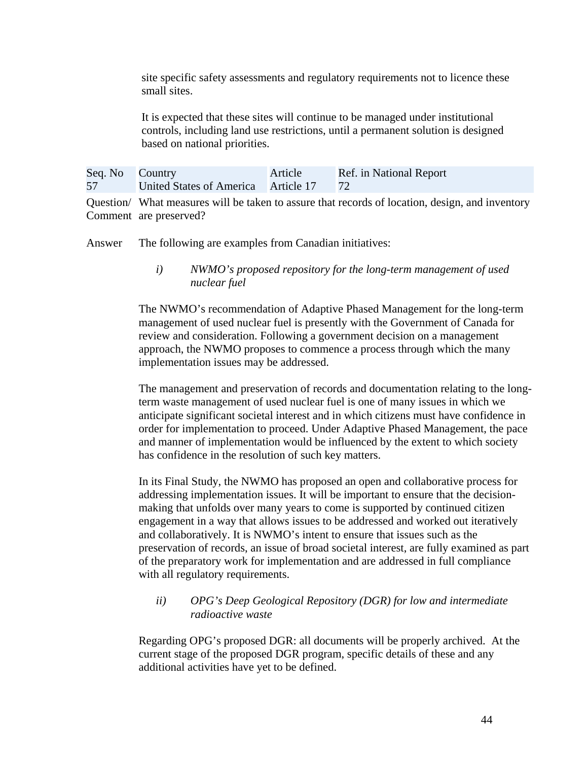site specific safety assessments and regulatory requirements not to licence these small sites.

It is expected that these sites will continue to be managed under institutional controls, including land use restrictions, until a permanent solution is designed based on national priorities.

| Seq. No | Country | Article | Ref. in National Report |
| --- | --- | --- | --- |
| 57 | United States of America | Article 17 | 72 |

Question/ Comment: What measures will be taken to assure that records of location, design, and inventory are preserved?

Answer: The following are examples from Canadian initiatives:

*i) NWMO's proposed repository for the long-term management of used nuclear fuel*

The NWMO's recommendation of Adaptive Phased Management for the long-term management of used nuclear fuel is presently with the Government of Canada for review and consideration. Following a government decision on a management approach, the NWMO proposes to commence a process through which the many implementation issues may be addressed.

The management and preservation of records and documentation relating to the long-term waste management of used nuclear fuel is one of many issues in which we anticipate significant societal interest and in which citizens must have confidence in order for implementation to proceed. Under Adaptive Phased Management, the pace and manner of implementation would be influenced by the extent to which society has confidence in the resolution of such key matters.

In its Final Study, the NWMO has proposed an open and collaborative process for addressing implementation issues. It will be important to ensure that the decision-making that unfolds over many years to come is supported by continued citizen engagement in a way that allows issues to be addressed and worked out iteratively and collaboratively. It is NWMO's intent to ensure that issues such as the preservation of records, an issue of broad societal interest, are fully examined as part of the preparatory work for implementation and are addressed in full compliance with all regulatory requirements.

*ii) OPG's Deep Geological Repository (DGR) for low and intermediate radioactive waste*

Regarding OPG's proposed DGR: all documents will be properly archived. At the current stage of the proposed DGR program, specific details of these and any additional activities have yet to be defined.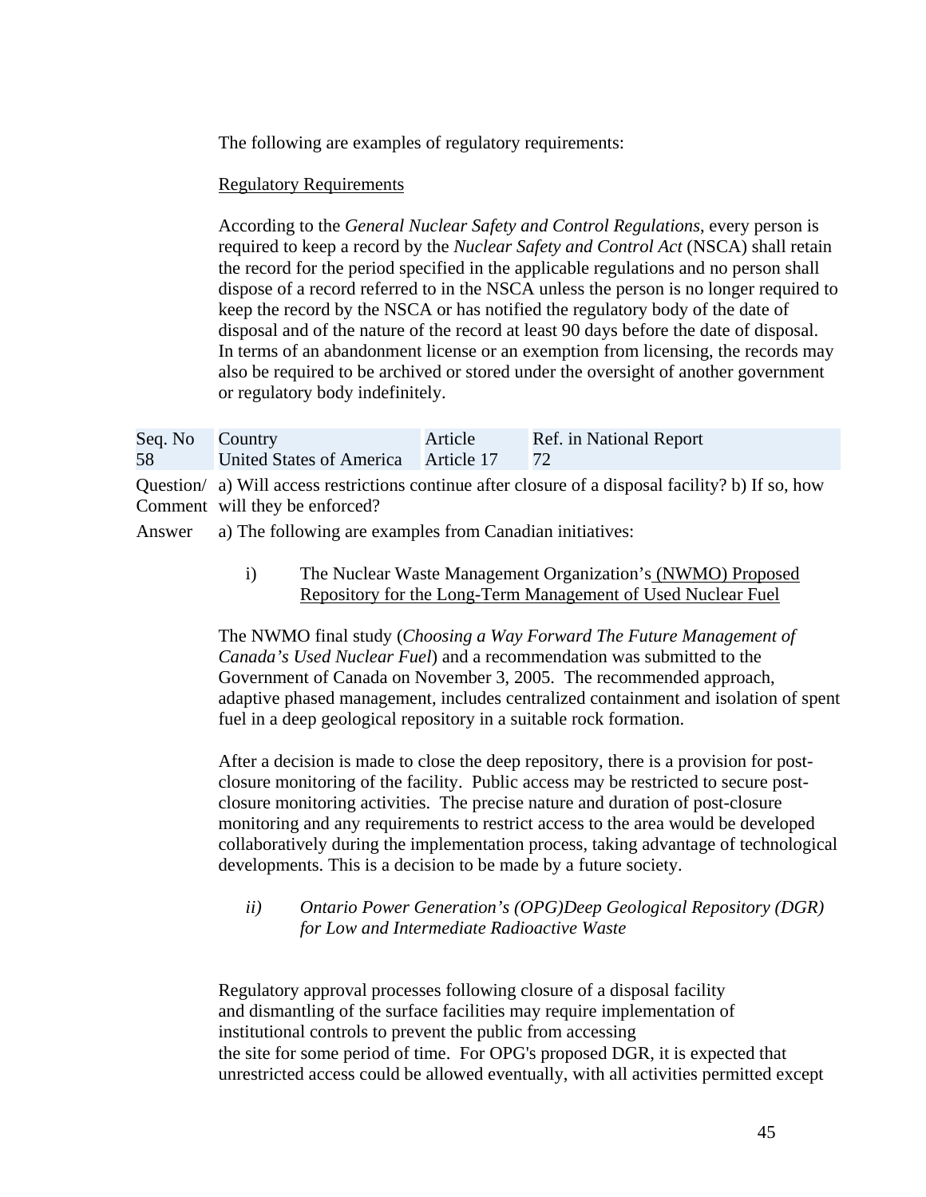The following are examples of regulatory requirements:

Regulatory Requirements

According to the *General Nuclear Safety and Control Regulations*, every person is required to keep a record by the *Nuclear Safety and Control Act* (NSCA) shall retain the record for the period specified in the applicable regulations and no person shall dispose of a record referred to in the NSCA unless the person is no longer required to keep the record by the NSCA or has notified the regulatory body of the date of disposal and of the nature of the record at least 90 days before the date of disposal. In terms of an abandonment license or an exemption from licensing, the records may also be required to be archived or stored under the oversight of another government or regulatory body indefinitely.

| Seq. No | Country | Article | Ref. in National Report |
|---|---|---|---|
| 58 | United States of America | Article 17 | 72 |

Question/ Comment: a) Will access restrictions continue after closure of a disposal facility? b) If so, how will they be enforced?

Answer: a) The following are examples from Canadian initiatives:

i) The Nuclear Waste Management Organization's (NWMO) Proposed Repository for the Long-Term Management of Used Nuclear Fuel

The NWMO final study (*Choosing a Way Forward The Future Management of Canada's Used Nuclear Fuel*) and a recommendation was submitted to the Government of Canada on November 3, 2005. The recommended approach, adaptive phased management, includes centralized containment and isolation of spent fuel in a deep geological repository in a suitable rock formation.

After a decision is made to close the deep repository, there is a provision for post-closure monitoring of the facility. Public access may be restricted to secure post-closure monitoring activities. The precise nature and duration of post-closure monitoring and any requirements to restrict access to the area would be developed collaboratively during the implementation process, taking advantage of technological developments. This is a decision to be made by a future society.

*ii) Ontario Power Generation's (OPG)Deep Geological Repository (DGR) for Low and Intermediate Radioactive Waste*

Regulatory approval processes following closure of a disposal facility and dismantling of the surface facilities may require implementation of institutional controls to prevent the public from accessing the site for some period of time. For OPG's proposed DGR, it is expected that unrestricted access could be allowed eventually, with all activities permitted except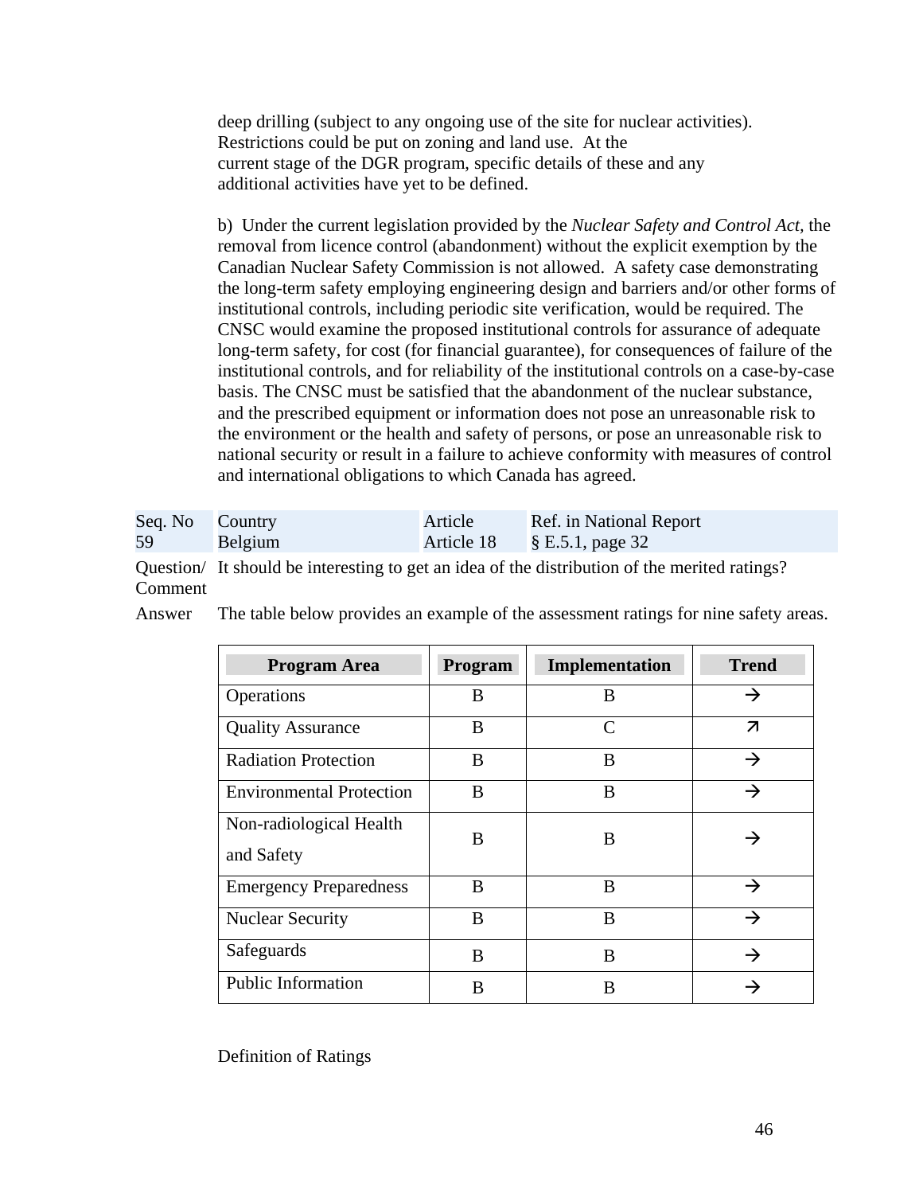deep drilling (subject to any ongoing use of the site for nuclear activities). Restrictions could be put on zoning and land use. At the current stage of the DGR program, specific details of these and any additional activities have yet to be defined.

b) Under the current legislation provided by the *Nuclear Safety and Control Act*, the removal from licence control (abandonment) without the explicit exemption by the Canadian Nuclear Safety Commission is not allowed. A safety case demonstrating the long-term safety employing engineering design and barriers and/or other forms of institutional controls, including periodic site verification, would be required. The CNSC would examine the proposed institutional controls for assurance of adequate long-term safety, for cost (for financial guarantee), for consequences of failure of the institutional controls, and for reliability of the institutional controls on a case-by-case basis. The CNSC must be satisfied that the abandonment of the nuclear substance, and the prescribed equipment or information does not pose an unreasonable risk to the environment or the health and safety of persons, or pose an unreasonable risk to national security or result in a failure to achieve conformity with measures of control and international obligations to which Canada has agreed.

| Seq. No | Country | Article | Ref. in National Report |
|---|---|---|---|
| 59 | Belgium | Article 18 | § E.5.1, page 32 |

Question/ Comment: It should be interesting to get an idea of the distribution of the merited ratings?

Answer: The table below provides an example of the assessment ratings for nine safety areas.

| Program Area | Program | Implementation | Trend |
|---|---|---|---|
| Operations | B | B | → |
| Quality Assurance | B | C | ↗ |
| Radiation Protection | B | B | → |
| Environmental Protection | B | B | → |
| Non-radiological Health and Safety | B | B | → |
| Emergency Preparedness | B | B | → |
| Nuclear Security | B | B | → |
| Safeguards | B | B | → |
| Public Information | B | B | → |

Definition of Ratings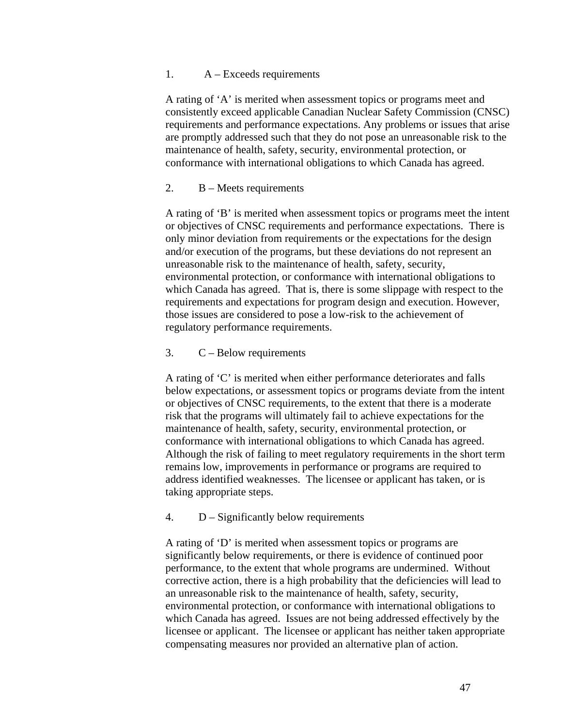1. A – Exceeds requirements

A rating of 'A' is merited when assessment topics or programs meet and consistently exceed applicable Canadian Nuclear Safety Commission (CNSC) requirements and performance expectations. Any problems or issues that arise are promptly addressed such that they do not pose an unreasonable risk to the maintenance of health, safety, security, environmental protection, or conformance with international obligations to which Canada has agreed.

2. B – Meets requirements

A rating of 'B' is merited when assessment topics or programs meet the intent or objectives of CNSC requirements and performance expectations. There is only minor deviation from requirements or the expectations for the design and/or execution of the programs, but these deviations do not represent an unreasonable risk to the maintenance of health, safety, security, environmental protection, or conformance with international obligations to which Canada has agreed. That is, there is some slippage with respect to the requirements and expectations for program design and execution. However, those issues are considered to pose a low-risk to the achievement of regulatory performance requirements.

3. C – Below requirements

A rating of 'C' is merited when either performance deteriorates and falls below expectations, or assessment topics or programs deviate from the intent or objectives of CNSC requirements, to the extent that there is a moderate risk that the programs will ultimately fail to achieve expectations for the maintenance of health, safety, security, environmental protection, or conformance with international obligations to which Canada has agreed. Although the risk of failing to meet regulatory requirements in the short term remains low, improvements in performance or programs are required to address identified weaknesses. The licensee or applicant has taken, or is taking appropriate steps.

4. D – Significantly below requirements

A rating of 'D' is merited when assessment topics or programs are significantly below requirements, or there is evidence of continued poor performance, to the extent that whole programs are undermined. Without corrective action, there is a high probability that the deficiencies will lead to an unreasonable risk to the maintenance of health, safety, security, environmental protection, or conformance with international obligations to which Canada has agreed. Issues are not being addressed effectively by the licensee or applicant. The licensee or applicant has neither taken appropriate compensating measures nor provided an alternative plan of action.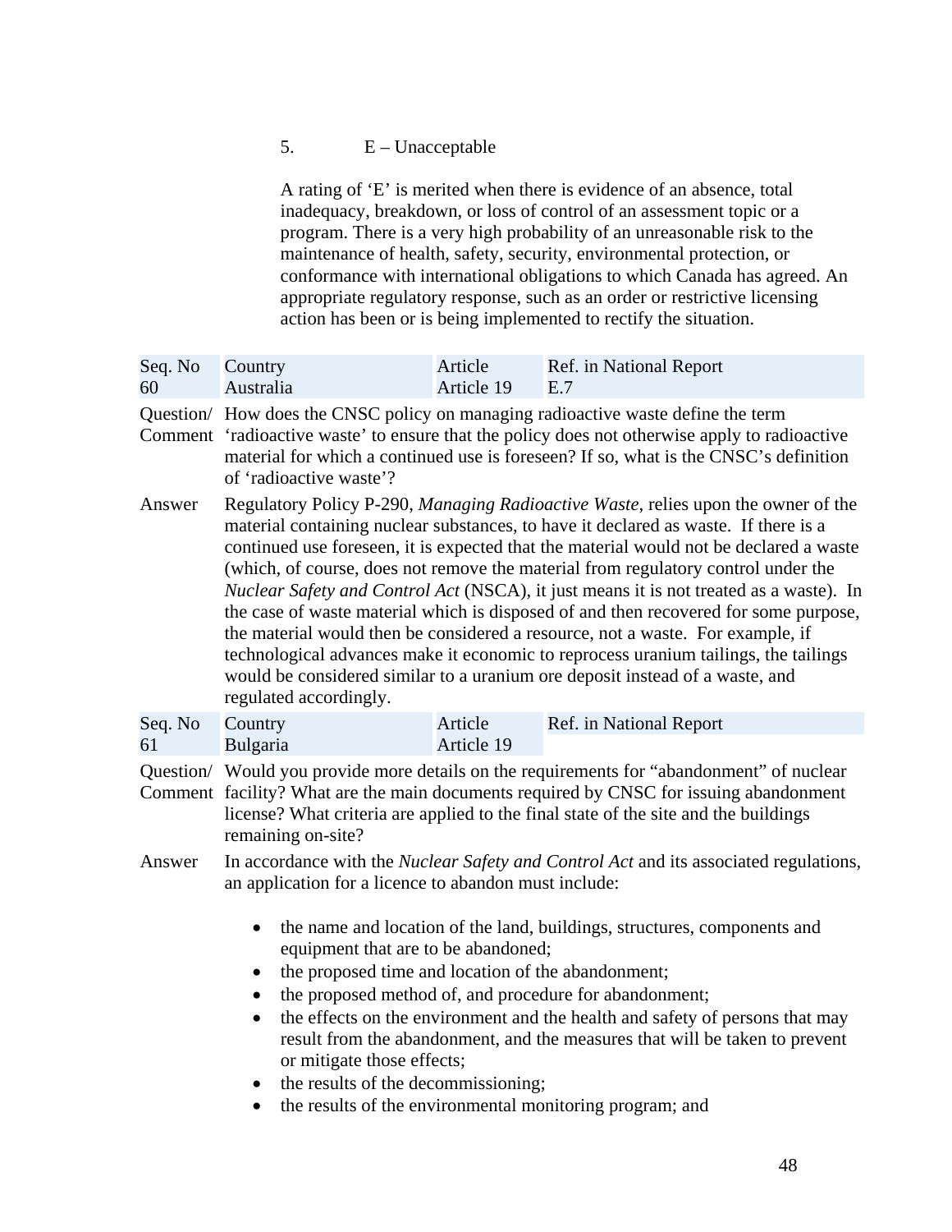5. E – Unacceptable

A rating of 'E' is merited when there is evidence of an absence, total inadequacy, breakdown, or loss of control of an assessment topic or a program. There is a very high probability of an unreasonable risk to the maintenance of health, safety, security, environmental protection, or conformance with international obligations to which Canada has agreed. An appropriate regulatory response, such as an order or restrictive licensing action has been or is being implemented to rectify the situation.

| Seq. No | Country | Article | Ref. in National Report |
|---|---|---|---|
| 60 | Australia | Article 19 | E.7 |

Question/ Comment: How does the CNSC policy on managing radioactive waste define the term 'radioactive waste' to ensure that the policy does not otherwise apply to radioactive material for which a continued use is foreseen? If so, what is the CNSC's definition of 'radioactive waste'?

Answer: Regulatory Policy P-290, *Managing Radioactive Waste*, relies upon the owner of the material containing nuclear substances, to have it declared as waste. If there is a continued use foreseen, it is expected that the material would not be declared a waste (which, of course, does not remove the material from regulatory control under the *Nuclear Safety and Control Act* (NSCA), it just means it is not treated as a waste). In the case of waste material which is disposed of and then recovered for some purpose, the material would then be considered a resource, not a waste. For example, if technological advances make it economic to reprocess uranium tailings, the tailings would be considered similar to a uranium ore deposit instead of a waste, and regulated accordingly.

| Seq. No | Country | Article | Ref. in National Report |
|---|---|---|---|
| 61 | Bulgaria | Article 19 | |

Question/ Comment: Would you provide more details on the requirements for "abandonment" of nuclear facility? What are the main documents required by CNSC for issuing abandonment license? What criteria are applied to the final state of the site and the buildings remaining on-site?

Answer: In accordance with the *Nuclear Safety and Control Act* and its associated regulations, an application for a licence to abandon must include:

- the name and location of the land, buildings, structures, components and equipment that are to be abandoned;
- the proposed time and location of the abandonment;
- the proposed method of, and procedure for abandonment;
- the effects on the environment and the health and safety of persons that may result from the abandonment, and the measures that will be taken to prevent or mitigate those effects;
- the results of the decommissioning;
- the results of the environmental monitoring program; and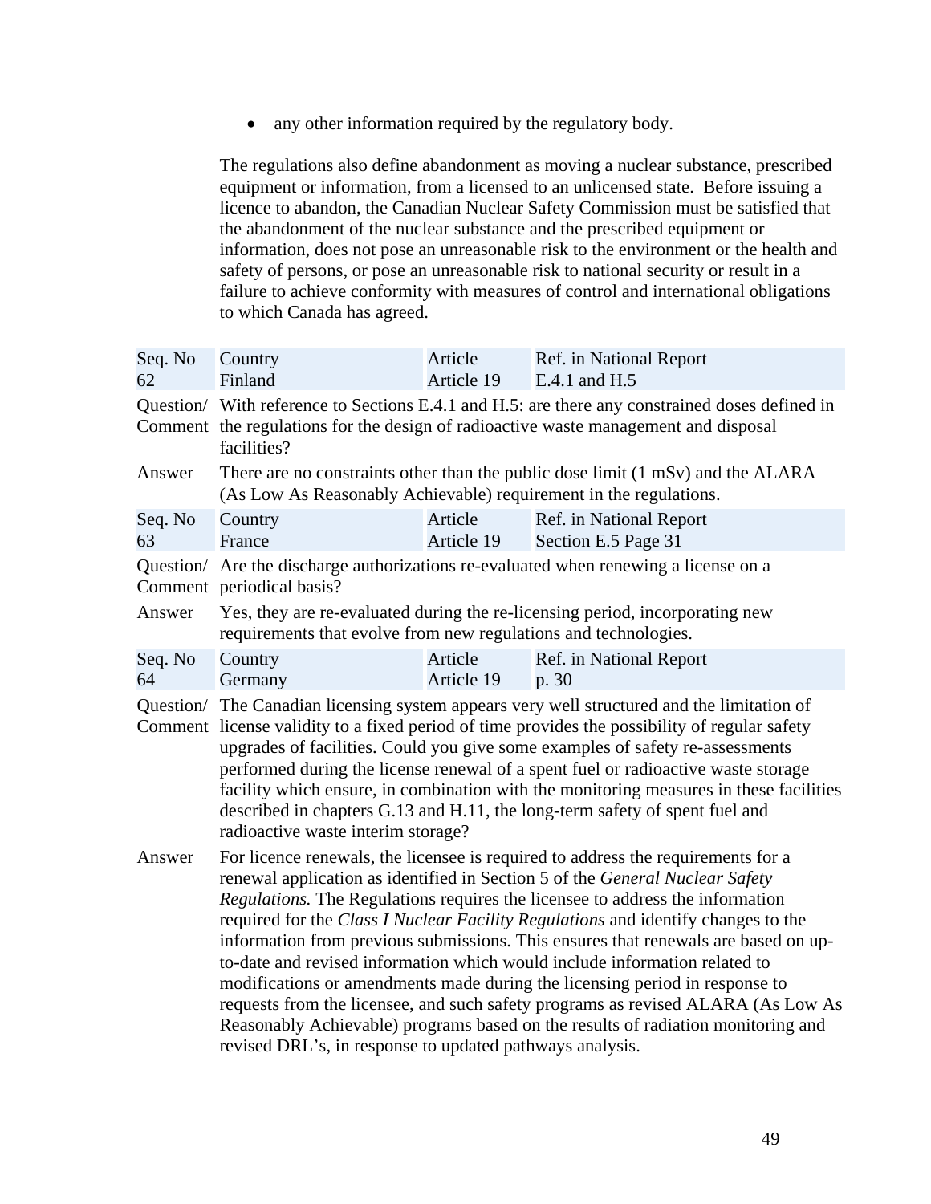- any other information required by the regulatory body.

The regulations also define abandonment as moving a nuclear substance, prescribed equipment or information, from a licensed to an unlicensed state. Before issuing a licence to abandon, the Canadian Nuclear Safety Commission must be satisfied that the abandonment of the nuclear substance and the prescribed equipment or information, does not pose an unreasonable risk to the environment or the health and safety of persons, or pose an unreasonable risk to national security or result in a failure to achieve conformity with measures of control and international obligations to which Canada has agreed.

| Seq. No | Country | Article | Ref. in National Report |
|---|---|---|---|
| 62 | Finland | Article 19 | E.4.1 and H.5 |

**Question/ Comment** With reference to Sections E.4.1 and H.5: are there any constrained doses defined in the regulations for the design of radioactive waste management and disposal facilities?

**Answer** There are no constraints other than the public dose limit (1 mSv) and the ALARA (As Low As Reasonably Achievable) requirement in the regulations.

| Seq. No | Country | Article | Ref. in National Report |
|---|---|---|---|
| 63 | France | Article 19 | Section E.5 Page 31 |

**Question/ Comment** Are the discharge authorizations re-evaluated when renewing a license on a periodical basis?

**Answer** Yes, they are re-evaluated during the re-licensing period, incorporating new requirements that evolve from new regulations and technologies.

| Seq. No | Country | Article | Ref. in National Report |
|---|---|---|---|
| 64 | Germany | Article 19 | p. 30 |

**Question/ Comment** The Canadian licensing system appears very well structured and the limitation of license validity to a fixed period of time provides the possibility of regular safety upgrades of facilities. Could you give some examples of safety re-assessments performed during the license renewal of a spent fuel or radioactive waste storage facility which ensure, in combination with the monitoring measures in these facilities described in chapters G.13 and H.11, the long-term safety of spent fuel and radioactive waste interim storage?

**Answer** For licence renewals, the licensee is required to address the requirements for a renewal application as identified in Section 5 of the *General Nuclear Safety Regulations.* The Regulations requires the licensee to address the information required for the *Class I Nuclear Facility Regulations* and identify changes to the information from previous submissions. This ensures that renewals are based on up-to-date and revised information which would include information related to modifications or amendments made during the licensing period in response to requests from the licensee, and such safety programs as revised ALARA (As Low As Reasonably Achievable) programs based on the results of radiation monitoring and revised DRL's, in response to updated pathways analysis.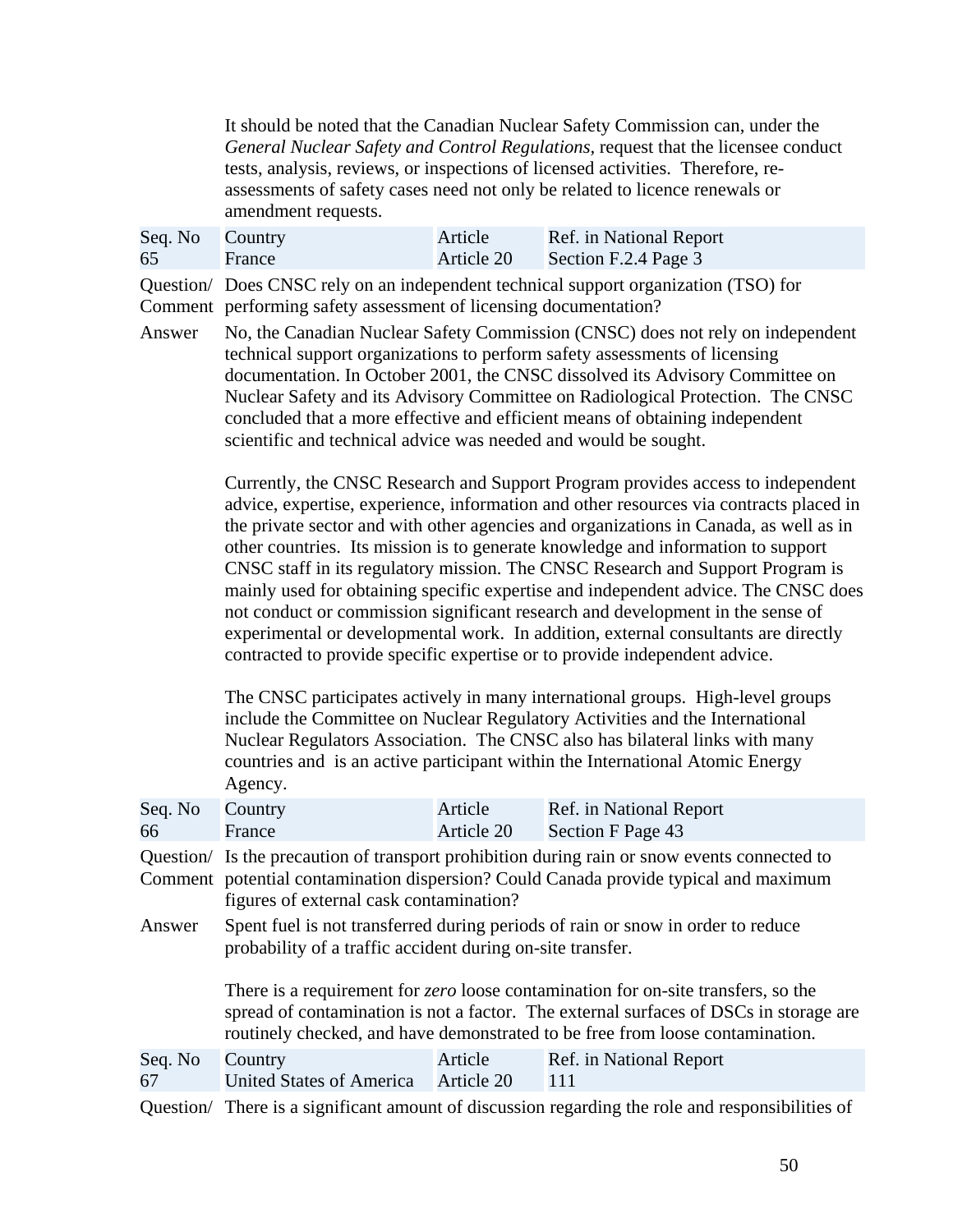It should be noted that the Canadian Nuclear Safety Commission can, under the *General Nuclear Safety and Control Regulations*, request that the licensee conduct tests, analysis, reviews, or inspections of licensed activities. Therefore, re-assessments of safety cases need not only be related to licence renewals or amendment requests.

| Seq. No | Country | Article | Ref. in National Report |
|---|---|---|---|
| 65 | France | Article 20 | Section F.2.4 Page 3 |

**Question/ Comment** Does CNSC rely on an independent technical support organization (TSO) for performing safety assessment of licensing documentation?

**Answer** No, the Canadian Nuclear Safety Commission (CNSC) does not rely on independent technical support organizations to perform safety assessments of licensing documentation. In October 2001, the CNSC dissolved its Advisory Committee on Nuclear Safety and its Advisory Committee on Radiological Protection. The CNSC concluded that a more effective and efficient means of obtaining independent scientific and technical advice was needed and would be sought.

Currently, the CNSC Research and Support Program provides access to independent advice, expertise, experience, information and other resources via contracts placed in the private sector and with other agencies and organizations in Canada, as well as in other countries. Its mission is to generate knowledge and information to support CNSC staff in its regulatory mission. The CNSC Research and Support Program is mainly used for obtaining specific expertise and independent advice. The CNSC does not conduct or commission significant research and development in the sense of experimental or developmental work. In addition, external consultants are directly contracted to provide specific expertise or to provide independent advice.

The CNSC participates actively in many international groups. High-level groups include the Committee on Nuclear Regulatory Activities and the International Nuclear Regulators Association. The CNSC also has bilateral links with many countries and is an active participant within the International Atomic Energy Agency.

| Seq. No | Country | Article | Ref. in National Report |
|---|---|---|---|
| 66 | France | Article 20 | Section F Page 43 |

**Question/ Comment** Is the precaution of transport prohibition during rain or snow events connected to potential contamination dispersion? Could Canada provide typical and maximum figures of external cask contamination?

**Answer** Spent fuel is not transferred during periods of rain or snow in order to reduce probability of a traffic accident during on-site transfer.

There is a requirement for *zero* loose contamination for on-site transfers, so the spread of contamination is not a factor. The external surfaces of DSCs in storage are routinely checked, and have demonstrated to be free from loose contamination.

| Seq. No | Country | Article | Ref. in National Report |
|---|---|---|---|
| 67 | United States of America | Article 20 | 111 |

**Question/** There is a significant amount of discussion regarding the role and responsibilities of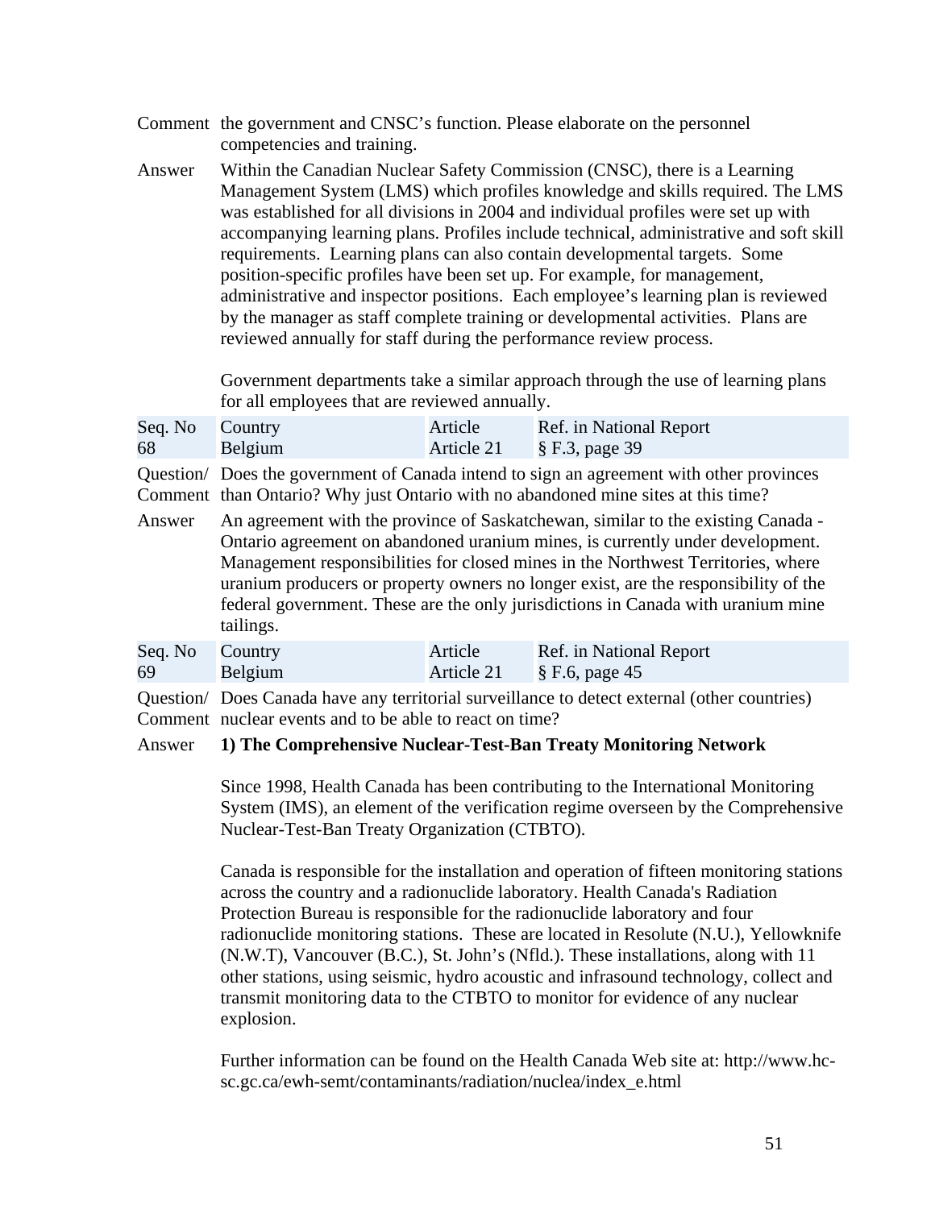Comment the government and CNSC's function. Please elaborate on the personnel competencies and training.

Answer Within the Canadian Nuclear Safety Commission (CNSC), there is a Learning Management System (LMS) which profiles knowledge and skills required. The LMS was established for all divisions in 2004 and individual profiles were set up with accompanying learning plans. Profiles include technical, administrative and soft skill requirements. Learning plans can also contain developmental targets. Some position-specific profiles have been set up. For example, for management, administrative and inspector positions. Each employee's learning plan is reviewed by the manager as staff complete training or developmental activities. Plans are reviewed annually for staff during the performance review process.

Government departments take a similar approach through the use of learning plans for all employees that are reviewed annually.

| Seq. No | Country | Article | Ref. in National Report |
|---|---|---|---|
| 68 | Belgium | Article 21 | § F.3, page 39 |

Question/ Comment Does the government of Canada intend to sign an agreement with other provinces than Ontario? Why just Ontario with no abandoned mine sites at this time?

Answer An agreement with the province of Saskatchewan, similar to the existing Canada - Ontario agreement on abandoned uranium mines, is currently under development. Management responsibilities for closed mines in the Northwest Territories, where uranium producers or property owners no longer exist, are the responsibility of the federal government. These are the only jurisdictions in Canada with uranium mine tailings.

| Seq. No | Country | Article | Ref. in National Report |
|---|---|---|---|
| 69 | Belgium | Article 21 | § F.6, page 45 |

Question/ Comment Does Canada have any territorial surveillance to detect external (other countries) nuclear events and to be able to react on time?

Answer **1) The Comprehensive Nuclear-Test-Ban Treaty Monitoring Network**

Since 1998, Health Canada has been contributing to the International Monitoring System (IMS), an element of the verification regime overseen by the Comprehensive Nuclear-Test-Ban Treaty Organization (CTBTO).

Canada is responsible for the installation and operation of fifteen monitoring stations across the country and a radionuclide laboratory. Health Canada's Radiation Protection Bureau is responsible for the radionuclide laboratory and four radionuclide monitoring stations. These are located in Resolute (N.U.), Yellowknife (N.W.T), Vancouver (B.C.), St. John's (Nfld.). These installations, along with 11 other stations, using seismic, hydro acoustic and infrasound technology, collect and transmit monitoring data to the CTBTO to monitor for evidence of any nuclear explosion.

Further information can be found on the Health Canada Web site at: http://www.hc-sc.gc.ca/ewh-semt/contaminants/radiation/nuclea/index_e.html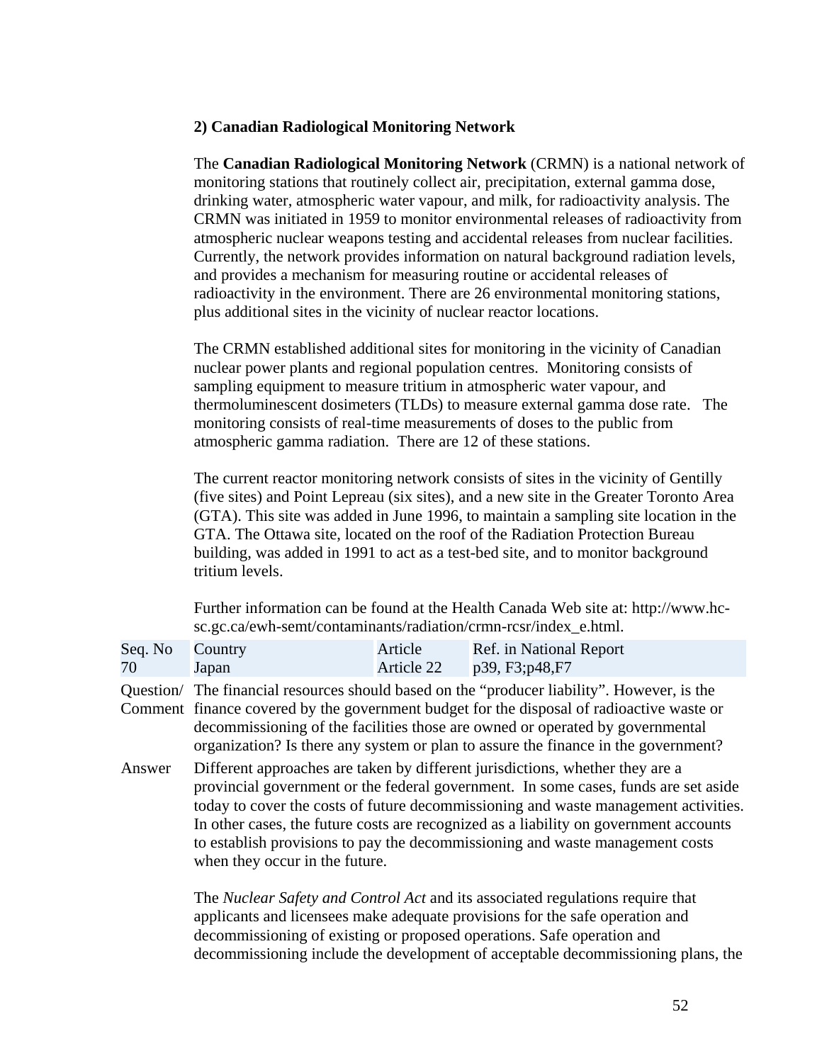**2) Canadian Radiological Monitoring Network**

The **Canadian Radiological Monitoring Network** (CRMN) is a national network of monitoring stations that routinely collect air, precipitation, external gamma dose, drinking water, atmospheric water vapour, and milk, for radioactivity analysis. The CRMN was initiated in 1959 to monitor environmental releases of radioactivity from atmospheric nuclear weapons testing and accidental releases from nuclear facilities. Currently, the network provides information on natural background radiation levels, and provides a mechanism for measuring routine or accidental releases of radioactivity in the environment. There are 26 environmental monitoring stations, plus additional sites in the vicinity of nuclear reactor locations.

The CRMN established additional sites for monitoring in the vicinity of Canadian nuclear power plants and regional population centres. Monitoring consists of sampling equipment to measure tritium in atmospheric water vapour, and thermoluminescent dosimeters (TLDs) to measure external gamma dose rate. The monitoring consists of real-time measurements of doses to the public from atmospheric gamma radiation. There are 12 of these stations.

The current reactor monitoring network consists of sites in the vicinity of Gentilly (five sites) and Point Lepreau (six sites), and a new site in the Greater Toronto Area (GTA). This site was added in June 1996, to maintain a sampling site location in the GTA. The Ottawa site, located on the roof of the Radiation Protection Bureau building, was added in 1991 to act as a test-bed site, and to monitor background tritium levels.

Further information can be found at the Health Canada Web site at: http://www.hc-sc.gc.ca/ewh-semt/contaminants/radiation/crmn-rcsr/index_e.html.

| Seq. No | Country | Article | Ref. in National Report |
|---|---|---|---|
| 70 | Japan | Article 22 | p39, F3;p48,F7 |

Question/ Comment: The financial resources should based on the "producer liability". However, is the finance covered by the government budget for the disposal of radioactive waste or decommissioning of the facilities those are owned or operated by governmental organization? Is there any system or plan to assure the finance in the government?

Answer: Different approaches are taken by different jurisdictions, whether they are a provincial government or the federal government. In some cases, funds are set aside today to cover the costs of future decommissioning and waste management activities. In other cases, the future costs are recognized as a liability on government accounts to establish provisions to pay the decommissioning and waste management costs when they occur in the future.

The *Nuclear Safety and Control Act* and its associated regulations require that applicants and licensees make adequate provisions for the safe operation and decommissioning of existing or proposed operations. Safe operation and decommissioning include the development of acceptable decommissioning plans, the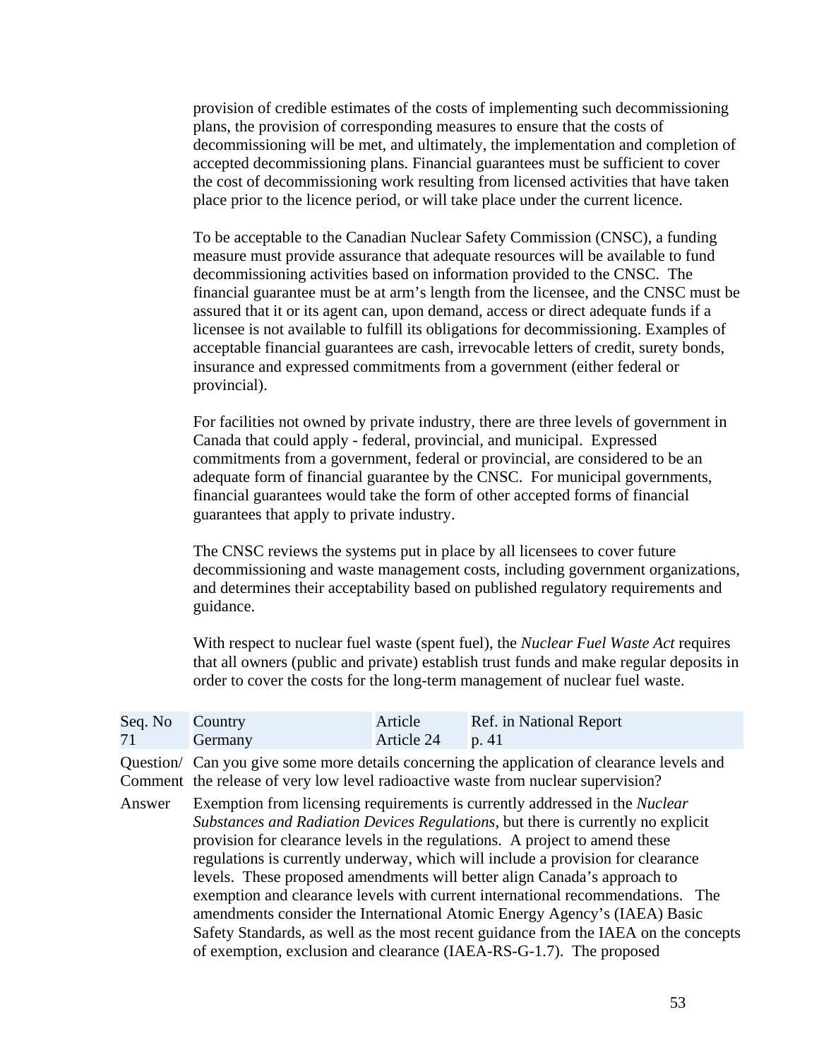provision of credible estimates of the costs of implementing such decommissioning plans, the provision of corresponding measures to ensure that the costs of decommissioning will be met, and ultimately, the implementation and completion of accepted decommissioning plans. Financial guarantees must be sufficient to cover the cost of decommissioning work resulting from licensed activities that have taken place prior to the licence period, or will take place under the current licence.

To be acceptable to the Canadian Nuclear Safety Commission (CNSC), a funding measure must provide assurance that adequate resources will be available to fund decommissioning activities based on information provided to the CNSC. The financial guarantee must be at arm's length from the licensee, and the CNSC must be assured that it or its agent can, upon demand, access or direct adequate funds if a licensee is not available to fulfill its obligations for decommissioning. Examples of acceptable financial guarantees are cash, irrevocable letters of credit, surety bonds, insurance and expressed commitments from a government (either federal or provincial).

For facilities not owned by private industry, there are three levels of government in Canada that could apply - federal, provincial, and municipal. Expressed commitments from a government, federal or provincial, are considered to be an adequate form of financial guarantee by the CNSC. For municipal governments, financial guarantees would take the form of other accepted forms of financial guarantees that apply to private industry.

The CNSC reviews the systems put in place by all licensees to cover future decommissioning and waste management costs, including government organizations, and determines their acceptability based on published regulatory requirements and guidance.

With respect to nuclear fuel waste (spent fuel), the *Nuclear Fuel Waste Act* requires that all owners (public and private) establish trust funds and make regular deposits in order to cover the costs for the long-term management of nuclear fuel waste.

| Seq. No | Country | Article | Ref. in National Report |
|---|---|---|---|
| 71 | Germany | Article 24 | p. 41 |

**Question/ Comment** Can you give some more details concerning the application of clearance levels and the release of very low level radioactive waste from nuclear supervision?

**Answer** Exemption from licensing requirements is currently addressed in the *Nuclear Substances and Radiation Devices Regulations*, but there is currently no explicit provision for clearance levels in the regulations. A project to amend these regulations is currently underway, which will include a provision for clearance levels. These proposed amendments will better align Canada's approach to exemption and clearance levels with current international recommendations. The amendments consider the International Atomic Energy Agency's (IAEA) Basic Safety Standards, as well as the most recent guidance from the IAEA on the concepts of exemption, exclusion and clearance (IAEA-RS-G-1.7). The proposed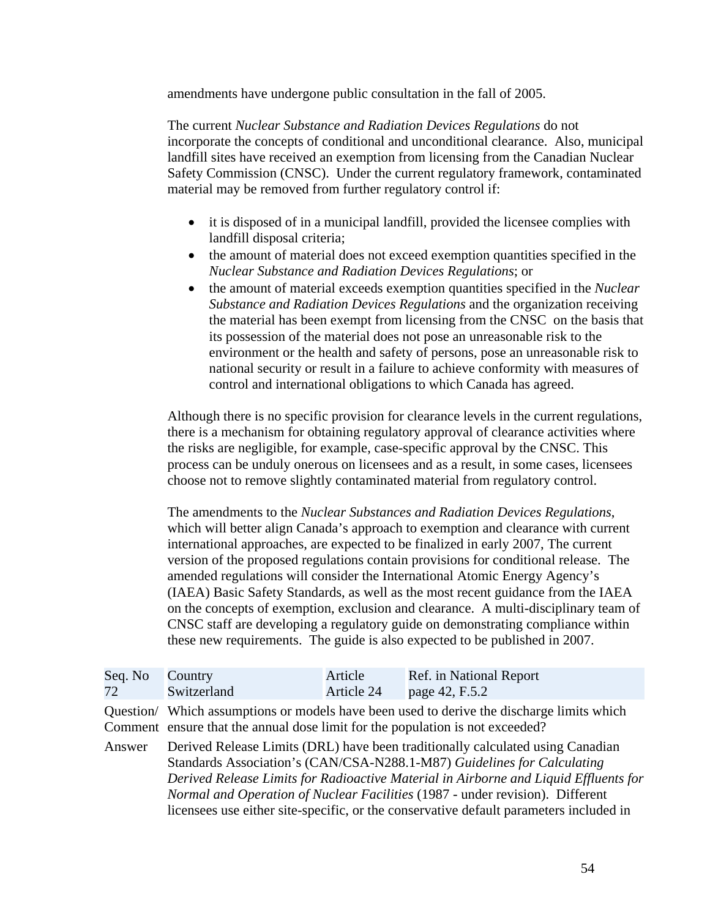amendments have undergone public consultation in the fall of 2005.

The current *Nuclear Substance and Radiation Devices Regulations* do not incorporate the concepts of conditional and unconditional clearance. Also, municipal landfill sites have received an exemption from licensing from the Canadian Nuclear Safety Commission (CNSC). Under the current regulatory framework, contaminated material may be removed from further regulatory control if:

- it is disposed of in a municipal landfill, provided the licensee complies with landfill disposal criteria;
- the amount of material does not exceed exemption quantities specified in the *Nuclear Substance and Radiation Devices Regulations*; or
- the amount of material exceeds exemption quantities specified in the *Nuclear Substance and Radiation Devices Regulations* and the organization receiving the material has been exempt from licensing from the CNSC on the basis that its possession of the material does not pose an unreasonable risk to the environment or the health and safety of persons, pose an unreasonable risk to national security or result in a failure to achieve conformity with measures of control and international obligations to which Canada has agreed.

Although there is no specific provision for clearance levels in the current regulations, there is a mechanism for obtaining regulatory approval of clearance activities where the risks are negligible, for example, case-specific approval by the CNSC. This process can be unduly onerous on licensees and as a result, in some cases, licensees choose not to remove slightly contaminated material from regulatory control.

The amendments to the *Nuclear Substances and Radiation Devices Regulations*, which will better align Canada's approach to exemption and clearance with current international approaches, are expected to be finalized in early 2007, The current version of the proposed regulations contain provisions for conditional release. The amended regulations will consider the International Atomic Energy Agency's (IAEA) Basic Safety Standards, as well as the most recent guidance from the IAEA on the concepts of exemption, exclusion and clearance. A multi-disciplinary team of CNSC staff are developing a regulatory guide on demonstrating compliance within these new requirements. The guide is also expected to be published in 2007.

| Seq. No | Country | Article | Ref. in National Report |
|---|---|---|---|
| 72 | Switzerland | Article 24 | page 42, F.5.2 |

Question/ Comment: Which assumptions or models have been used to derive the discharge limits which ensure that the annual dose limit for the population is not exceeded?

Answer: Derived Release Limits (DRL) have been traditionally calculated using Canadian Standards Association's (CAN/CSA-N288.1-M87) *Guidelines for Calculating Derived Release Limits for Radioactive Material in Airborne and Liquid Effluents for Normal and Operation of Nuclear Facilities* (1987 - under revision). Different licensees use either site-specific, or the conservative default parameters included in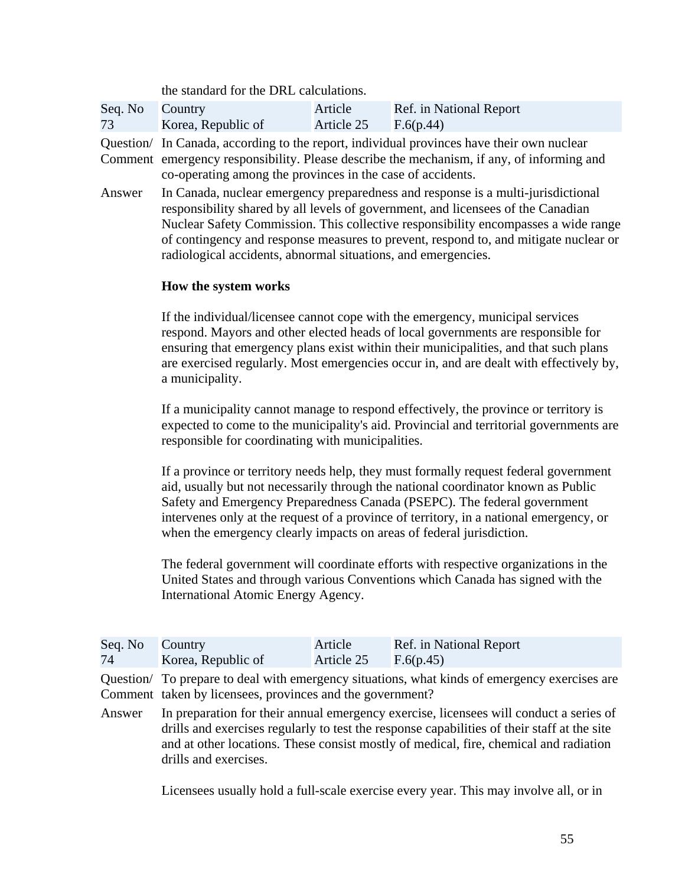the standard for the DRL calculations.

| Seq. No | Country | Article | Ref. in National Report |
|---|---|---|---|
| 73 | Korea, Republic of | Article 25 | F.6(p.44) |

Question/ Comment: In Canada, according to the report, individual provinces have their own nuclear emergency responsibility. Please describe the mechanism, if any, of informing and co-operating among the provinces in the case of accidents.

Answer: In Canada, nuclear emergency preparedness and response is a multi-jurisdictional responsibility shared by all levels of government, and licensees of the Canadian Nuclear Safety Commission. This collective responsibility encompasses a wide range of contingency and response measures to prevent, respond to, and mitigate nuclear or radiological accidents, abnormal situations, and emergencies.

**How the system works**

If the individual/licensee cannot cope with the emergency, municipal services respond. Mayors and other elected heads of local governments are responsible for ensuring that emergency plans exist within their municipalities, and that such plans are exercised regularly. Most emergencies occur in, and are dealt with effectively by, a municipality.

If a municipality cannot manage to respond effectively, the province or territory is expected to come to the municipality's aid. Provincial and territorial governments are responsible for coordinating with municipalities.

If a province or territory needs help, they must formally request federal government aid, usually but not necessarily through the national coordinator known as Public Safety and Emergency Preparedness Canada (PSEPC). The federal government intervenes only at the request of a province of territory, in a national emergency, or when the emergency clearly impacts on areas of federal jurisdiction.

The federal government will coordinate efforts with respective organizations in the United States and through various Conventions which Canada has signed with the International Atomic Energy Agency.

| Seq. No | Country | Article | Ref. in National Report |
|---|---|---|---|
| 74 | Korea, Republic of | Article 25 | F.6(p.45) |

Question/ Comment: To prepare to deal with emergency situations, what kinds of emergency exercises are taken by licensees, provinces and the government?

Answer: In preparation for their annual emergency exercise, licensees will conduct a series of drills and exercises regularly to test the response capabilities of their staff at the site and at other locations. These consist mostly of medical, fire, chemical and radiation drills and exercises.

Licensees usually hold a full-scale exercise every year. This may involve all, or in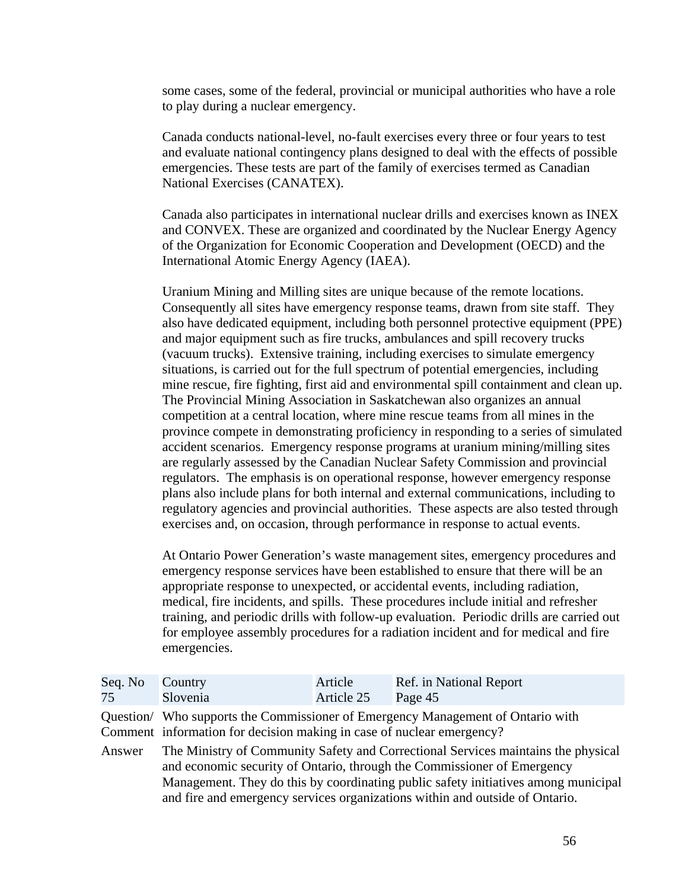some cases, some of the federal, provincial or municipal authorities who have a role to play during a nuclear emergency.

Canada conducts national-level, no-fault exercises every three or four years to test and evaluate national contingency plans designed to deal with the effects of possible emergencies. These tests are part of the family of exercises termed as Canadian National Exercises (CANATEX).

Canada also participates in international nuclear drills and exercises known as INEX and CONVEX. These are organized and coordinated by the Nuclear Energy Agency of the Organization for Economic Cooperation and Development (OECD) and the International Atomic Energy Agency (IAEA).

Uranium Mining and Milling sites are unique because of the remote locations. Consequently all sites have emergency response teams, drawn from site staff. They also have dedicated equipment, including both personnel protective equipment (PPE) and major equipment such as fire trucks, ambulances and spill recovery trucks (vacuum trucks). Extensive training, including exercises to simulate emergency situations, is carried out for the full spectrum of potential emergencies, including mine rescue, fire fighting, first aid and environmental spill containment and clean up. The Provincial Mining Association in Saskatchewan also organizes an annual competition at a central location, where mine rescue teams from all mines in the province compete in demonstrating proficiency in responding to a series of simulated accident scenarios. Emergency response programs at uranium mining/milling sites are regularly assessed by the Canadian Nuclear Safety Commission and provincial regulators. The emphasis is on operational response, however emergency response plans also include plans for both internal and external communications, including to regulatory agencies and provincial authorities. These aspects are also tested through exercises and, on occasion, through performance in response to actual events.

At Ontario Power Generation's waste management sites, emergency procedures and emergency response services have been established to ensure that there will be an appropriate response to unexpected, or accidental events, including radiation, medical, fire incidents, and spills. These procedures include initial and refresher training, and periodic drills with follow-up evaluation. Periodic drills are carried out for employee assembly procedures for a radiation incident and for medical and fire emergencies.

| Seq. No | Country | Article | Ref. in National Report |
|---|---|---|---|
| 75 | Slovenia | Article 25 | Page 45 |

Question/ Comment: Who supports the Commissioner of Emergency Management of Ontario with information for decision making in case of nuclear emergency?

Answer: The Ministry of Community Safety and Correctional Services maintains the physical and economic security of Ontario, through the Commissioner of Emergency Management. They do this by coordinating public safety initiatives among municipal and fire and emergency services organizations within and outside of Ontario.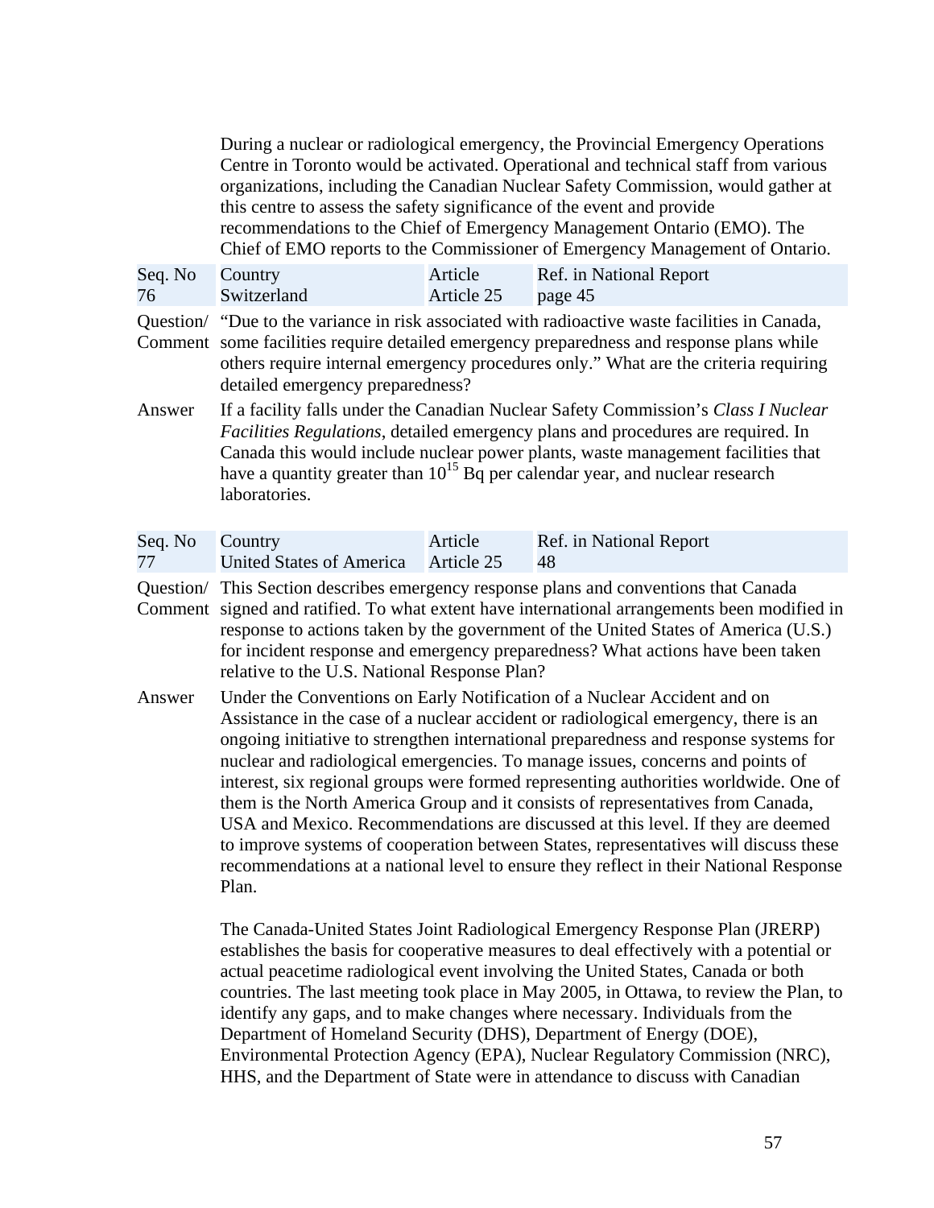During a nuclear or radiological emergency, the Provincial Emergency Operations Centre in Toronto would be activated. Operational and technical staff from various organizations, including the Canadian Nuclear Safety Commission, would gather at this centre to assess the safety significance of the event and provide recommendations to the Chief of Emergency Management Ontario (EMO). The Chief of EMO reports to the Commissioner of Emergency Management of Ontario.

| Seq. No | Country | Article | Ref. in National Report |
|---|---|---|---|
| 76 | Switzerland | Article 25 | page 45 |

**Question/ Comment** "Due to the variance in risk associated with radioactive waste facilities in Canada, some facilities require detailed emergency preparedness and response plans while others require internal emergency procedures only." What are the criteria requiring detailed emergency preparedness?

**Answer** If a facility falls under the Canadian Nuclear Safety Commission's *Class I Nuclear Facilities Regulations*, detailed emergency plans and procedures are required. In Canada this would include nuclear power plants, waste management facilities that have a quantity greater than $10^{15}$ Bq per calendar year, and nuclear research laboratories.

| Seq. No | Country | Article | Ref. in National Report |
|---|---|---|---|
| 77 | United States of America | Article 25 | 48 |

**Question/ Comment** This Section describes emergency response plans and conventions that Canada signed and ratified. To what extent have international arrangements been modified in response to actions taken by the government of the United States of America (U.S.) for incident response and emergency preparedness? What actions have been taken relative to the U.S. National Response Plan?

**Answer** Under the Conventions on Early Notification of a Nuclear Accident and on Assistance in the case of a nuclear accident or radiological emergency, there is an ongoing initiative to strengthen international preparedness and response systems for nuclear and radiological emergencies. To manage issues, concerns and points of interest, six regional groups were formed representing authorities worldwide. One of them is the North America Group and it consists of representatives from Canada, USA and Mexico. Recommendations are discussed at this level. If they are deemed to improve systems of cooperation between States, representatives will discuss these recommendations at a national level to ensure they reflect in their National Response Plan.

The Canada-United States Joint Radiological Emergency Response Plan (JRERP) establishes the basis for cooperative measures to deal effectively with a potential or actual peacetime radiological event involving the United States, Canada or both countries. The last meeting took place in May 2005, in Ottawa, to review the Plan, to identify any gaps, and to make changes where necessary. Individuals from the Department of Homeland Security (DHS), Department of Energy (DOE), Environmental Protection Agency (EPA), Nuclear Regulatory Commission (NRC), HHS, and the Department of State were in attendance to discuss with Canadian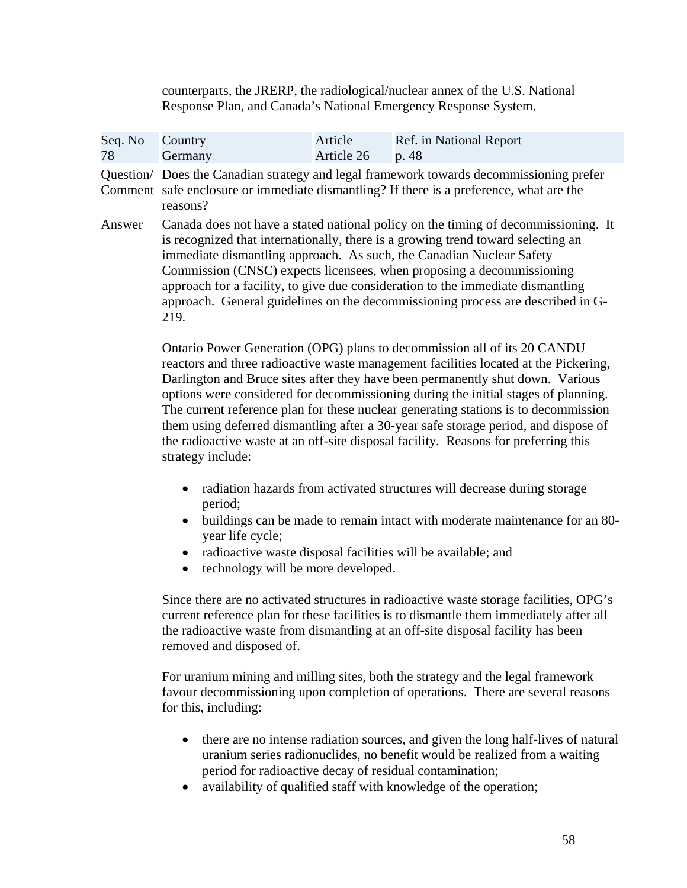counterparts, the JRERP, the radiological/nuclear annex of the U.S. National Response Plan, and Canada's National Emergency Response System.

| Seq. No | Country | Article | Ref. in National Report |
|---|---|---|---|
| 78 | Germany | Article 26 | p. 48 |

**Question/ Comment** Does the Canadian strategy and legal framework towards decommissioning prefer safe enclosure or immediate dismantling? If there is a preference, what are the reasons?

**Answer** Canada does not have a stated national policy on the timing of decommissioning. It is recognized that internationally, there is a growing trend toward selecting an immediate dismantling approach. As such, the Canadian Nuclear Safety Commission (CNSC) expects licensees, when proposing a decommissioning approach for a facility, to give due consideration to the immediate dismantling approach. General guidelines on the decommissioning process are described in G-219.

Ontario Power Generation (OPG) plans to decommission all of its 20 CANDU reactors and three radioactive waste management facilities located at the Pickering, Darlington and Bruce sites after they have been permanently shut down. Various options were considered for decommissioning during the initial stages of planning. The current reference plan for these nuclear generating stations is to decommission them using deferred dismantling after a 30-year safe storage period, and dispose of the radioactive waste at an off-site disposal facility. Reasons for preferring this strategy include:

- radiation hazards from activated structures will decrease during storage period;
- buildings can be made to remain intact with moderate maintenance for an 80-year life cycle;
- radioactive waste disposal facilities will be available; and
- technology will be more developed.

Since there are no activated structures in radioactive waste storage facilities, OPG's current reference plan for these facilities is to dismantle them immediately after all the radioactive waste from dismantling at an off-site disposal facility has been removed and disposed of.

For uranium mining and milling sites, both the strategy and the legal framework favour decommissioning upon completion of operations. There are several reasons for this, including:

- there are no intense radiation sources, and given the long half-lives of natural uranium series radionuclides, no benefit would be realized from a waiting period for radioactive decay of residual contamination;
- availability of qualified staff with knowledge of the operation;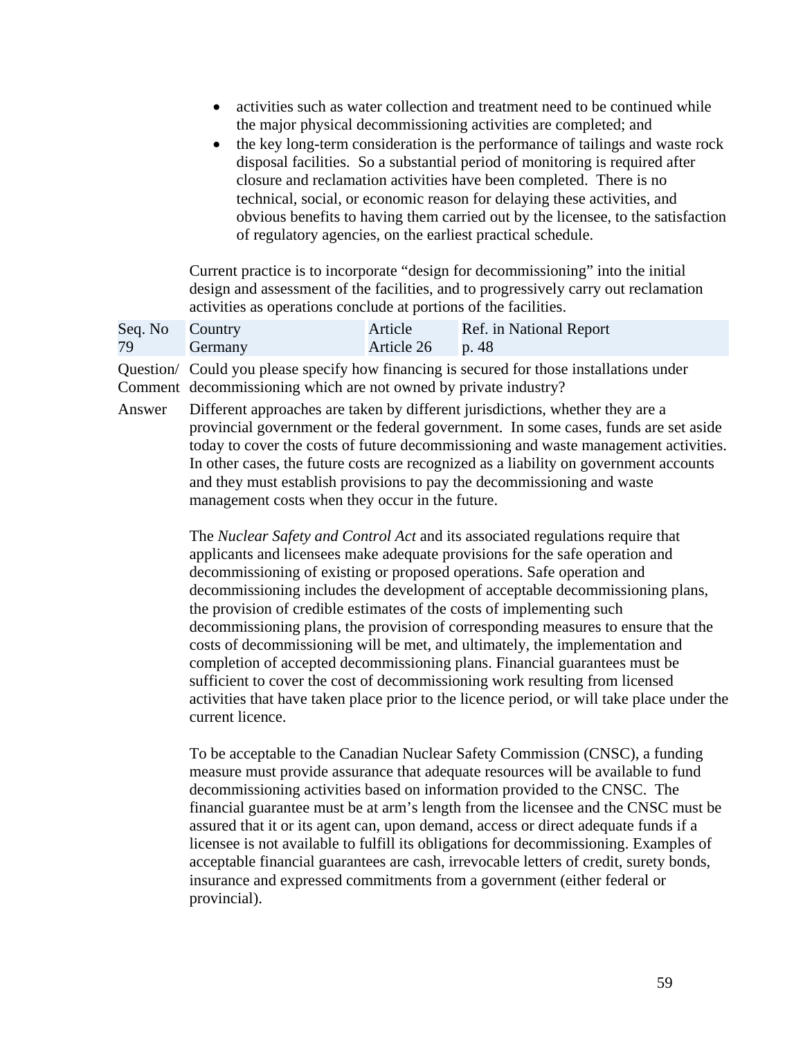- activities such as water collection and treatment need to be continued while the major physical decommissioning activities are completed; and
- the key long-term consideration is the performance of tailings and waste rock disposal facilities. So a substantial period of monitoring is required after closure and reclamation activities have been completed. There is no technical, social, or economic reason for delaying these activities, and obvious benefits to having them carried out by the licensee, to the satisfaction of regulatory agencies, on the earliest practical schedule.

Current practice is to incorporate "design for decommissioning" into the initial design and assessment of the facilities, and to progressively carry out reclamation activities as operations conclude at portions of the facilities.

| Seq. No | Country | Article | Ref. in National Report |
|---|---|---|---|
| 79 | Germany | Article 26 | p. 48 |

**Question/ Comment** Could you please specify how financing is secured for those installations under decommissioning which are not owned by private industry?

**Answer** Different approaches are taken by different jurisdictions, whether they are a provincial government or the federal government. In some cases, funds are set aside today to cover the costs of future decommissioning and waste management activities. In other cases, the future costs are recognized as a liability on government accounts and they must establish provisions to pay the decommissioning and waste management costs when they occur in the future.

The *Nuclear Safety and Control Act* and its associated regulations require that applicants and licensees make adequate provisions for the safe operation and decommissioning of existing or proposed operations. Safe operation and decommissioning includes the development of acceptable decommissioning plans, the provision of credible estimates of the costs of implementing such decommissioning plans, the provision of corresponding measures to ensure that the costs of decommissioning will be met, and ultimately, the implementation and completion of accepted decommissioning plans. Financial guarantees must be sufficient to cover the cost of decommissioning work resulting from licensed activities that have taken place prior to the licence period, or will take place under the current licence.

To be acceptable to the Canadian Nuclear Safety Commission (CNSC), a funding measure must provide assurance that adequate resources will be available to fund decommissioning activities based on information provided to the CNSC. The financial guarantee must be at arm's length from the licensee and the CNSC must be assured that it or its agent can, upon demand, access or direct adequate funds if a licensee is not available to fulfill its obligations for decommissioning. Examples of acceptable financial guarantees are cash, irrevocable letters of credit, surety bonds, insurance and expressed commitments from a government (either federal or provincial).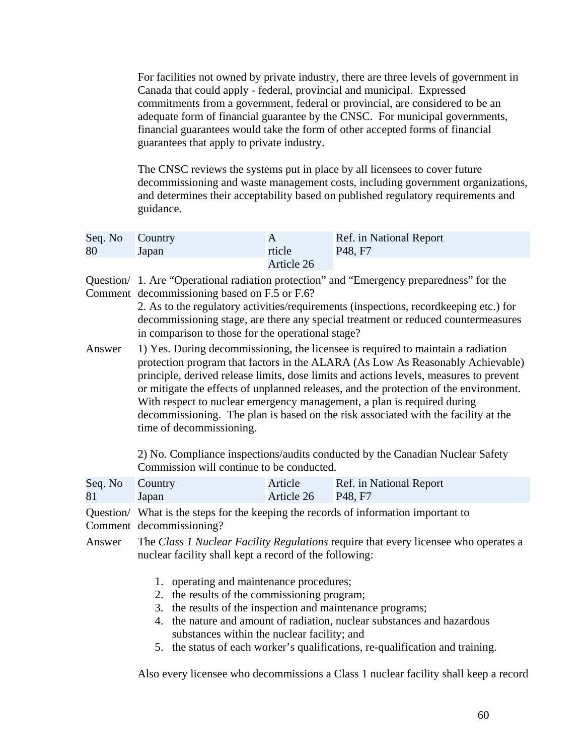For facilities not owned by private industry, there are three levels of government in Canada that could apply - federal, provincial and municipal. Expressed commitments from a government, federal or provincial, are considered to be an adequate form of financial guarantee by the CNSC. For municipal governments, financial guarantees would take the form of other accepted forms of financial guarantees that apply to private industry.

The CNSC reviews the systems put in place by all licensees to cover future decommissioning and waste management costs, including government organizations, and determines their acceptability based on published regulatory requirements and guidance.

| Seq. No | Country | Article | Ref. in National Report |
|---|---|---|---|
| 80 | Japan | Article 26 | P48, F7 |

**Question/ Comment** 1. Are "Operational radiation protection" and "Emergency preparedness" for the decommissioning based on F.5 or F.6?
2. As to the regulatory activities/requirements (inspections, recordkeeping etc.) for decommissioning stage, are there any special treatment or reduced countermeasures in comparison to those for the operational stage?

**Answer** 1) Yes. During decommissioning, the licensee is required to maintain a radiation protection program that factors in the ALARA (As Low As Reasonably Achievable) principle, derived release limits, dose limits and actions levels, measures to prevent or mitigate the effects of unplanned releases, and the protection of the environment. With respect to nuclear emergency management, a plan is required during decommissioning. The plan is based on the risk associated with the facility at the time of decommissioning.

2) No. Compliance inspections/audits conducted by the Canadian Nuclear Safety Commission will continue to be conducted.

| Seq. No | Country | Article | Ref. in National Report |
|---|---|---|---|
| 81 | Japan | Article 26 | P48, F7 |

**Question/ Comment** What is the steps for the keeping the records of information important to decommissioning?

**Answer** The *Class 1 Nuclear Facility Regulations* require that every licensee who operates a nuclear facility shall kept a record of the following:

1. operating and maintenance procedures;
2. the results of the commissioning program;
3. the results of the inspection and maintenance programs;
4. the nature and amount of radiation, nuclear substances and hazardous substances within the nuclear facility; and
5. the status of each worker's qualifications, re-qualification and training.

Also every licensee who decommissions a Class 1 nuclear facility shall keep a record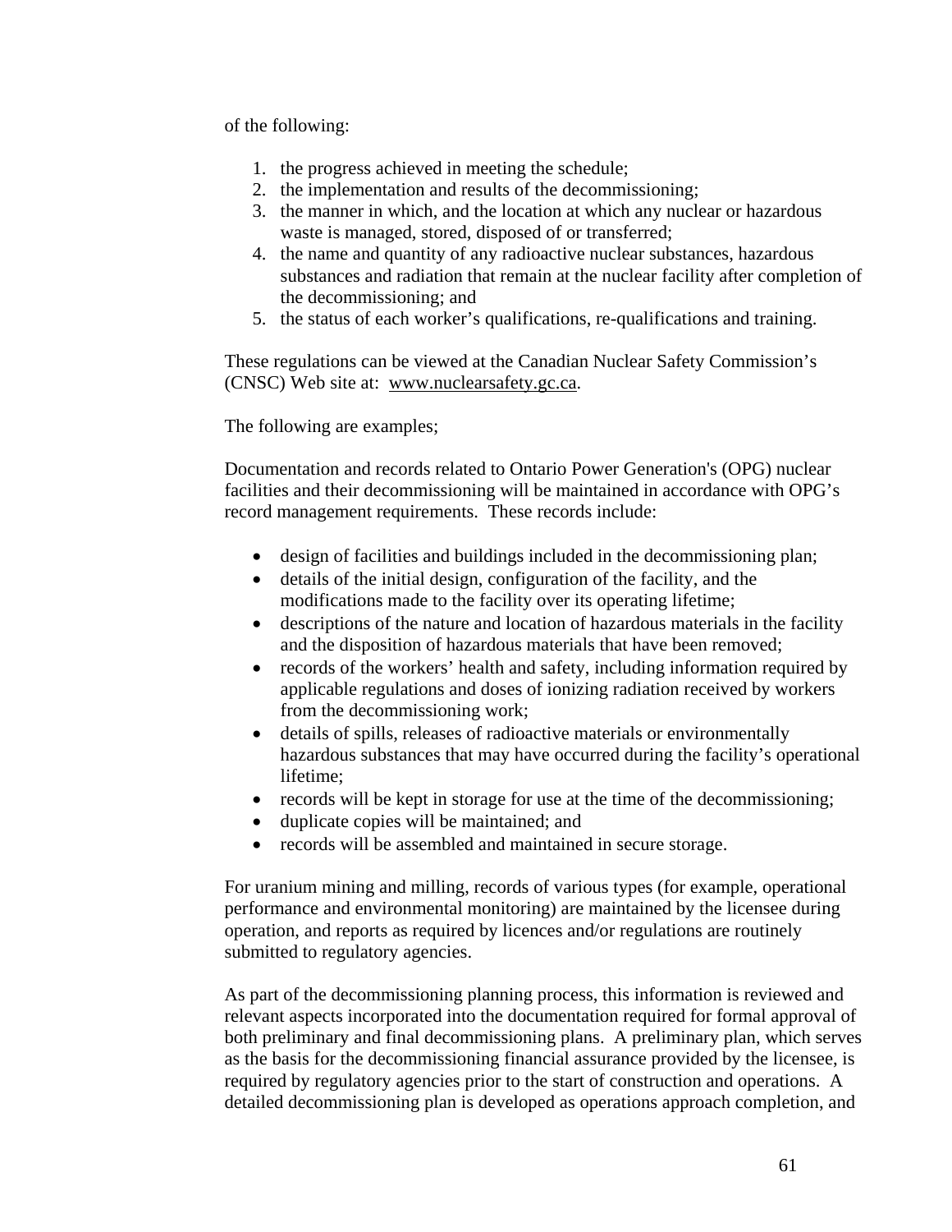of the following:

1. the progress achieved in meeting the schedule;
2. the implementation and results of the decommissioning;
3. the manner in which, and the location at which any nuclear or hazardous waste is managed, stored, disposed of or transferred;
4. the name and quantity of any radioactive nuclear substances, hazardous substances and radiation that remain at the nuclear facility after completion of the decommissioning; and
5. the status of each worker's qualifications, re-qualifications and training.

These regulations can be viewed at the Canadian Nuclear Safety Commission's (CNSC) Web site at: www.nuclearsafety.gc.ca.

The following are examples;

Documentation and records related to Ontario Power Generation's (OPG) nuclear facilities and their decommissioning will be maintained in accordance with OPG's record management requirements. These records include:

- design of facilities and buildings included in the decommissioning plan;
- details of the initial design, configuration of the facility, and the modifications made to the facility over its operating lifetime;
- descriptions of the nature and location of hazardous materials in the facility and the disposition of hazardous materials that have been removed;
- records of the workers' health and safety, including information required by applicable regulations and doses of ionizing radiation received by workers from the decommissioning work;
- details of spills, releases of radioactive materials or environmentally hazardous substances that may have occurred during the facility's operational lifetime;
- records will be kept in storage for use at the time of the decommissioning;
- duplicate copies will be maintained; and
- records will be assembled and maintained in secure storage.

For uranium mining and milling, records of various types (for example, operational performance and environmental monitoring) are maintained by the licensee during operation, and reports as required by licences and/or regulations are routinely submitted to regulatory agencies.

As part of the decommissioning planning process, this information is reviewed and relevant aspects incorporated into the documentation required for formal approval of both preliminary and final decommissioning plans. A preliminary plan, which serves as the basis for the decommissioning financial assurance provided by the licensee, is required by regulatory agencies prior to the start of construction and operations. A detailed decommissioning plan is developed as operations approach completion, and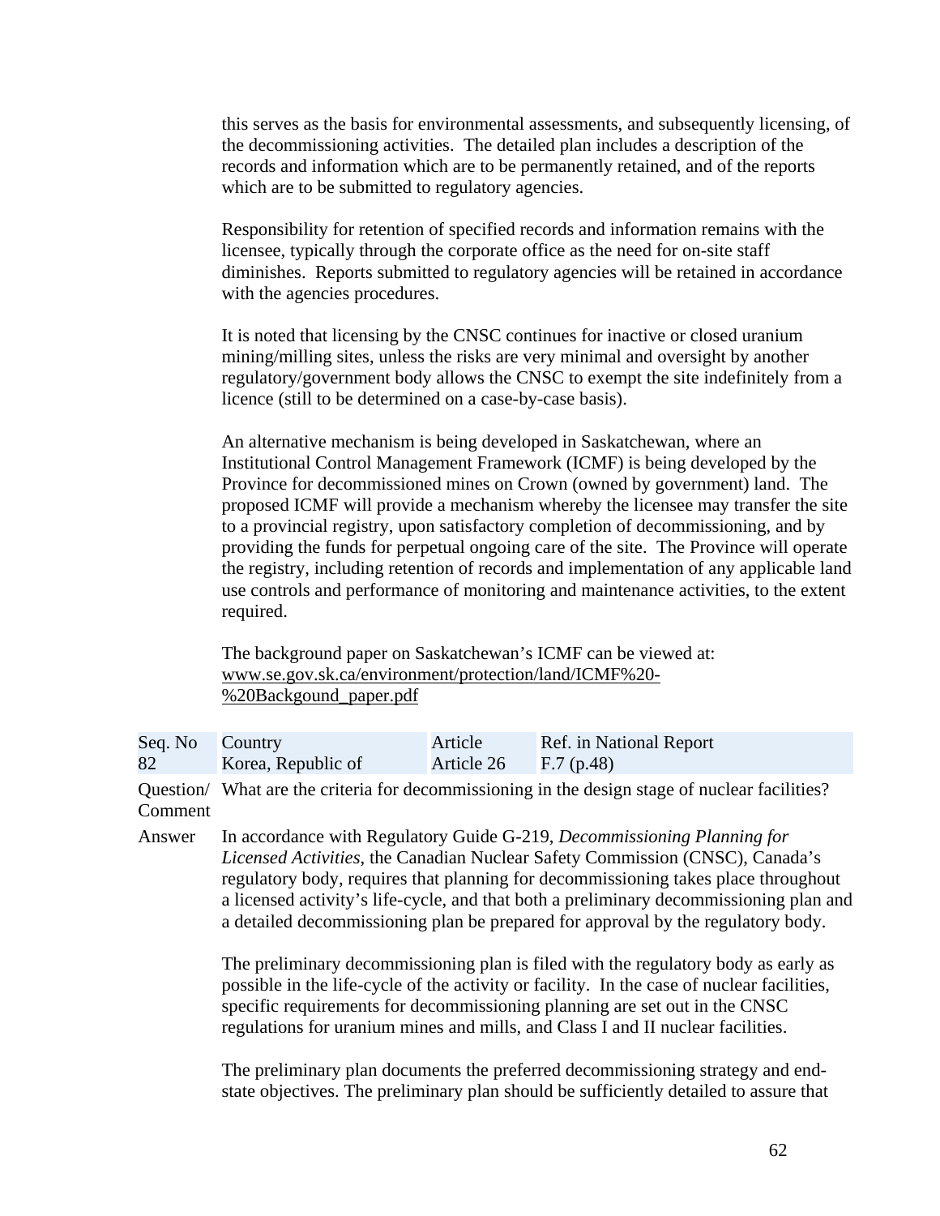this serves as the basis for environmental assessments, and subsequently licensing, of the decommissioning activities. The detailed plan includes a description of the records and information which are to be permanently retained, and of the reports which are to be submitted to regulatory agencies.

Responsibility for retention of specified records and information remains with the licensee, typically through the corporate office as the need for on-site staff diminishes. Reports submitted to regulatory agencies will be retained in accordance with the agencies procedures.

It is noted that licensing by the CNSC continues for inactive or closed uranium mining/milling sites, unless the risks are very minimal and oversight by another regulatory/government body allows the CNSC to exempt the site indefinitely from a licence (still to be determined on a case-by-case basis).

An alternative mechanism is being developed in Saskatchewan, where an Institutional Control Management Framework (ICMF) is being developed by the Province for decommissioned mines on Crown (owned by government) land. The proposed ICMF will provide a mechanism whereby the licensee may transfer the site to a provincial registry, upon satisfactory completion of decommissioning, and by providing the funds for perpetual ongoing care of the site. The Province will operate the registry, including retention of records and implementation of any applicable land use controls and performance of monitoring and maintenance activities, to the extent required.

The background paper on Saskatchewan's ICMF can be viewed at: www.se.gov.sk.ca/environment/protection/land/ICMF%20-%20Backgound_paper.pdf

| Seq. No | Country | Article | Ref. in National Report |
|---|---|---|---|
| 82 | Korea, Republic of | Article 26 | F.7 (p.48) |

**Question/ Comment** What are the criteria for decommissioning in the design stage of nuclear facilities?

**Answer** In accordance with Regulatory Guide G-219, *Decommissioning Planning for Licensed Activities*, the Canadian Nuclear Safety Commission (CNSC), Canada's regulatory body, requires that planning for decommissioning takes place throughout a licensed activity's life-cycle, and that both a preliminary decommissioning plan and a detailed decommissioning plan be prepared for approval by the regulatory body.

The preliminary decommissioning plan is filed with the regulatory body as early as possible in the life-cycle of the activity or facility. In the case of nuclear facilities, specific requirements for decommissioning planning are set out in the CNSC regulations for uranium mines and mills, and Class I and II nuclear facilities.

The preliminary plan documents the preferred decommissioning strategy and end-state objectives. The preliminary plan should be sufficiently detailed to assure that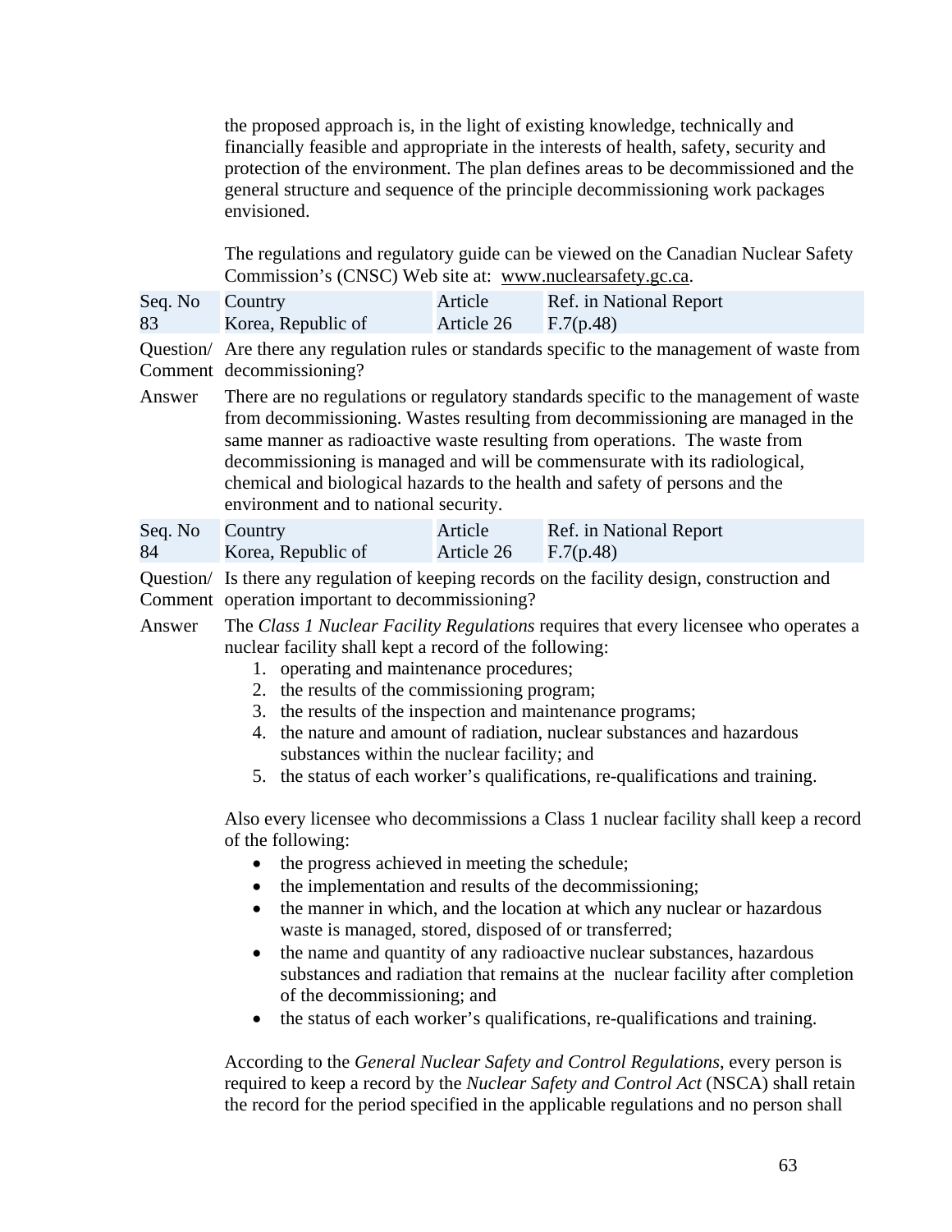the proposed approach is, in the light of existing knowledge, technically and financially feasible and appropriate in the interests of health, safety, security and protection of the environment. The plan defines areas to be decommissioned and the general structure and sequence of the principle decommissioning work packages envisioned.

The regulations and regulatory guide can be viewed on the Canadian Nuclear Safety Commission's (CNSC) Web site at: www.nuclearsafety.gc.ca.

| Seq. No | Country | Article | Ref. in National Report |
|---|---|---|---|
| 83 | Korea, Republic of | Article 26 | F.7(p.48) |

**Question/ Comment** Are there any regulation rules or standards specific to the management of waste from decommissioning?

**Answer** There are no regulations or regulatory standards specific to the management of waste from decommissioning. Wastes resulting from decommissioning are managed in the same manner as radioactive waste resulting from operations. The waste from decommissioning is managed and will be commensurate with its radiological, chemical and biological hazards to the health and safety of persons and the environment and to national security.

| Seq. No | Country | Article | Ref. in National Report |
|---|---|---|---|
| 84 | Korea, Republic of | Article 26 | F.7(p.48) |

**Question/ Comment** Is there any regulation of keeping records on the facility design, construction and operation important to decommissioning?

**Answer** The *Class 1 Nuclear Facility Regulations* requires that every licensee who operates a nuclear facility shall kept a record of the following:

1. operating and maintenance procedures;
2. the results of the commissioning program;
3. the results of the inspection and maintenance programs;
4. the nature and amount of radiation, nuclear substances and hazardous substances within the nuclear facility; and
5. the status of each worker's qualifications, re-qualifications and training.

Also every licensee who decommissions a Class 1 nuclear facility shall keep a record of the following:

- the progress achieved in meeting the schedule;
- the implementation and results of the decommissioning;
- the manner in which, and the location at which any nuclear or hazardous waste is managed, stored, disposed of or transferred;
- the name and quantity of any radioactive nuclear substances, hazardous substances and radiation that remains at the nuclear facility after completion of the decommissioning; and
- the status of each worker's qualifications, re-qualifications and training.

According to the *General Nuclear Safety and Control Regulations*, every person is required to keep a record by the *Nuclear Safety and Control Act* (NSCA) shall retain the record for the period specified in the applicable regulations and no person shall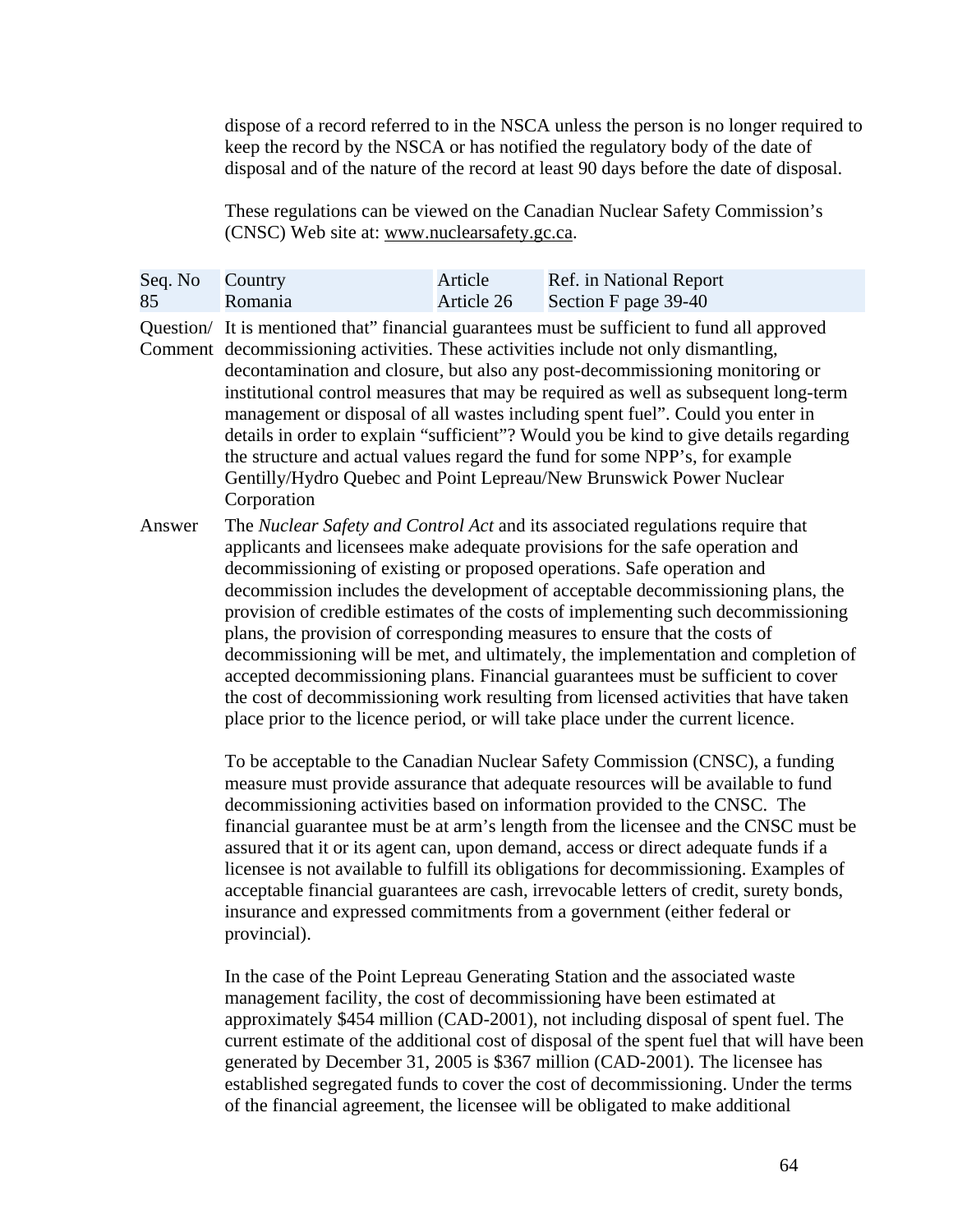dispose of a record referred to in the NSCA unless the person is no longer required to keep the record by the NSCA or has notified the regulatory body of the date of disposal and of the nature of the record at least 90 days before the date of disposal.

These regulations can be viewed on the Canadian Nuclear Safety Commission's (CNSC) Web site at: www.nuclearsafety.gc.ca.

| Seq. No | Country | Article | Ref. in National Report |
|---|---|---|---|
| 85 | Romania | Article 26 | Section F page 39-40 |

**Question/ Comment** It is mentioned that" financial guarantees must be sufficient to fund all approved decommissioning activities. These activities include not only dismantling, decontamination and closure, but also any post-decommissioning monitoring or institutional control measures that may be required as well as subsequent long-term management or disposal of all wastes including spent fuel". Could you enter in details in order to explain "sufficient"? Would you be kind to give details regarding the structure and actual values regard the fund for some NPP's, for example Gentilly/Hydro Quebec and Point Lepreau/New Brunswick Power Nuclear Corporation

**Answer** The *Nuclear Safety and Control Act* and its associated regulations require that applicants and licensees make adequate provisions for the safe operation and decommissioning of existing or proposed operations. Safe operation and decommission includes the development of acceptable decommissioning plans, the provision of credible estimates of the costs of implementing such decommissioning plans, the provision of corresponding measures to ensure that the costs of decommissioning will be met, and ultimately, the implementation and completion of accepted decommissioning plans. Financial guarantees must be sufficient to cover the cost of decommissioning work resulting from licensed activities that have taken place prior to the licence period, or will take place under the current licence.

To be acceptable to the Canadian Nuclear Safety Commission (CNSC), a funding measure must provide assurance that adequate resources will be available to fund decommissioning activities based on information provided to the CNSC. The financial guarantee must be at arm's length from the licensee and the CNSC must be assured that it or its agent can, upon demand, access or direct adequate funds if a licensee is not available to fulfill its obligations for decommissioning. Examples of acceptable financial guarantees are cash, irrevocable letters of credit, surety bonds, insurance and expressed commitments from a government (either federal or provincial).

In the case of the Point Lepreau Generating Station and the associated waste management facility, the cost of decommissioning have been estimated at approximately $454 million (CAD-2001), not including disposal of spent fuel. The current estimate of the additional cost of disposal of the spent fuel that will have been generated by December 31, 2005 is $367 million (CAD-2001). The licensee has established segregated funds to cover the cost of decommissioning. Under the terms of the financial agreement, the licensee will be obligated to make additional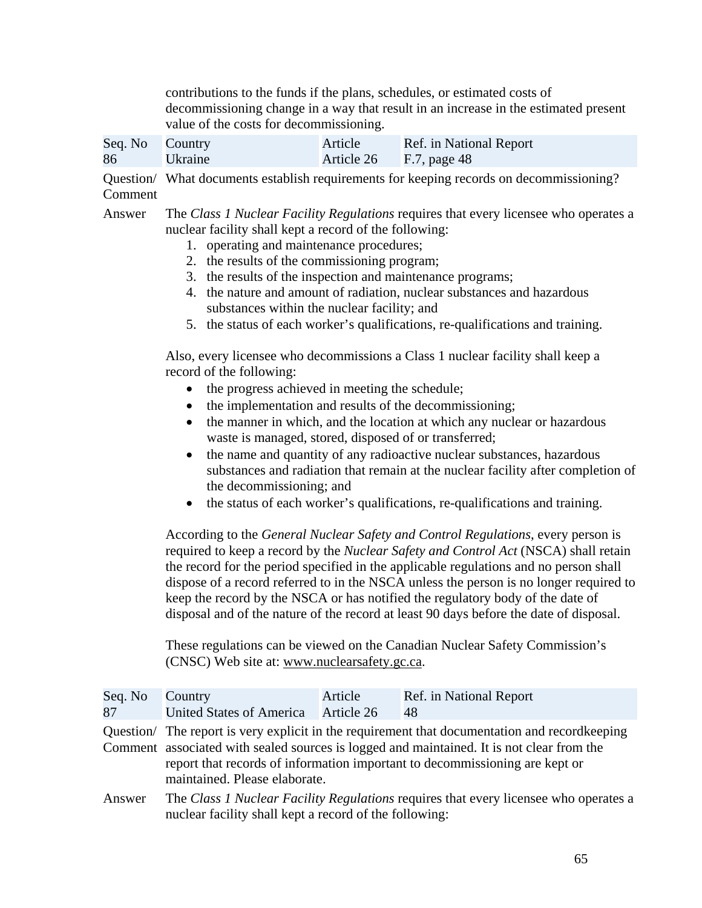contributions to the funds if the plans, schedules, or estimated costs of decommissioning change in a way that result in an increase in the estimated present value of the costs for decommissioning.

| Seq. No | Country | Article | Ref. in National Report |
|---|---|---|---|
| 86 | Ukraine | Article 26 | F.7, page 48 |

Question/ Comment: What documents establish requirements for keeping records on decommissioning?

Answer: The *Class 1 Nuclear Facility Regulations* requires that every licensee who operates a nuclear facility shall kept a record of the following:

1. operating and maintenance procedures;
2. the results of the commissioning program;
3. the results of the inspection and maintenance programs;
4. the nature and amount of radiation, nuclear substances and hazardous substances within the nuclear facility; and
5. the status of each worker's qualifications, re-qualifications and training.

Also, every licensee who decommissions a Class 1 nuclear facility shall keep a record of the following:

- the progress achieved in meeting the schedule;
- the implementation and results of the decommissioning;
- the manner in which, and the location at which any nuclear or hazardous waste is managed, stored, disposed of or transferred;
- the name and quantity of any radioactive nuclear substances, hazardous substances and radiation that remain at the nuclear facility after completion of the decommissioning; and
- the status of each worker's qualifications, re-qualifications and training.

According to the *General Nuclear Safety and Control Regulations*, every person is required to keep a record by the *Nuclear Safety and Control Act* (NSCA) shall retain the record for the period specified in the applicable regulations and no person shall dispose of a record referred to in the NSCA unless the person is no longer required to keep the record by the NSCA or has notified the regulatory body of the date of disposal and of the nature of the record at least 90 days before the date of disposal.

These regulations can be viewed on the Canadian Nuclear Safety Commission's (CNSC) Web site at: www.nuclearsafety.gc.ca.

| Seq. No | Country | Article | Ref. in National Report |
|---|---|---|---|
| 87 | United States of America | Article 26 | 48 |

Question/ Comment: The report is very explicit in the requirement that documentation and recordkeeping associated with sealed sources is logged and maintained. It is not clear from the report that records of information important to decommissioning are kept or maintained. Please elaborate.

Answer: The *Class 1 Nuclear Facility Regulations* requires that every licensee who operates a nuclear facility shall kept a record of the following: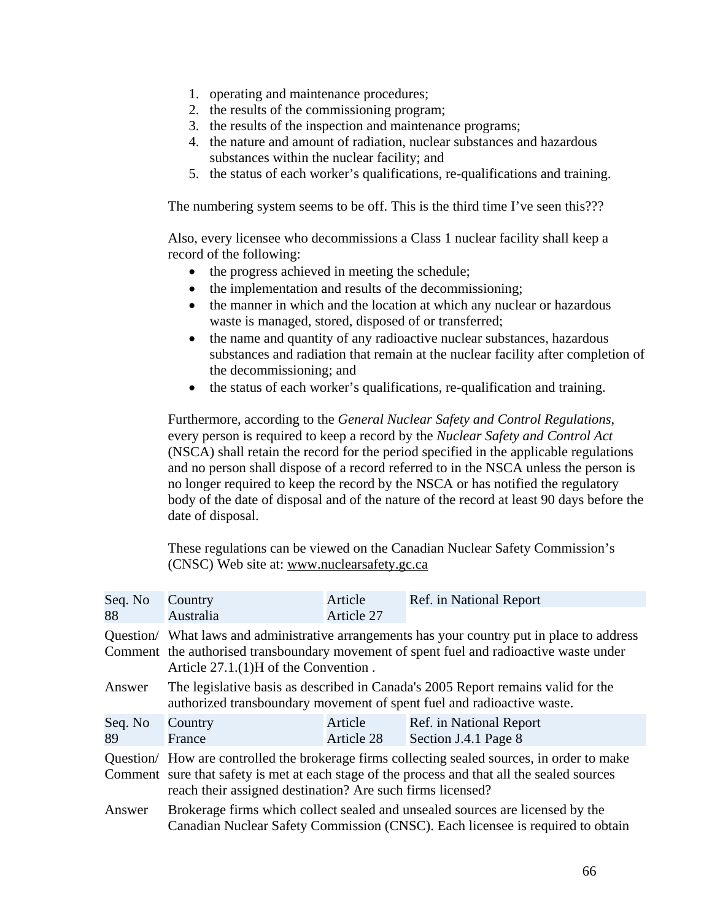1. operating and maintenance procedures;
2. the results of the commissioning program;
3. the results of the inspection and maintenance programs;
4. the nature and amount of radiation, nuclear substances and hazardous substances within the nuclear facility; and
5. the status of each worker's qualifications, re-qualifications and training.

The numbering system seems to be off. This is the third time I've seen this???

Also, every licensee who decommissions a Class 1 nuclear facility shall keep a record of the following:

- the progress achieved in meeting the schedule;
- the implementation and results of the decommissioning;
- the manner in which and the location at which any nuclear or hazardous waste is managed, stored, disposed of or transferred;
- the name and quantity of any radioactive nuclear substances, hazardous substances and radiation that remain at the nuclear facility after completion of the decommissioning; and
- the status of each worker's qualifications, re-qualification and training.

Furthermore, according to the *General Nuclear Safety and Control Regulations*, every person is required to keep a record by the *Nuclear Safety and Control Act* (NSCA) shall retain the record for the period specified in the applicable regulations and no person shall dispose of a record referred to in the NSCA unless the person is no longer required to keep the record by the NSCA or has notified the regulatory body of the date of disposal and of the nature of the record at least 90 days before the date of disposal.

These regulations can be viewed on the Canadian Nuclear Safety Commission's (CNSC) Web site at: www.nuclearsafety.gc.ca

| Seq. No | Country | Article | Ref. in National Report |
|---|---|---|---|
| 88 | Australia | Article 27 | |

Question/ Comment: What laws and administrative arrangements has your country put in place to address the authorised transboundary movement of spent fuel and radioactive waste under Article 27.1.(1)H of the Convention .

Answer: The legislative basis as described in Canada's 2005 Report remains valid for the authorized transboundary movement of spent fuel and radioactive waste.

| Seq. No | Country | Article | Ref. in National Report |
|---|---|---|---|
| 89 | France | Article 28 | Section J.4.1 Page 8 |

Question/ Comment: How are controlled the brokerage firms collecting sealed sources, in order to make sure that safety is met at each stage of the process and that all the sealed sources reach their assigned destination? Are such firms licensed?

Answer: Brokerage firms which collect sealed and unsealed sources are licensed by the Canadian Nuclear Safety Commission (CNSC). Each licensee is required to obtain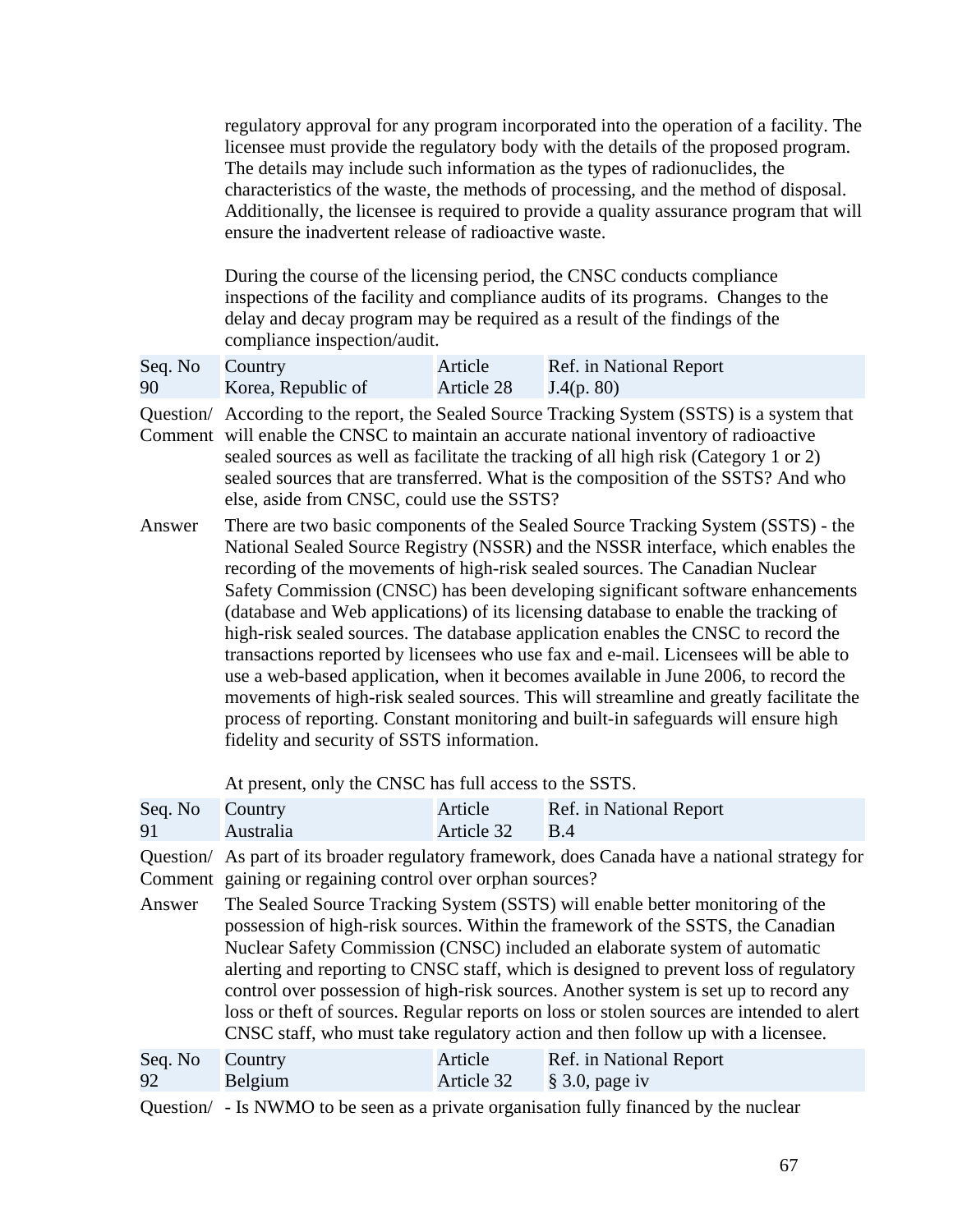regulatory approval for any program incorporated into the operation of a facility. The licensee must provide the regulatory body with the details of the proposed program. The details may include such information as the types of radionuclides, the characteristics of the waste, the methods of processing, and the method of disposal. Additionally, the licensee is required to provide a quality assurance program that will ensure the inadvertent release of radioactive waste.

During the course of the licensing period, the CNSC conducts compliance inspections of the facility and compliance audits of its programs. Changes to the delay and decay program may be required as a result of the findings of the compliance inspection/audit.

| Seq. No | Country | Article | Ref. in National Report |
|---|---|---|---|
| 90 | Korea, Republic of | Article 28 | J.4(p. 80) |

**Question/ Comment** According to the report, the Sealed Source Tracking System (SSTS) is a system that will enable the CNSC to maintain an accurate national inventory of radioactive sealed sources as well as facilitate the tracking of all high risk (Category 1 or 2) sealed sources that are transferred. What is the composition of the SSTS? And who else, aside from CNSC, could use the SSTS?

**Answer** There are two basic components of the Sealed Source Tracking System (SSTS) - the National Sealed Source Registry (NSSR) and the NSSR interface, which enables the recording of the movements of high-risk sealed sources. The Canadian Nuclear Safety Commission (CNSC) has been developing significant software enhancements (database and Web applications) of its licensing database to enable the tracking of high-risk sealed sources. The database application enables the CNSC to record the transactions reported by licensees who use fax and e-mail. Licensees will be able to use a web-based application, when it becomes available in June 2006, to record the movements of high-risk sealed sources. This will streamline and greatly facilitate the process of reporting. Constant monitoring and built-in safeguards will ensure high fidelity and security of SSTS information.

At present, only the CNSC has full access to the SSTS.

| Seq. No | Country | Article | Ref. in National Report |
|---|---|---|---|
| 91 | Australia | Article 32 | B.4 |

**Question/ Comment** As part of its broader regulatory framework, does Canada have a national strategy for gaining or regaining control over orphan sources?

**Answer** The Sealed Source Tracking System (SSTS) will enable better monitoring of the possession of high-risk sources. Within the framework of the SSTS, the Canadian Nuclear Safety Commission (CNSC) included an elaborate system of automatic alerting and reporting to CNSC staff, which is designed to prevent loss of regulatory control over possession of high-risk sources. Another system is set up to record any loss or theft of sources. Regular reports on loss or stolen sources are intended to alert CNSC staff, who must take regulatory action and then follow up with a licensee.

| Seq. No | Country | Article | Ref. in National Report |
|---|---|---|---|
| 92 | Belgium | Article 32 | § 3.0, page iv |

**Question/** - Is NWMO to be seen as a private organisation fully financed by the nuclear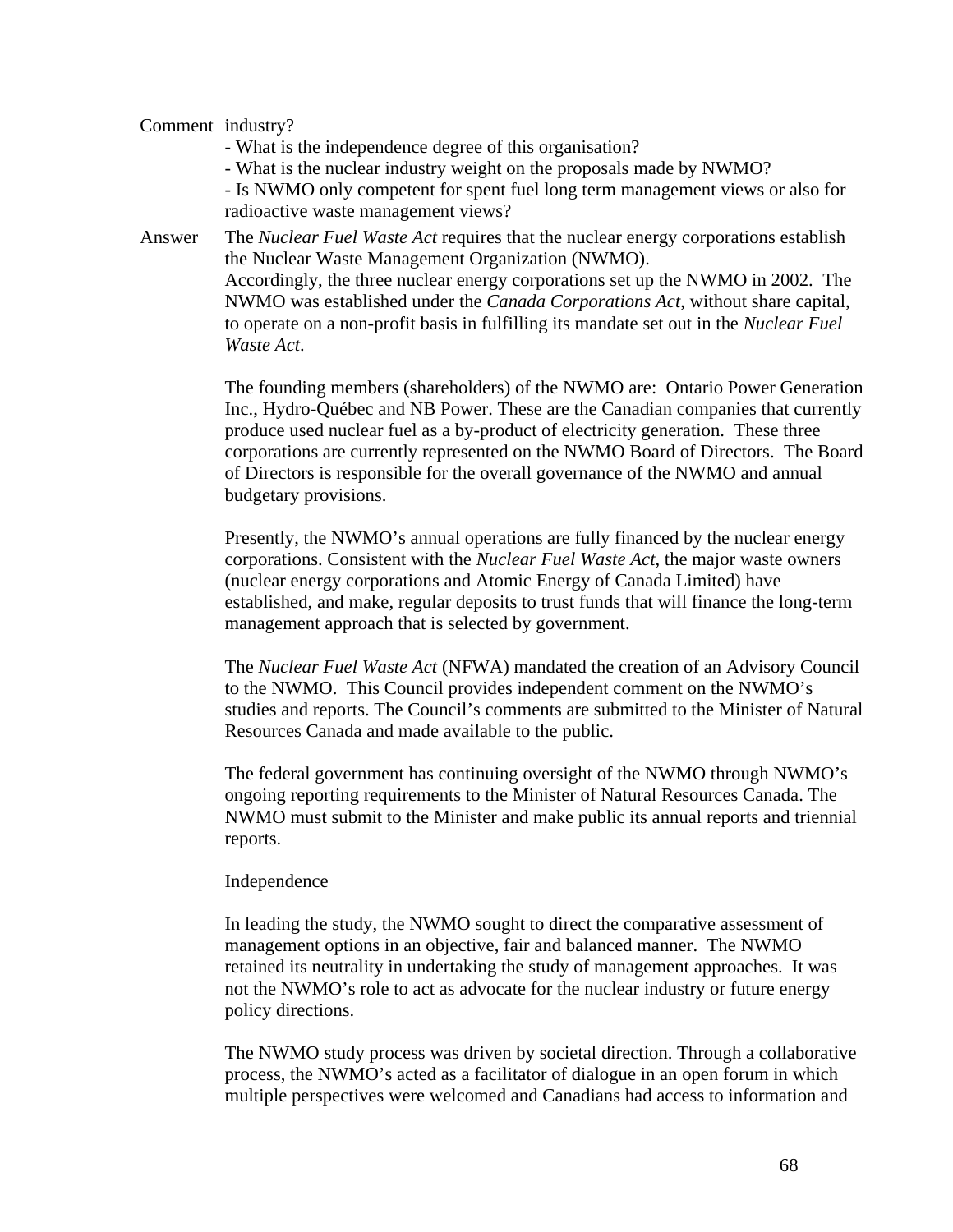Comment industry?

- What is the independence degree of this organisation?
- What is the nuclear industry weight on the proposals made by NWMO?
- Is NWMO only competent for spent fuel long term management views or also for radioactive waste management views?

Answer The *Nuclear Fuel Waste Act* requires that the nuclear energy corporations establish the Nuclear Waste Management Organization (NWMO).
Accordingly, the three nuclear energy corporations set up the NWMO in 2002. The NWMO was established under the *Canada Corporations Act*, without share capital, to operate on a non-profit basis in fulfilling its mandate set out in the *Nuclear Fuel Waste Act*.

The founding members (shareholders) of the NWMO are: Ontario Power Generation Inc., Hydro-Québec and NB Power. These are the Canadian companies that currently produce used nuclear fuel as a by-product of electricity generation. These three corporations are currently represented on the NWMO Board of Directors. The Board of Directors is responsible for the overall governance of the NWMO and annual budgetary provisions.

Presently, the NWMO's annual operations are fully financed by the nuclear energy corporations. Consistent with the *Nuclear Fuel Waste Act*, the major waste owners (nuclear energy corporations and Atomic Energy of Canada Limited) have established, and make, regular deposits to trust funds that will finance the long-term management approach that is selected by government.

The *Nuclear Fuel Waste Act* (NFWA) mandated the creation of an Advisory Council to the NWMO. This Council provides independent comment on the NWMO's studies and reports. The Council's comments are submitted to the Minister of Natural Resources Canada and made available to the public.

The federal government has continuing oversight of the NWMO through NWMO's ongoing reporting requirements to the Minister of Natural Resources Canada. The NWMO must submit to the Minister and make public its annual reports and triennial reports.

Independence

In leading the study, the NWMO sought to direct the comparative assessment of management options in an objective, fair and balanced manner. The NWMO retained its neutrality in undertaking the study of management approaches. It was not the NWMO's role to act as advocate for the nuclear industry or future energy policy directions.

The NWMO study process was driven by societal direction. Through a collaborative process, the NWMO's acted as a facilitator of dialogue in an open forum in which multiple perspectives were welcomed and Canadians had access to information and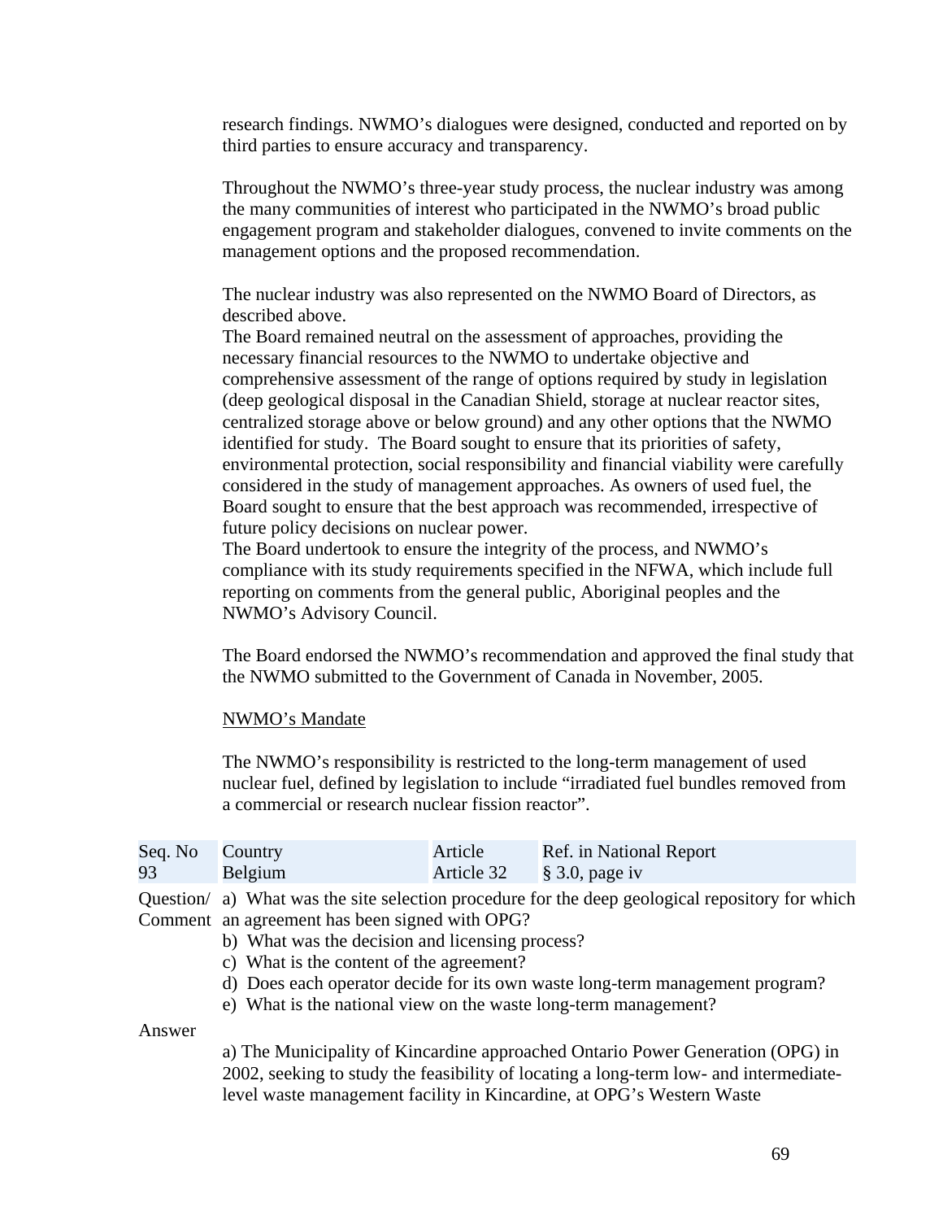research findings. NWMO's dialogues were designed, conducted and reported on by third parties to ensure accuracy and transparency.

Throughout the NWMO's three-year study process, the nuclear industry was among the many communities of interest who participated in the NWMO's broad public engagement program and stakeholder dialogues, convened to invite comments on the management options and the proposed recommendation.

The nuclear industry was also represented on the NWMO Board of Directors, as described above.

The Board remained neutral on the assessment of approaches, providing the necessary financial resources to the NWMO to undertake objective and comprehensive assessment of the range of options required by study in legislation (deep geological disposal in the Canadian Shield, storage at nuclear reactor sites, centralized storage above or below ground) and any other options that the NWMO identified for study. The Board sought to ensure that its priorities of safety, environmental protection, social responsibility and financial viability were carefully considered in the study of management approaches. As owners of used fuel, the Board sought to ensure that the best approach was recommended, irrespective of future policy decisions on nuclear power.

The Board undertook to ensure the integrity of the process, and NWMO's compliance with its study requirements specified in the NFWA, which include full reporting on comments from the general public, Aboriginal peoples and the NWMO's Advisory Council.

The Board endorsed the NWMO's recommendation and approved the final study that the NWMO submitted to the Government of Canada in November, 2005.

NWMO's Mandate

The NWMO's responsibility is restricted to the long-term management of used nuclear fuel, defined by legislation to include "irradiated fuel bundles removed from a commercial or research nuclear fission reactor".

| Seq. No | Country | Article | Ref. in National Report |
|---|---|---|---|
| 93 | Belgium | Article 32 | § 3.0, page iv |

Question/ Comment

a) What was the site selection procedure for the deep geological repository for which an agreement has been signed with OPG?
b) What was the decision and licensing process?
c) What is the content of the agreement?
d) Does each operator decide for its own waste long-term management program?
e) What is the national view on the waste long-term management?

Answer

a) The Municipality of Kincardine approached Ontario Power Generation (OPG) in 2002, seeking to study the feasibility of locating a long-term low- and intermediate-level waste management facility in Kincardine, at OPG's Western Waste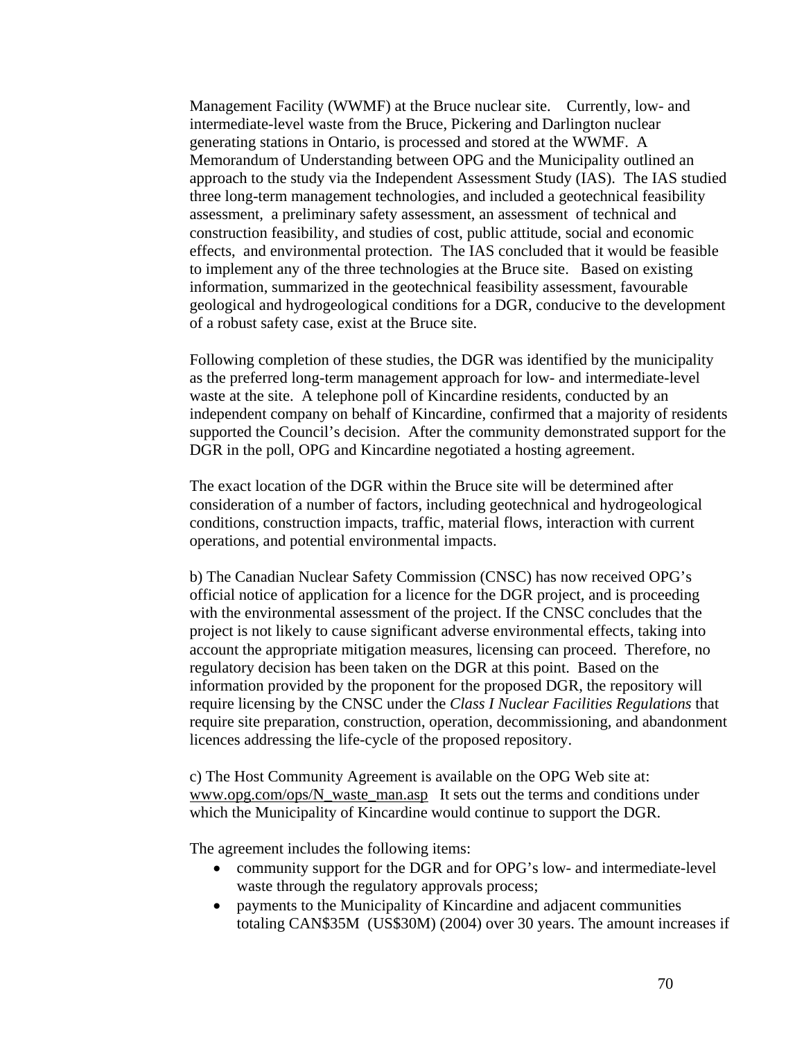Management Facility (WWMF) at the Bruce nuclear site. Currently, low- and intermediate-level waste from the Bruce, Pickering and Darlington nuclear generating stations in Ontario, is processed and stored at the WWMF. A Memorandum of Understanding between OPG and the Municipality outlined an approach to the study via the Independent Assessment Study (IAS). The IAS studied three long-term management technologies, and included a geotechnical feasibility assessment, a preliminary safety assessment, an assessment of technical and construction feasibility, and studies of cost, public attitude, social and economic effects, and environmental protection. The IAS concluded that it would be feasible to implement any of the three technologies at the Bruce site. Based on existing information, summarized in the geotechnical feasibility assessment, favourable geological and hydrogeological conditions for a DGR, conducive to the development of a robust safety case, exist at the Bruce site.

Following completion of these studies, the DGR was identified by the municipality as the preferred long-term management approach for low- and intermediate-level waste at the site. A telephone poll of Kincardine residents, conducted by an independent company on behalf of Kincardine, confirmed that a majority of residents supported the Council's decision. After the community demonstrated support for the DGR in the poll, OPG and Kincardine negotiated a hosting agreement.

The exact location of the DGR within the Bruce site will be determined after consideration of a number of factors, including geotechnical and hydrogeological conditions, construction impacts, traffic, material flows, interaction with current operations, and potential environmental impacts.

b) The Canadian Nuclear Safety Commission (CNSC) has now received OPG's official notice of application for a licence for the DGR project, and is proceeding with the environmental assessment of the project. If the CNSC concludes that the project is not likely to cause significant adverse environmental effects, taking into account the appropriate mitigation measures, licensing can proceed. Therefore, no regulatory decision has been taken on the DGR at this point. Based on the information provided by the proponent for the proposed DGR, the repository will require licensing by the CNSC under the *Class I Nuclear Facilities Regulations* that require site preparation, construction, operation, decommissioning, and abandonment licences addressing the life-cycle of the proposed repository.

c) The Host Community Agreement is available on the OPG Web site at: www.opg.com/ops/N_waste_man.asp It sets out the terms and conditions under which the Municipality of Kincardine would continue to support the DGR.

The agreement includes the following items:

- community support for the DGR and for OPG's low- and intermediate-level waste through the regulatory approvals process;
- payments to the Municipality of Kincardine and adjacent communities totaling CAN$35M (US$30M) (2004) over 30 years. The amount increases if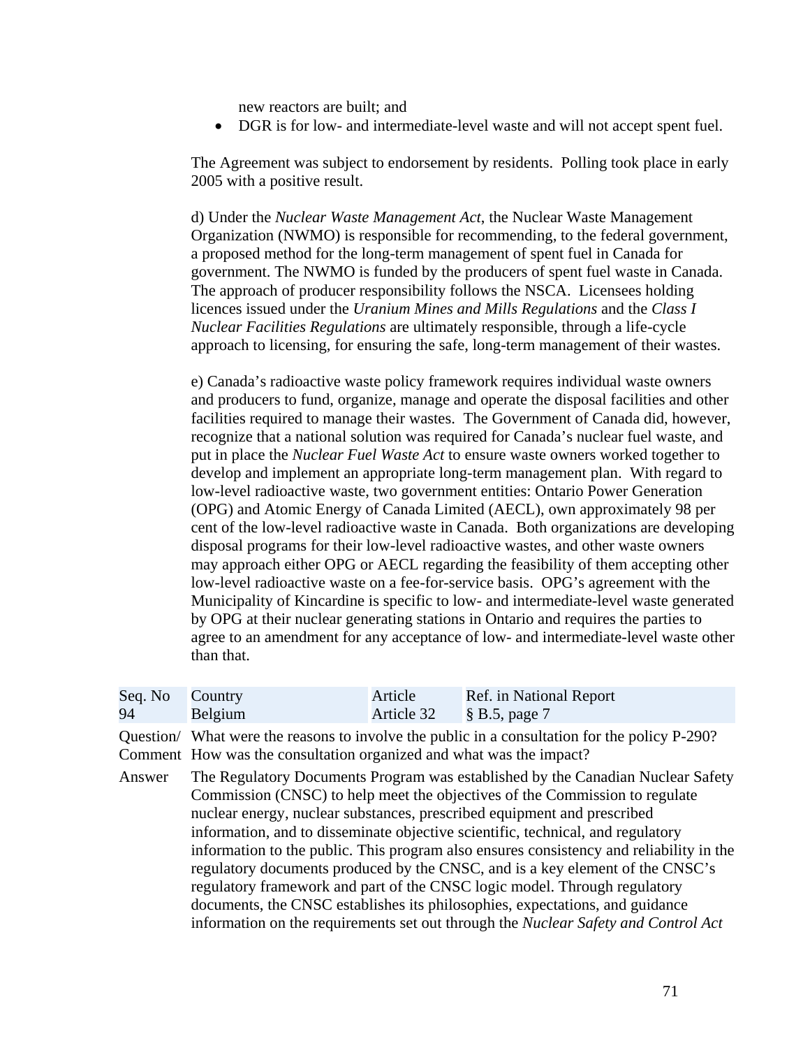new reactors are built; and

- DGR is for low- and intermediate-level waste and will not accept spent fuel.

The Agreement was subject to endorsement by residents. Polling took place in early 2005 with a positive result.

d) Under the *Nuclear Waste Management Act*, the Nuclear Waste Management Organization (NWMO) is responsible for recommending, to the federal government, a proposed method for the long-term management of spent fuel in Canada for government. The NWMO is funded by the producers of spent fuel waste in Canada. The approach of producer responsibility follows the NSCA. Licensees holding licences issued under the *Uranium Mines and Mills Regulations* and the *Class I Nuclear Facilities Regulations* are ultimately responsible, through a life-cycle approach to licensing, for ensuring the safe, long-term management of their wastes.

e) Canada's radioactive waste policy framework requires individual waste owners and producers to fund, organize, manage and operate the disposal facilities and other facilities required to manage their wastes. The Government of Canada did, however, recognize that a national solution was required for Canada's nuclear fuel waste, and put in place the *Nuclear Fuel Waste Act* to ensure waste owners worked together to develop and implement an appropriate long-term management plan. With regard to low-level radioactive waste, two government entities: Ontario Power Generation (OPG) and Atomic Energy of Canada Limited (AECL), own approximately 98 per cent of the low-level radioactive waste in Canada. Both organizations are developing disposal programs for their low-level radioactive wastes, and other waste owners may approach either OPG or AECL regarding the feasibility of them accepting other low-level radioactive waste on a fee-for-service basis. OPG's agreement with the Municipality of Kincardine is specific to low- and intermediate-level waste generated by OPG at their nuclear generating stations in Ontario and requires the parties to agree to an amendment for any acceptance of low- and intermediate-level waste other than that.

| Seq. No | Country | Article | Ref. in National Report |
|---|---|---|---|
| 94 | Belgium | Article 32 | § B.5, page 7 |

Question/ Comment: What were the reasons to involve the public in a consultation for the policy P-290? How was the consultation organized and what was the impact?

Answer: The Regulatory Documents Program was established by the Canadian Nuclear Safety Commission (CNSC) to help meet the objectives of the Commission to regulate nuclear energy, nuclear substances, prescribed equipment and prescribed information, and to disseminate objective scientific, technical, and regulatory information to the public. This program also ensures consistency and reliability in the regulatory documents produced by the CNSC, and is a key element of the CNSC's regulatory framework and part of the CNSC logic model. Through regulatory documents, the CNSC establishes its philosophies, expectations, and guidance information on the requirements set out through the *Nuclear Safety and Control Act*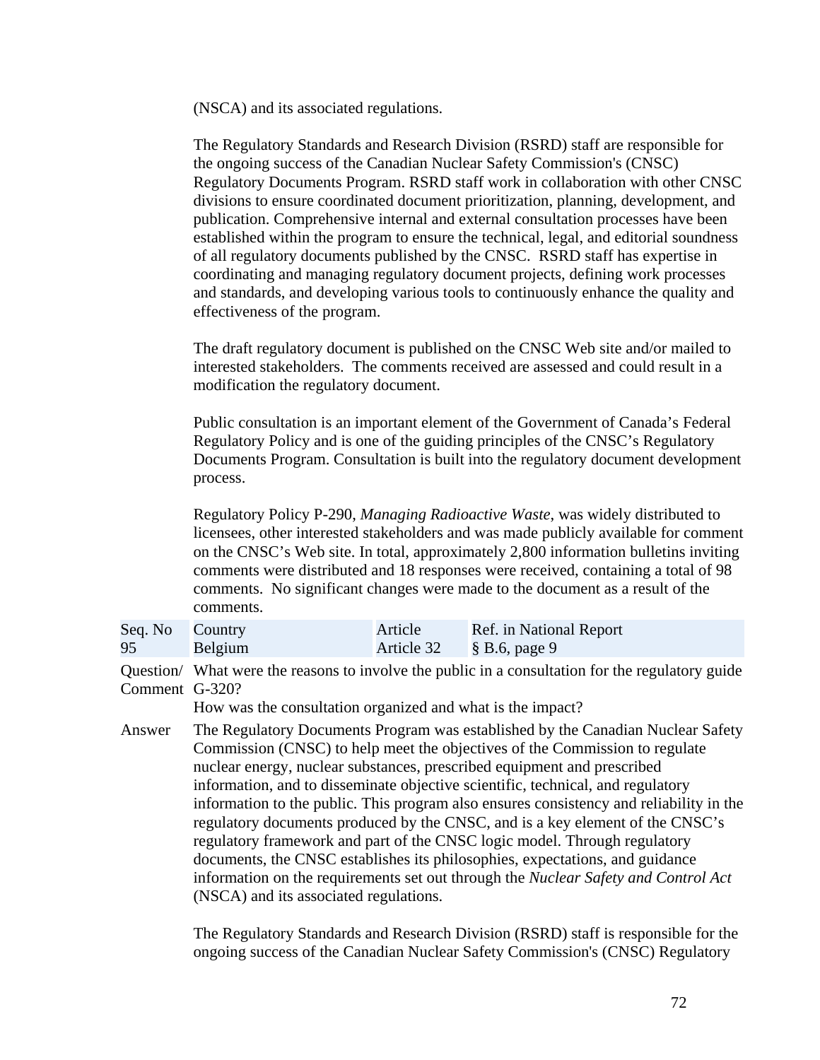(NSCA) and its associated regulations.

The Regulatory Standards and Research Division (RSRD) staff are responsible for the ongoing success of the Canadian Nuclear Safety Commission's (CNSC) Regulatory Documents Program. RSRD staff work in collaboration with other CNSC divisions to ensure coordinated document prioritization, planning, development, and publication. Comprehensive internal and external consultation processes have been established within the program to ensure the technical, legal, and editorial soundness of all regulatory documents published by the CNSC. RSRD staff has expertise in coordinating and managing regulatory document projects, defining work processes and standards, and developing various tools to continuously enhance the quality and effectiveness of the program.

The draft regulatory document is published on the CNSC Web site and/or mailed to interested stakeholders. The comments received are assessed and could result in a modification the regulatory document.

Public consultation is an important element of the Government of Canada's Federal Regulatory Policy and is one of the guiding principles of the CNSC's Regulatory Documents Program. Consultation is built into the regulatory document development process.

Regulatory Policy P-290, *Managing Radioactive Waste*, was widely distributed to licensees, other interested stakeholders and was made publicly available for comment on the CNSC's Web site. In total, approximately 2,800 information bulletins inviting comments were distributed and 18 responses were received, containing a total of 98 comments. No significant changes were made to the document as a result of the comments.

| Seq. No | Country | Article | Ref. in National Report |
|---|---|---|---|
| 95 | Belgium | Article 32 | § B.6, page 9 |

**Question/ Comment** What were the reasons to involve the public in a consultation for the regulatory guide G-320?

How was the consultation organized and what is the impact?

**Answer** The Regulatory Documents Program was established by the Canadian Nuclear Safety Commission (CNSC) to help meet the objectives of the Commission to regulate nuclear energy, nuclear substances, prescribed equipment and prescribed information, and to disseminate objective scientific, technical, and regulatory information to the public. This program also ensures consistency and reliability in the regulatory documents produced by the CNSC, and is a key element of the CNSC's regulatory framework and part of the CNSC logic model. Through regulatory documents, the CNSC establishes its philosophies, expectations, and guidance information on the requirements set out through the *Nuclear Safety and Control Act* (NSCA) and its associated regulations.

The Regulatory Standards and Research Division (RSRD) staff is responsible for the ongoing success of the Canadian Nuclear Safety Commission's (CNSC) Regulatory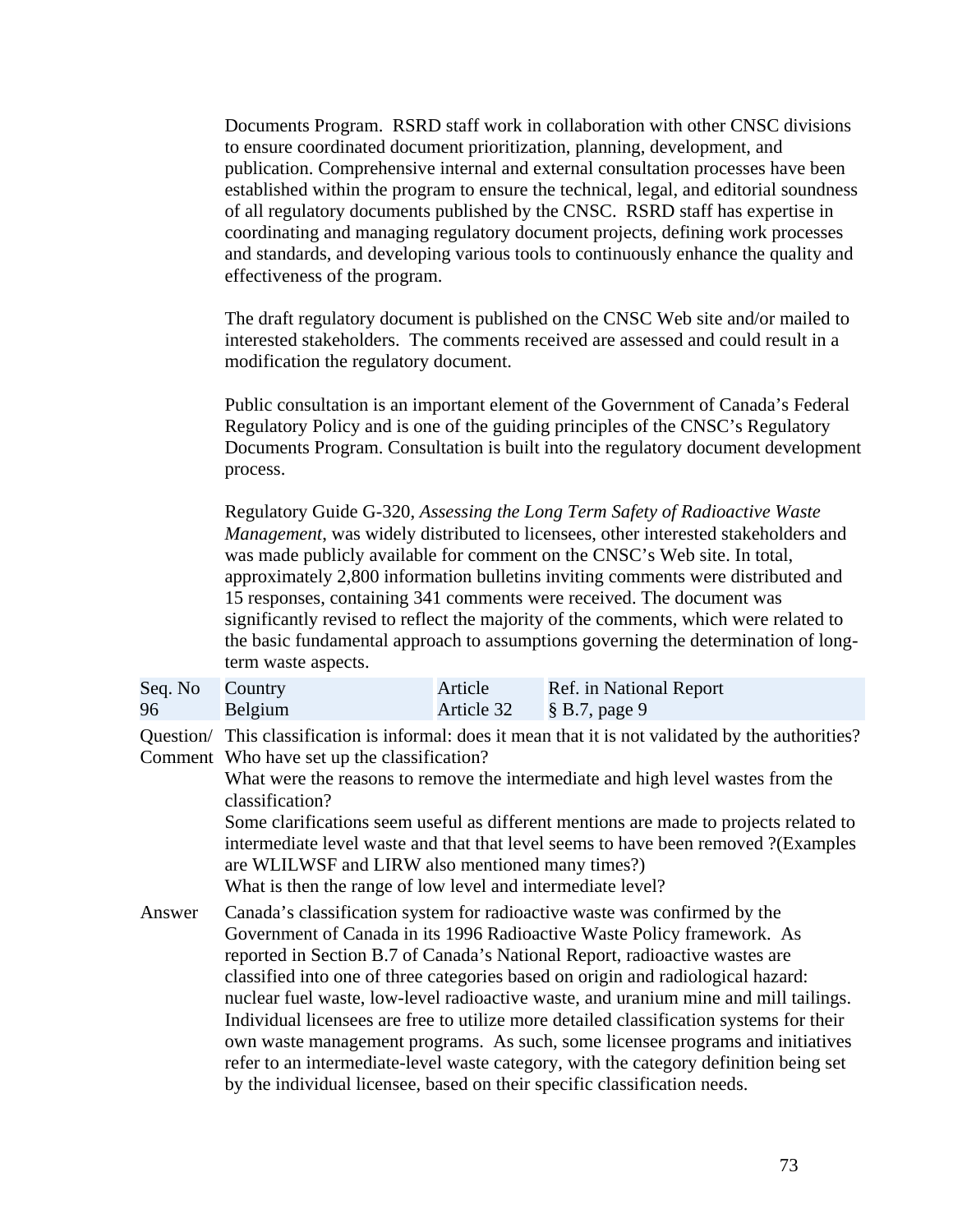Documents Program. RSRD staff work in collaboration with other CNSC divisions to ensure coordinated document prioritization, planning, development, and publication. Comprehensive internal and external consultation processes have been established within the program to ensure the technical, legal, and editorial soundness of all regulatory documents published by the CNSC. RSRD staff has expertise in coordinating and managing regulatory document projects, defining work processes and standards, and developing various tools to continuously enhance the quality and effectiveness of the program.

The draft regulatory document is published on the CNSC Web site and/or mailed to interested stakeholders. The comments received are assessed and could result in a modification the regulatory document.

Public consultation is an important element of the Government of Canada's Federal Regulatory Policy and is one of the guiding principles of the CNSC's Regulatory Documents Program. Consultation is built into the regulatory document development process.

Regulatory Guide G-320, *Assessing the Long Term Safety of Radioactive Waste Management*, was widely distributed to licensees, other interested stakeholders and was made publicly available for comment on the CNSC's Web site. In total, approximately 2,800 information bulletins inviting comments were distributed and 15 responses, containing 341 comments were received. The document was significantly revised to reflect the majority of the comments, which were related to the basic fundamental approach to assumptions governing the determination of long-term waste aspects.

| Seq. No | Country | Article | Ref. in National Report |
|---|---|---|---|
| 96 | Belgium | Article 32 | § B.7, page 9 |

**Question/ Comment**

This classification is informal: does it mean that it is not validated by the authorities? Who have set up the classification?

What were the reasons to remove the intermediate and high level wastes from the classification?

Some clarifications seem useful as different mentions are made to projects related to intermediate level waste and that that level seems to have been removed ?(Examples are WLILWSF and LIRW also mentioned many times?)

What is then the range of low level and intermediate level?

**Answer**

Canada's classification system for radioactive waste was confirmed by the Government of Canada in its 1996 Radioactive Waste Policy framework. As reported in Section B.7 of Canada's National Report, radioactive wastes are classified into one of three categories based on origin and radiological hazard: nuclear fuel waste, low-level radioactive waste, and uranium mine and mill tailings. Individual licensees are free to utilize more detailed classification systems for their own waste management programs. As such, some licensee programs and initiatives refer to an intermediate-level waste category, with the category definition being set by the individual licensee, based on their specific classification needs.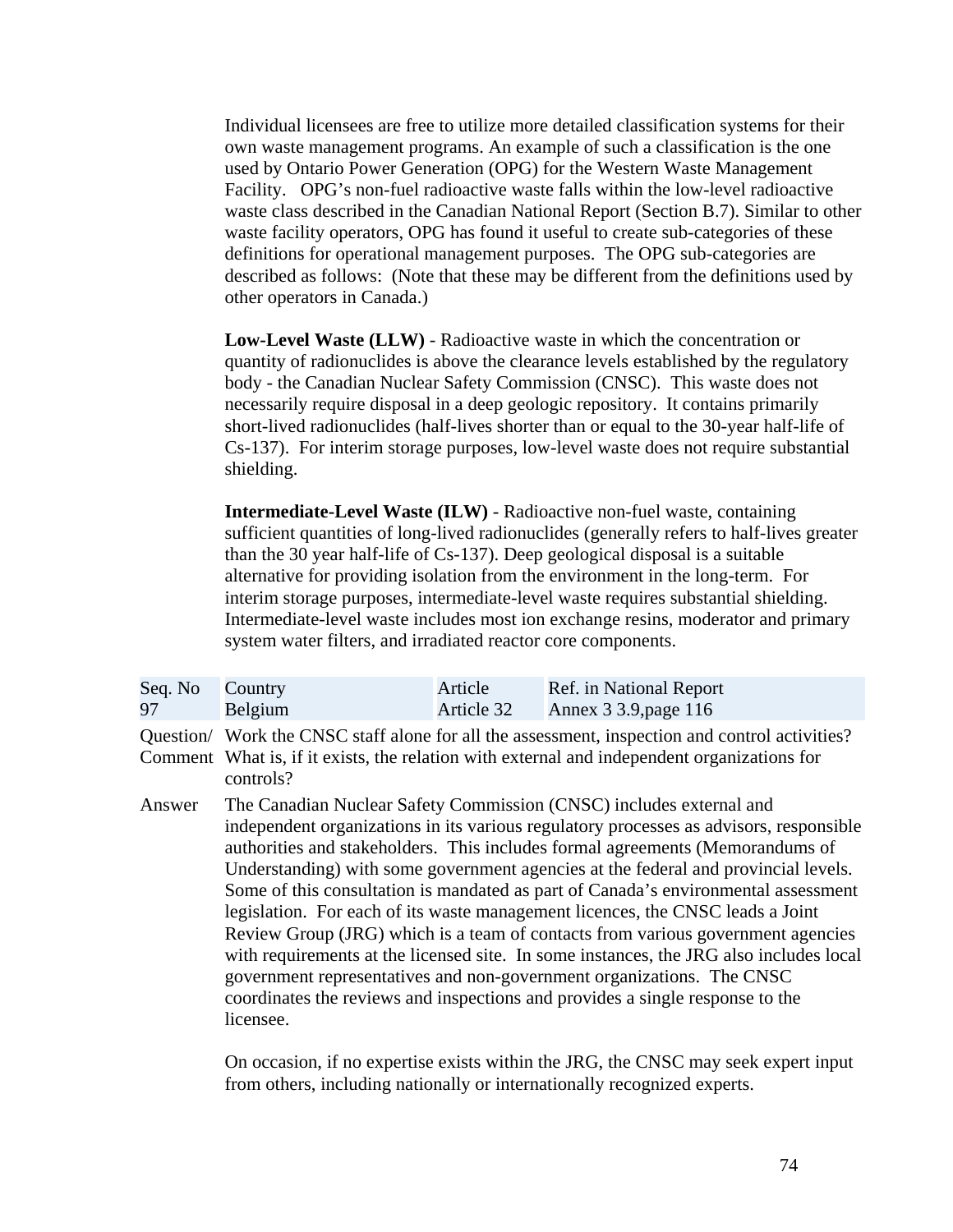Individual licensees are free to utilize more detailed classification systems for their own waste management programs. An example of such a classification is the one used by Ontario Power Generation (OPG) for the Western Waste Management Facility. OPG's non-fuel radioactive waste falls within the low-level radioactive waste class described in the Canadian National Report (Section B.7). Similar to other waste facility operators, OPG has found it useful to create sub-categories of these definitions for operational management purposes. The OPG sub-categories are described as follows: (Note that these may be different from the definitions used by other operators in Canada.)

**Low-Level Waste (LLW)** - Radioactive waste in which the concentration or quantity of radionuclides is above the clearance levels established by the regulatory body - the Canadian Nuclear Safety Commission (CNSC). This waste does not necessarily require disposal in a deep geologic repository. It contains primarily short-lived radionuclides (half-lives shorter than or equal to the 30-year half-life of Cs-137). For interim storage purposes, low-level waste does not require substantial shielding.

**Intermediate-Level Waste (ILW)** - Radioactive non-fuel waste, containing sufficient quantities of long-lived radionuclides (generally refers to half-lives greater than the 30 year half-life of Cs-137). Deep geological disposal is a suitable alternative for providing isolation from the environment in the long-term. For interim storage purposes, intermediate-level waste requires substantial shielding. Intermediate-level waste includes most ion exchange resins, moderator and primary system water filters, and irradiated reactor core components.

| Seq. No | Country | Article | Ref. in National Report |
|---|---|---|---|
| 97 | Belgium | Article 32 | Annex 3 3.9,page 116 |

Question/ Comment: Work the CNSC staff alone for all the assessment, inspection and control activities? What is, if it exists, the relation with external and independent organizations for controls?

Answer: The Canadian Nuclear Safety Commission (CNSC) includes external and independent organizations in its various regulatory processes as advisors, responsible authorities and stakeholders. This includes formal agreements (Memorandums of Understanding) with some government agencies at the federal and provincial levels. Some of this consultation is mandated as part of Canada's environmental assessment legislation. For each of its waste management licences, the CNSC leads a Joint Review Group (JRG) which is a team of contacts from various government agencies with requirements at the licensed site. In some instances, the JRG also includes local government representatives and non-government organizations. The CNSC coordinates the reviews and inspections and provides a single response to the licensee.

On occasion, if no expertise exists within the JRG, the CNSC may seek expert input from others, including nationally or internationally recognized experts.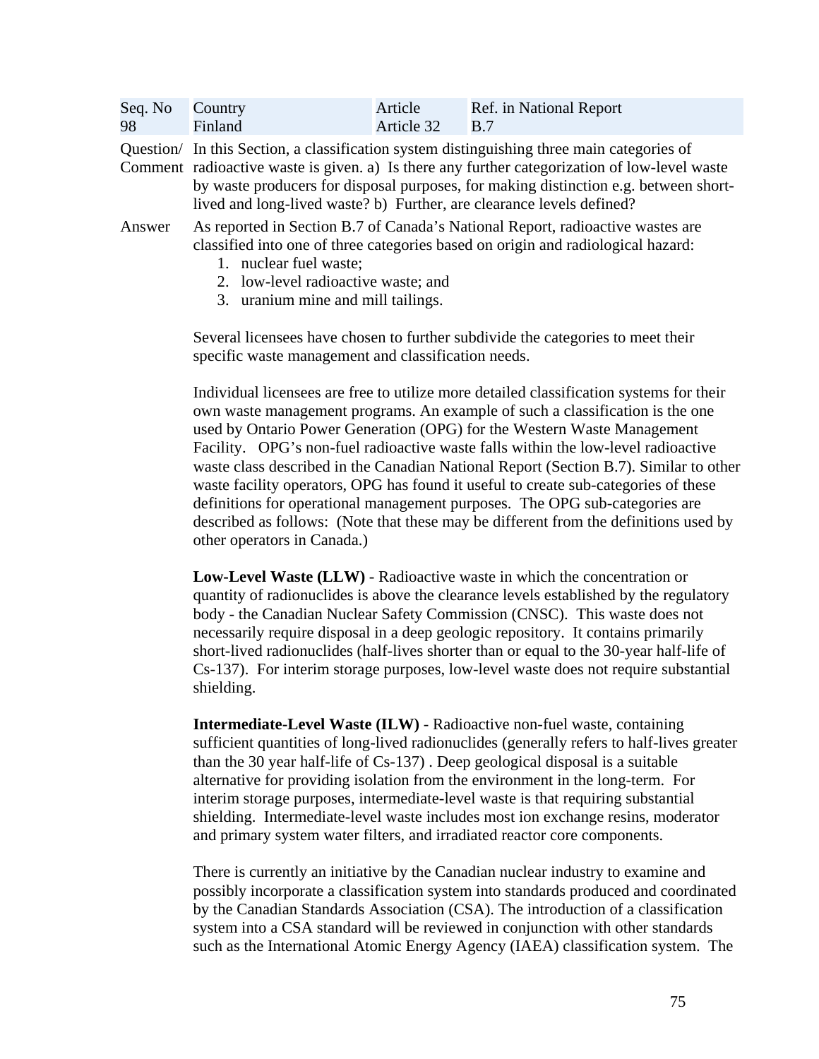| Seq. No | Country | Article | Ref. in National Report |
|---|---|---|---|
| 98 | Finland | Article 32 | B.7 |

Question/ Comment: In this Section, a classification system distinguishing three main categories of radioactive waste is given. a) Is there any further categorization of low-level waste by waste producers for disposal purposes, for making distinction e.g. between short-lived and long-lived waste? b) Further, are clearance levels defined?

Answer: As reported in Section B.7 of Canada's National Report, radioactive wastes are classified into one of three categories based on origin and radiological hazard:

1. nuclear fuel waste;
2. low-level radioactive waste; and
3. uranium mine and mill tailings.

Several licensees have chosen to further subdivide the categories to meet their specific waste management and classification needs.

Individual licensees are free to utilize more detailed classification systems for their own waste management programs. An example of such a classification is the one used by Ontario Power Generation (OPG) for the Western Waste Management Facility. OPG's non-fuel radioactive waste falls within the low-level radioactive waste class described in the Canadian National Report (Section B.7). Similar to other waste facility operators, OPG has found it useful to create sub-categories of these definitions for operational management purposes. The OPG sub-categories are described as follows: (Note that these may be different from the definitions used by other operators in Canada.)

**Low-Level Waste (LLW)** - Radioactive waste in which the concentration or quantity of radionuclides is above the clearance levels established by the regulatory body - the Canadian Nuclear Safety Commission (CNSC). This waste does not necessarily require disposal in a deep geologic repository. It contains primarily short-lived radionuclides (half-lives shorter than or equal to the 30-year half-life of Cs-137). For interim storage purposes, low-level waste does not require substantial shielding.

**Intermediate-Level Waste (ILW)** - Radioactive non-fuel waste, containing sufficient quantities of long-lived radionuclides (generally refers to half-lives greater than the 30 year half-life of Cs-137) . Deep geological disposal is a suitable alternative for providing isolation from the environment in the long-term. For interim storage purposes, intermediate-level waste is that requiring substantial shielding. Intermediate-level waste includes most ion exchange resins, moderator and primary system water filters, and irradiated reactor core components.

There is currently an initiative by the Canadian nuclear industry to examine and possibly incorporate a classification system into standards produced and coordinated by the Canadian Standards Association (CSA). The introduction of a classification system into a CSA standard will be reviewed in conjunction with other standards such as the International Atomic Energy Agency (IAEA) classification system. The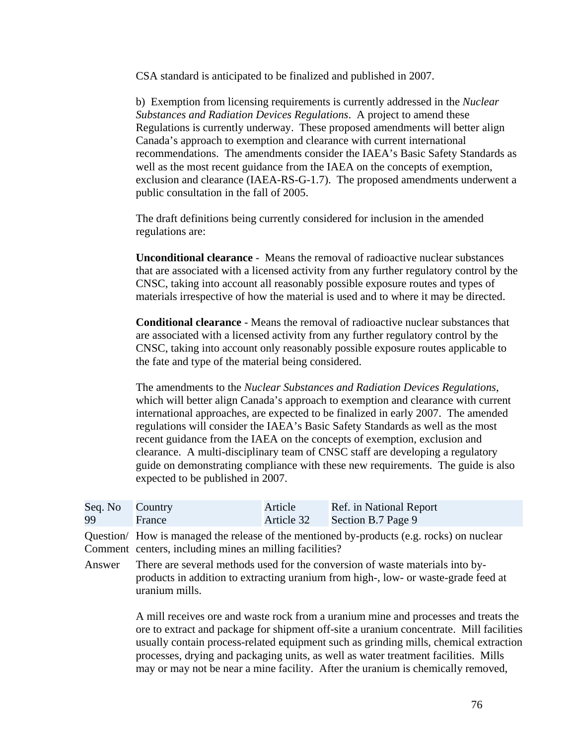CSA standard is anticipated to be finalized and published in 2007.

b) Exemption from licensing requirements is currently addressed in the *Nuclear Substances and Radiation Devices Regulations*. A project to amend these Regulations is currently underway. These proposed amendments will better align Canada's approach to exemption and clearance with current international recommendations. The amendments consider the IAEA's Basic Safety Standards as well as the most recent guidance from the IAEA on the concepts of exemption, exclusion and clearance (IAEA-RS-G-1.7). The proposed amendments underwent a public consultation in the fall of 2005.

The draft definitions being currently considered for inclusion in the amended regulations are:

**Unconditional clearance** - Means the removal of radioactive nuclear substances that are associated with a licensed activity from any further regulatory control by the CNSC, taking into account all reasonably possible exposure routes and types of materials irrespective of how the material is used and to where it may be directed.

**Conditional clearance** - Means the removal of radioactive nuclear substances that are associated with a licensed activity from any further regulatory control by the CNSC, taking into account only reasonably possible exposure routes applicable to the fate and type of the material being considered.

The amendments to the *Nuclear Substances and Radiation Devices Regulations*, which will better align Canada's approach to exemption and clearance with current international approaches, are expected to be finalized in early 2007. The amended regulations will consider the IAEA's Basic Safety Standards as well as the most recent guidance from the IAEA on the concepts of exemption, exclusion and clearance. A multi-disciplinary team of CNSC staff are developing a regulatory guide on demonstrating compliance with these new requirements. The guide is also expected to be published in 2007.

| Seq. No | Country | Article | Ref. in National Report |
|---|---|---|---|
| 99 | France | Article 32 | Section B.7 Page 9 |

**Question/ Comment** How is managed the release of the mentioned by-products (e.g. rocks) on nuclear centers, including mines an milling facilities?

**Answer** There are several methods used for the conversion of waste materials into by-products in addition to extracting uranium from high-, low- or waste-grade feed at uranium mills.

A mill receives ore and waste rock from a uranium mine and processes and treats the ore to extract and package for shipment off-site a uranium concentrate. Mill facilities usually contain process-related equipment such as grinding mills, chemical extraction processes, drying and packaging units, as well as water treatment facilities. Mills may or may not be near a mine facility. After the uranium is chemically removed,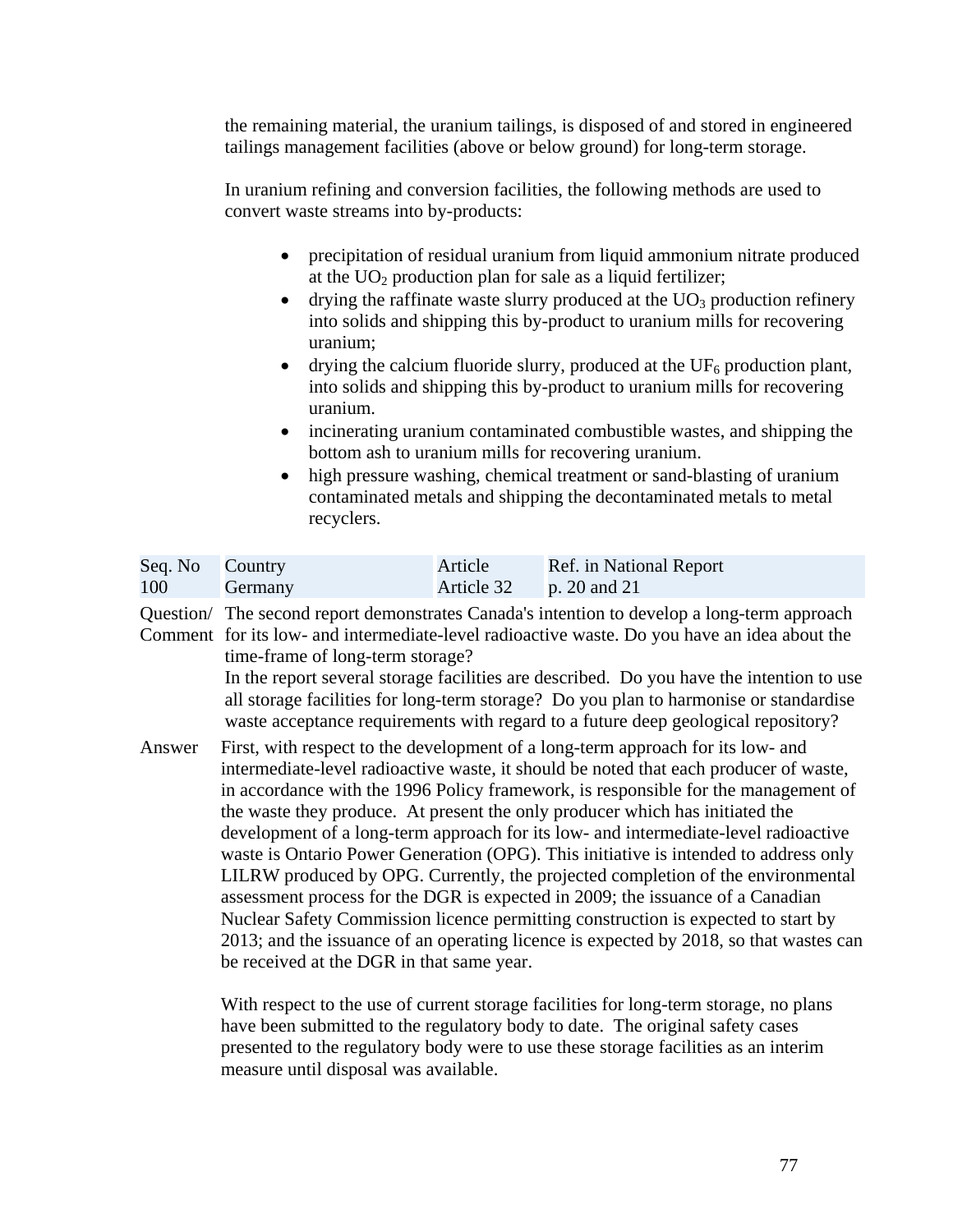the remaining material, the uranium tailings, is disposed of and stored in engineered tailings management facilities (above or below ground) for long-term storage.

In uranium refining and conversion facilities, the following methods are used to convert waste streams into by-products:

- precipitation of residual uranium from liquid ammonium nitrate produced at the $UO_2$ production plan for sale as a liquid fertilizer;
- drying the raffinate waste slurry produced at the $UO_3$ production refinery into solids and shipping this by-product to uranium mills for recovering uranium;
- drying the calcium fluoride slurry, produced at the $UF_6$ production plant, into solids and shipping this by-product to uranium mills for recovering uranium.
- incinerating uranium contaminated combustible wastes, and shipping the bottom ash to uranium mills for recovering uranium.
- high pressure washing, chemical treatment or sand-blasting of uranium contaminated metals and shipping the decontaminated metals to metal recyclers.

| Seq. No | Country | Article | Ref. in National Report |
|---|---|---|---|
| 100 | Germany | Article 32 | p. 20 and 21 |

Question/ Comment: The second report demonstrates Canada's intention to develop a long-term approach for its low- and intermediate-level radioactive waste. Do you have an idea about the time-frame of long-term storage?
In the report several storage facilities are described. Do you have the intention to use all storage facilities for long-term storage? Do you plan to harmonise or standardise waste acceptance requirements with regard to a future deep geological repository?

Answer: First, with respect to the development of a long-term approach for its low- and intermediate-level radioactive waste, it should be noted that each producer of waste, in accordance with the 1996 Policy framework, is responsible for the management of the waste they produce. At present the only producer which has initiated the development of a long-term approach for its low- and intermediate-level radioactive waste is Ontario Power Generation (OPG). This initiative is intended to address only LILRW produced by OPG. Currently, the projected completion of the environmental assessment process for the DGR is expected in 2009; the issuance of a Canadian Nuclear Safety Commission licence permitting construction is expected to start by 2013; and the issuance of an operating licence is expected by 2018, so that wastes can be received at the DGR in that same year.

With respect to the use of current storage facilities for long-term storage, no plans have been submitted to the regulatory body to date. The original safety cases presented to the regulatory body were to use these storage facilities as an interim measure until disposal was available.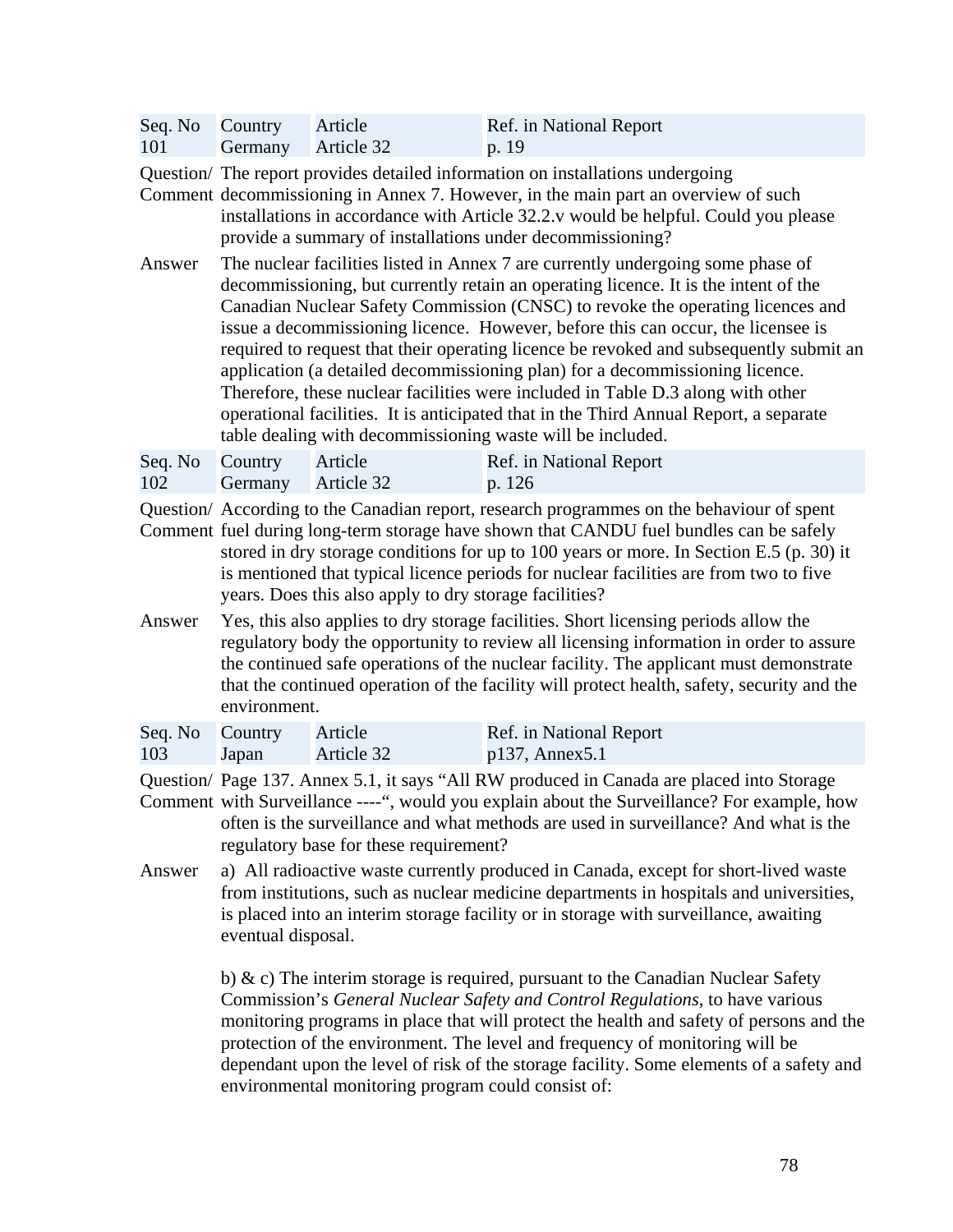| Seq. No 101 | Country Germany | Article Article 32 | Ref. in National Report p. 19 |
|---|---|---|---|

Question/ Comment: The report provides detailed information on installations undergoing decommissioning in Annex 7. However, in the main part an overview of such installations in accordance with Article 32.2.v would be helpful. Could you please provide a summary of installations under decommissioning?

Answer: The nuclear facilities listed in Annex 7 are currently undergoing some phase of decommissioning, but currently retain an operating licence. It is the intent of the Canadian Nuclear Safety Commission (CNSC) to revoke the operating licences and issue a decommissioning licence. However, before this can occur, the licensee is required to request that their operating licence be revoked and subsequently submit an application (a detailed decommissioning plan) for a decommissioning licence. Therefore, these nuclear facilities were included in Table D.3 along with other operational facilities. It is anticipated that in the Third Annual Report, a separate table dealing with decommissioning waste will be included.

| Seq. No 102 | Country Germany | Article Article 32 | Ref. in National Report p. 126 |
|---|---|---|---|

Question/ Comment: According to the Canadian report, research programmes on the behaviour of spent fuel during long-term storage have shown that CANDU fuel bundles can be safely stored in dry storage conditions for up to 100 years or more. In Section E.5 (p. 30) it is mentioned that typical licence periods for nuclear facilities are from two to five years. Does this also apply to dry storage facilities?

Answer: Yes, this also applies to dry storage facilities. Short licensing periods allow the regulatory body the opportunity to review all licensing information in order to assure the continued safe operations of the nuclear facility. The applicant must demonstrate that the continued operation of the facility will protect health, safety, security and the environment.

| Seq. No 103 | Country Japan | Article Article 32 | Ref. in National Report p137, Annex5.1 |
|---|---|---|---|

Question/ Comment: Page 137. Annex 5.1, it says "All RW produced in Canada are placed into Storage with Surveillance ----", would you explain about the Surveillance? For example, how often is the surveillance and what methods are used in surveillance? And what is the regulatory base for these requirement?

Answer: a) All radioactive waste currently produced in Canada, except for short-lived waste from institutions, such as nuclear medicine departments in hospitals and universities, is placed into an interim storage facility or in storage with surveillance, awaiting eventual disposal.

b) & c) The interim storage is required, pursuant to the Canadian Nuclear Safety Commission's *General Nuclear Safety and Control Regulations*, to have various monitoring programs in place that will protect the health and safety of persons and the protection of the environment. The level and frequency of monitoring will be dependant upon the level of risk of the storage facility. Some elements of a safety and environmental monitoring program could consist of: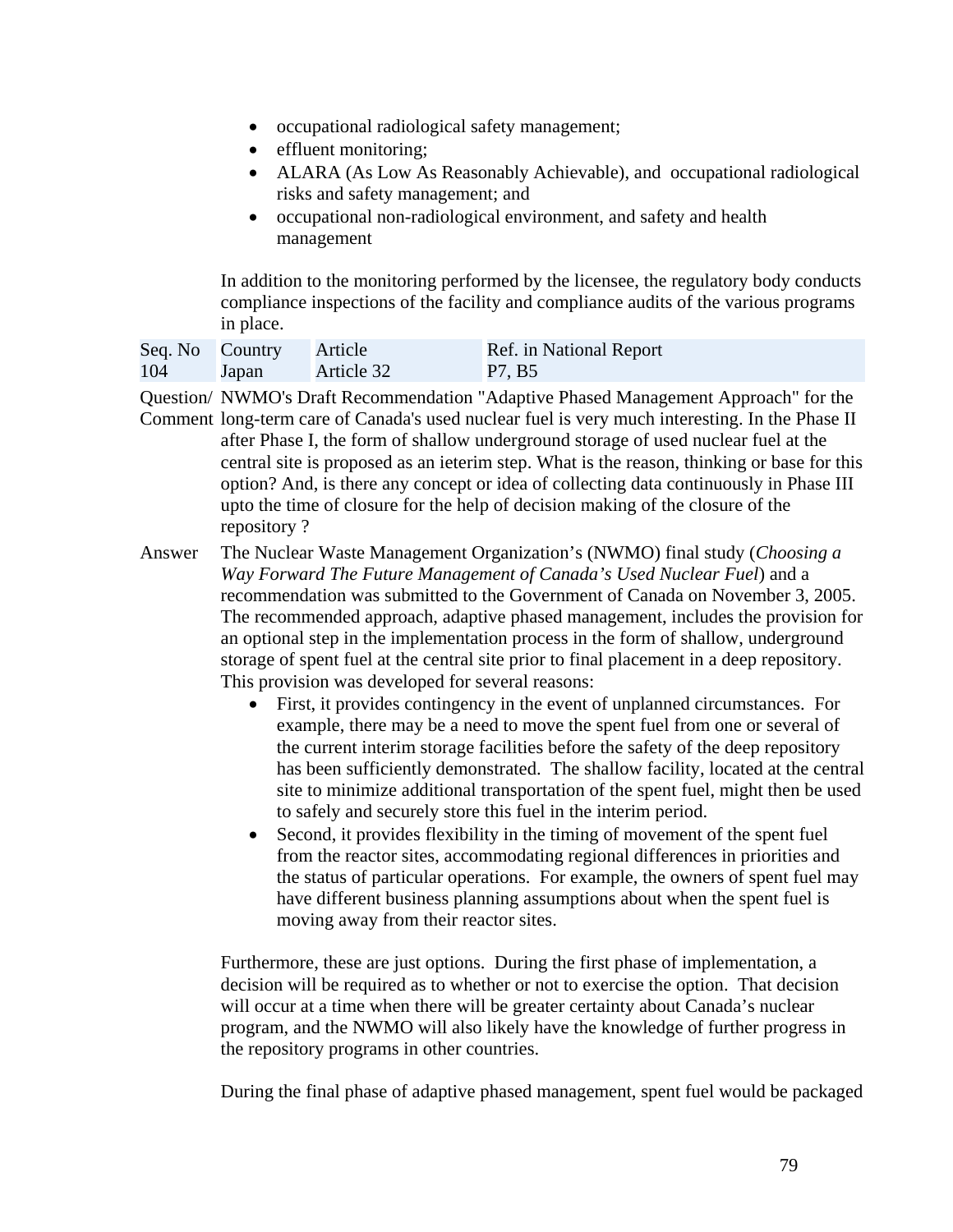- occupational radiological safety management;
- effluent monitoring;
- ALARA (As Low As Reasonably Achievable), and occupational radiological risks and safety management; and
- occupational non-radiological environment, and safety and health management

In addition to the monitoring performed by the licensee, the regulatory body conducts compliance inspections of the facility and compliance audits of the various programs in place.

| Seq. No | Country | Article | Ref. in National Report |
|---|---|---|---|
| 104 | Japan | Article 32 | P7, B5 |

Question/ Comment: NWMO's Draft Recommendation "Adaptive Phased Management Approach" for the long-term care of Canada's used nuclear fuel is very much interesting. In the Phase II after Phase I, the form of shallow underground storage of used nuclear fuel at the central site is proposed as an ieterim step. What is the reason, thinking or base for this option? And, is there any concept or idea of collecting data continuously in Phase III upto the time of closure for the help of decision making of the closure of the repository ?

Answer: The Nuclear Waste Management Organization's (NWMO) final study (*Choosing a Way Forward The Future Management of Canada's Used Nuclear Fuel*) and a recommendation was submitted to the Government of Canada on November 3, 2005. The recommended approach, adaptive phased management, includes the provision for an optional step in the implementation process in the form of shallow, underground storage of spent fuel at the central site prior to final placement in a deep repository. This provision was developed for several reasons:

- First, it provides contingency in the event of unplanned circumstances. For example, there may be a need to move the spent fuel from one or several of the current interim storage facilities before the safety of the deep repository has been sufficiently demonstrated. The shallow facility, located at the central site to minimize additional transportation of the spent fuel, might then be used to safely and securely store this fuel in the interim period.
- Second, it provides flexibility in the timing of movement of the spent fuel from the reactor sites, accommodating regional differences in priorities and the status of particular operations. For example, the owners of spent fuel may have different business planning assumptions about when the spent fuel is moving away from their reactor sites.

Furthermore, these are just options. During the first phase of implementation, a decision will be required as to whether or not to exercise the option. That decision will occur at a time when there will be greater certainty about Canada's nuclear program, and the NWMO will also likely have the knowledge of further progress in the repository programs in other countries.

During the final phase of adaptive phased management, spent fuel would be packaged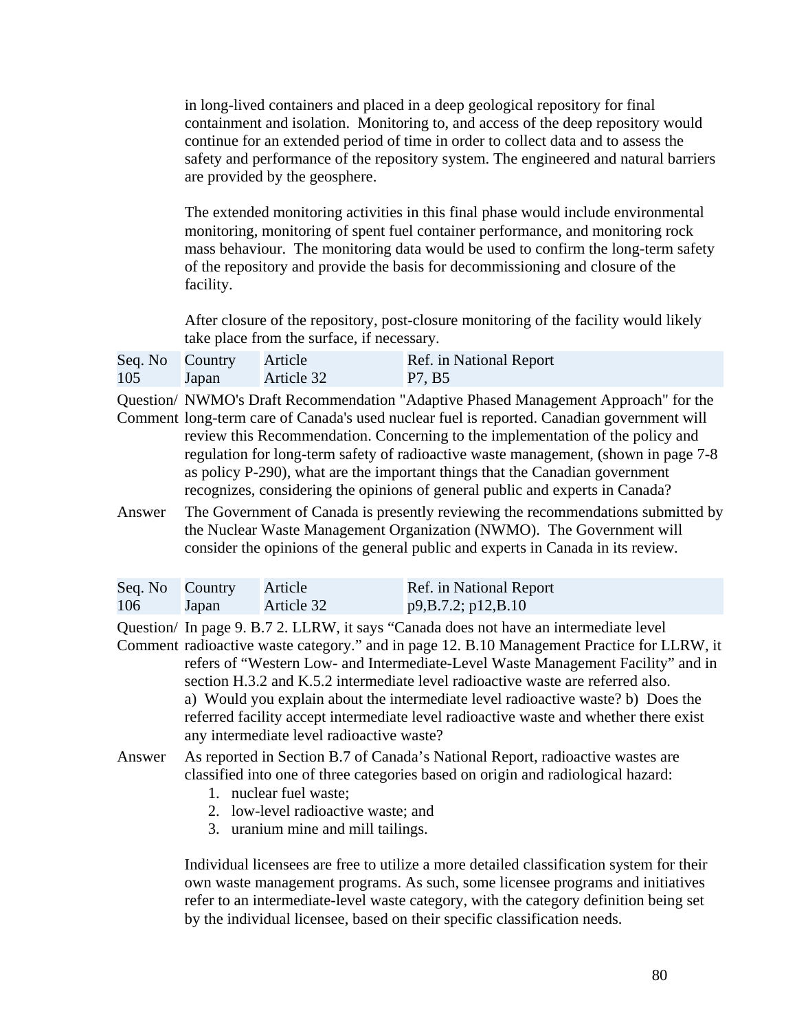in long-lived containers and placed in a deep geological repository for final containment and isolation. Monitoring to, and access of the deep repository would continue for an extended period of time in order to collect data and to assess the safety and performance of the repository system. The engineered and natural barriers are provided by the geosphere.

The extended monitoring activities in this final phase would include environmental monitoring, monitoring of spent fuel container performance, and monitoring rock mass behaviour. The monitoring data would be used to confirm the long-term safety of the repository and provide the basis for decommissioning and closure of the facility.

After closure of the repository, post-closure monitoring of the facility would likely take place from the surface, if necessary.

| Seq. No | Country | Article | Ref. in National Report |
|---|---|---|---|
| 105 | Japan | Article 32 | P7, B5 |

Question/ Comment: NWMO's Draft Recommendation "Adaptive Phased Management Approach" for the long-term care of Canada's used nuclear fuel is reported. Canadian government will review this Recommendation. Concerning to the implementation of the policy and regulation for long-term safety of radioactive waste management, (shown in page 7-8 as policy P-290), what are the important things that the Canadian government recognizes, considering the opinions of general public and experts in Canada?

Answer: The Government of Canada is presently reviewing the recommendations submitted by the Nuclear Waste Management Organization (NWMO). The Government will consider the opinions of the general public and experts in Canada in its review.

| Seq. No | Country | Article | Ref. in National Report |
|---|---|---|---|
| 106 | Japan | Article 32 | p9,B.7.2; p12,B.10 |

Question/ Comment: In page 9. B.7 2. LLRW, it says "Canada does not have an intermediate level radioactive waste category." and in page 12. B.10 Management Practice for LLRW, it refers of "Western Low- and Intermediate-Level Waste Management Facility" and in section H.3.2 and K.5.2 intermediate level radioactive waste are referred also. a) Would you explain about the intermediate level radioactive waste? b) Does the referred facility accept intermediate level radioactive waste and whether there exist any intermediate level radioactive waste?

Answer: As reported in Section B.7 of Canada's National Report, radioactive wastes are classified into one of three categories based on origin and radiological hazard:

1. nuclear fuel waste;
2. low-level radioactive waste; and
3. uranium mine and mill tailings.

Individual licensees are free to utilize a more detailed classification system for their own waste management programs. As such, some licensee programs and initiatives refer to an intermediate-level waste category, with the category definition being set by the individual licensee, based on their specific classification needs.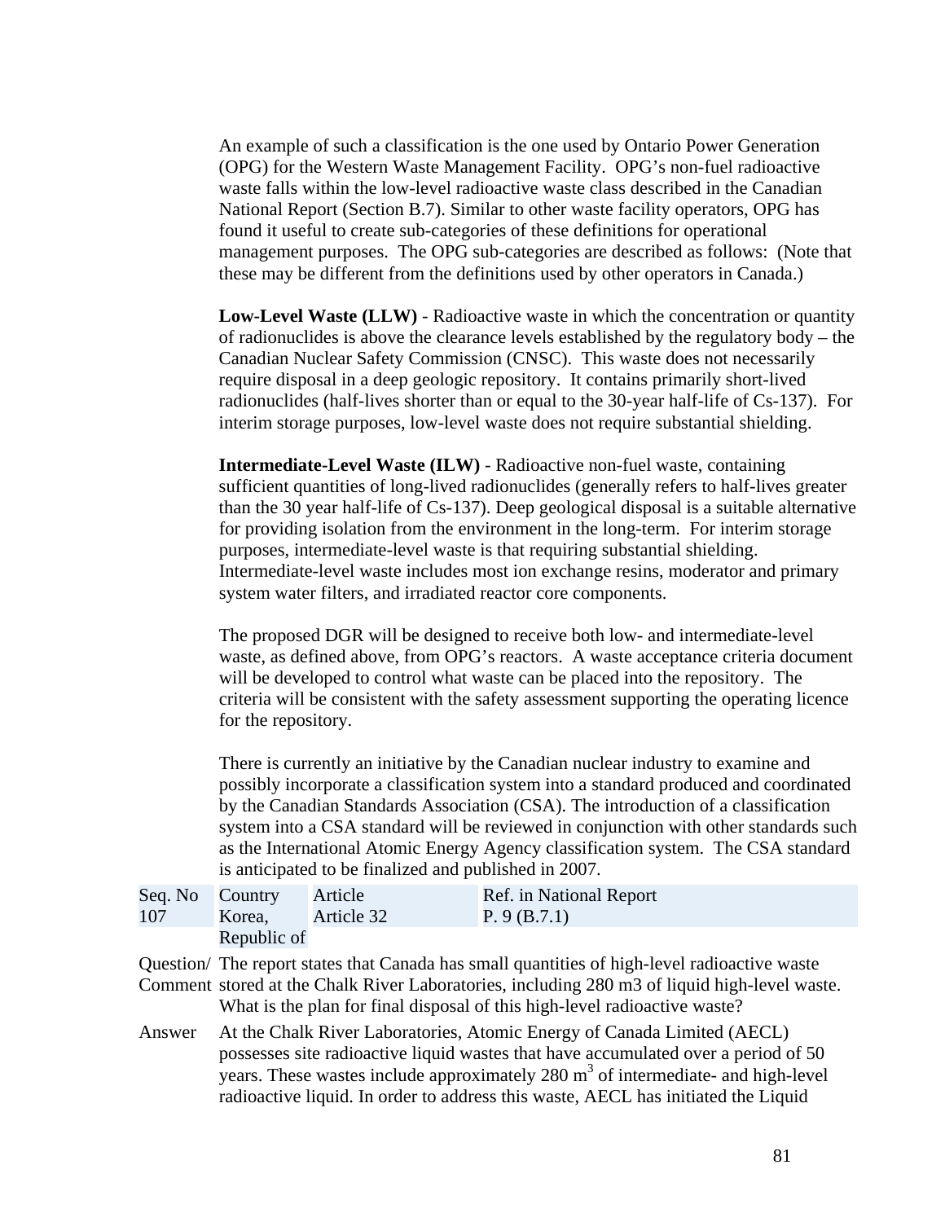An example of such a classification is the one used by Ontario Power Generation (OPG) for the Western Waste Management Facility. OPG's non-fuel radioactive waste falls within the low-level radioactive waste class described in the Canadian National Report (Section B.7). Similar to other waste facility operators, OPG has found it useful to create sub-categories of these definitions for operational management purposes. The OPG sub-categories are described as follows: (Note that these may be different from the definitions used by other operators in Canada.)

**Low-Level Waste (LLW)** - Radioactive waste in which the concentration or quantity of radionuclides is above the clearance levels established by the regulatory body – the Canadian Nuclear Safety Commission (CNSC). This waste does not necessarily require disposal in a deep geologic repository. It contains primarily short-lived radionuclides (half-lives shorter than or equal to the 30-year half-life of Cs-137). For interim storage purposes, low-level waste does not require substantial shielding.

**Intermediate-Level Waste (ILW)** - Radioactive non-fuel waste, containing sufficient quantities of long-lived radionuclides (generally refers to half-lives greater than the 30 year half-life of Cs-137). Deep geological disposal is a suitable alternative for providing isolation from the environment in the long-term. For interim storage purposes, intermediate-level waste is that requiring substantial shielding. Intermediate-level waste includes most ion exchange resins, moderator and primary system water filters, and irradiated reactor core components.

The proposed DGR will be designed to receive both low- and intermediate-level waste, as defined above, from OPG's reactors. A waste acceptance criteria document will be developed to control what waste can be placed into the repository. The criteria will be consistent with the safety assessment supporting the operating licence for the repository.

There is currently an initiative by the Canadian nuclear industry to examine and possibly incorporate a classification system into a standard produced and coordinated by the Canadian Standards Association (CSA). The introduction of a classification system into a CSA standard will be reviewed in conjunction with other standards such as the International Atomic Energy Agency classification system. The CSA standard is anticipated to be finalized and published in 2007.

| Seq. No | Country | Article | Ref. in National Report |
|---|---|---|---|
| 107 | Korea, Republic of | Article 32 | P. 9 (B.7.1) |

**Question/ Comment** The report states that Canada has small quantities of high-level radioactive waste stored at the Chalk River Laboratories, including 280 m3 of liquid high-level waste. What is the plan for final disposal of this high-level radioactive waste?

**Answer** At the Chalk River Laboratories, Atomic Energy of Canada Limited (AECL) possesses site radioactive liquid wastes that have accumulated over a period of 50 years. These wastes include approximately 280 $m^3$ of intermediate- and high-level radioactive liquid. In order to address this waste, AECL has initiated the Liquid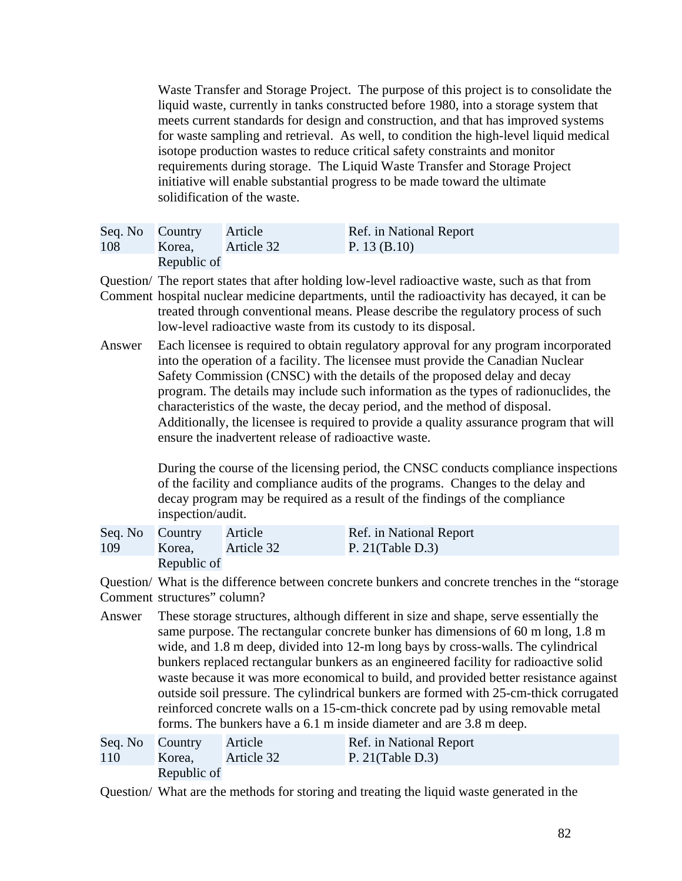Waste Transfer and Storage Project. The purpose of this project is to consolidate the liquid waste, currently in tanks constructed before 1980, into a storage system that meets current standards for design and construction, and that has improved systems for waste sampling and retrieval. As well, to condition the high-level liquid medical isotope production wastes to reduce critical safety constraints and monitor requirements during storage. The Liquid Waste Transfer and Storage Project initiative will enable substantial progress to be made toward the ultimate solidification of the waste.

| Seq. No | Country | Article | Ref. in National Report |
|---|---|---|---|
| 108 | Korea, Republic of | Article 32 | P. 13 (B.10) |

**Question/ Comment** The report states that after holding low-level radioactive waste, such as that from hospital nuclear medicine departments, until the radioactivity has decayed, it can be treated through conventional means. Please describe the regulatory process of such low-level radioactive waste from its custody to its disposal.

**Answer** Each licensee is required to obtain regulatory approval for any program incorporated into the operation of a facility. The licensee must provide the Canadian Nuclear Safety Commission (CNSC) with the details of the proposed delay and decay program. The details may include such information as the types of radionuclides, the characteristics of the waste, the decay period, and the method of disposal. Additionally, the licensee is required to provide a quality assurance program that will ensure the inadvertent release of radioactive waste.

During the course of the licensing period, the CNSC conducts compliance inspections of the facility and compliance audits of the programs. Changes to the delay and decay program may be required as a result of the findings of the compliance inspection/audit.

| Seq. No | Country | Article | Ref. in National Report |
|---|---|---|---|
| 109 | Korea, Republic of | Article 32 | P. 21(Table D.3) |

**Question/ Comment** What is the difference between concrete bunkers and concrete trenches in the “storage structures” column?

**Answer** These storage structures, although different in size and shape, serve essentially the same purpose. The rectangular concrete bunker has dimensions of 60 m long, 1.8 m wide, and 1.8 m deep, divided into 12-m long bays by cross-walls. The cylindrical bunkers replaced rectangular bunkers as an engineered facility for radioactive solid waste because it was more economical to build, and provided better resistance against outside soil pressure. The cylindrical bunkers are formed with 25-cm-thick corrugated reinforced concrete walls on a 15-cm-thick concrete pad by using removable metal forms. The bunkers have a 6.1 m inside diameter and are 3.8 m deep.

| Seq. No | Country | Article | Ref. in National Report |
|---|---|---|---|
| 110 | Korea, Republic of | Article 32 | P. 21(Table D.3) |

**Question/** What are the methods for storing and treating the liquid waste generated in the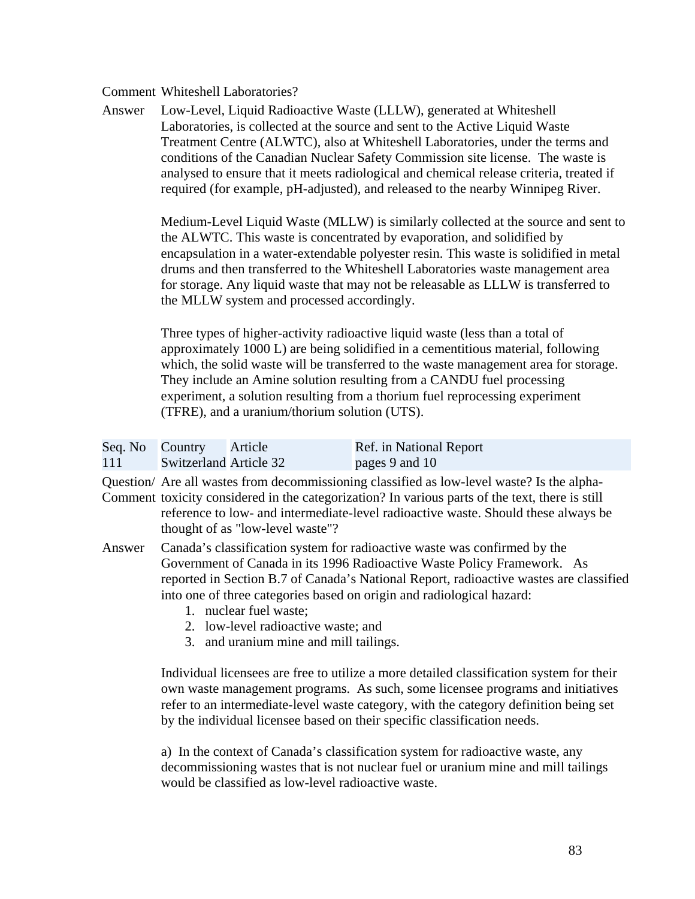Comment Whiteshell Laboratories?

Answer Low-Level, Liquid Radioactive Waste (LLLW), generated at Whiteshell Laboratories, is collected at the source and sent to the Active Liquid Waste Treatment Centre (ALWTC), also at Whiteshell Laboratories, under the terms and conditions of the Canadian Nuclear Safety Commission site license. The waste is analysed to ensure that it meets radiological and chemical release criteria, treated if required (for example, pH-adjusted), and released to the nearby Winnipeg River.

Medium-Level Liquid Waste (MLLW) is similarly collected at the source and sent to the ALWTC. This waste is concentrated by evaporation, and solidified by encapsulation in a water-extendable polyester resin. This waste is solidified in metal drums and then transferred to the Whiteshell Laboratories waste management area for storage. Any liquid waste that may not be releasable as LLLW is transferred to the MLLW system and processed accordingly.

Three types of higher-activity radioactive liquid waste (less than a total of approximately 1000 L) are being solidified in a cementitious material, following which, the solid waste will be transferred to the waste management area for storage. They include an Amine solution resulting from a CANDU fuel processing experiment, a solution resulting from a thorium fuel reprocessing experiment (TFRE), and a uranium/thorium solution (UTS).

| Seq. No | Country | Article | Ref. in National Report |
|---|---|---|---|
| 111 | Switzerland | Article 32 | pages 9 and 10 |

Question/ Comment Are all wastes from decommissioning classified as low-level waste? Is the alpha-toxicity considered in the categorization? In various parts of the text, there is still reference to low- and intermediate-level radioactive waste. Should these always be thought of as "low-level waste"?

Answer Canada's classification system for radioactive waste was confirmed by the Government of Canada in its 1996 Radioactive Waste Policy Framework. As reported in Section B.7 of Canada's National Report, radioactive wastes are classified into one of three categories based on origin and radiological hazard:

1. nuclear fuel waste;
2. low-level radioactive waste; and
3. and uranium mine and mill tailings.

Individual licensees are free to utilize a more detailed classification system for their own waste management programs. As such, some licensee programs and initiatives refer to an intermediate-level waste category, with the category definition being set by the individual licensee based on their specific classification needs.

a) In the context of Canada's classification system for radioactive waste, any decommissioning wastes that is not nuclear fuel or uranium mine and mill tailings would be classified as low-level radioactive waste.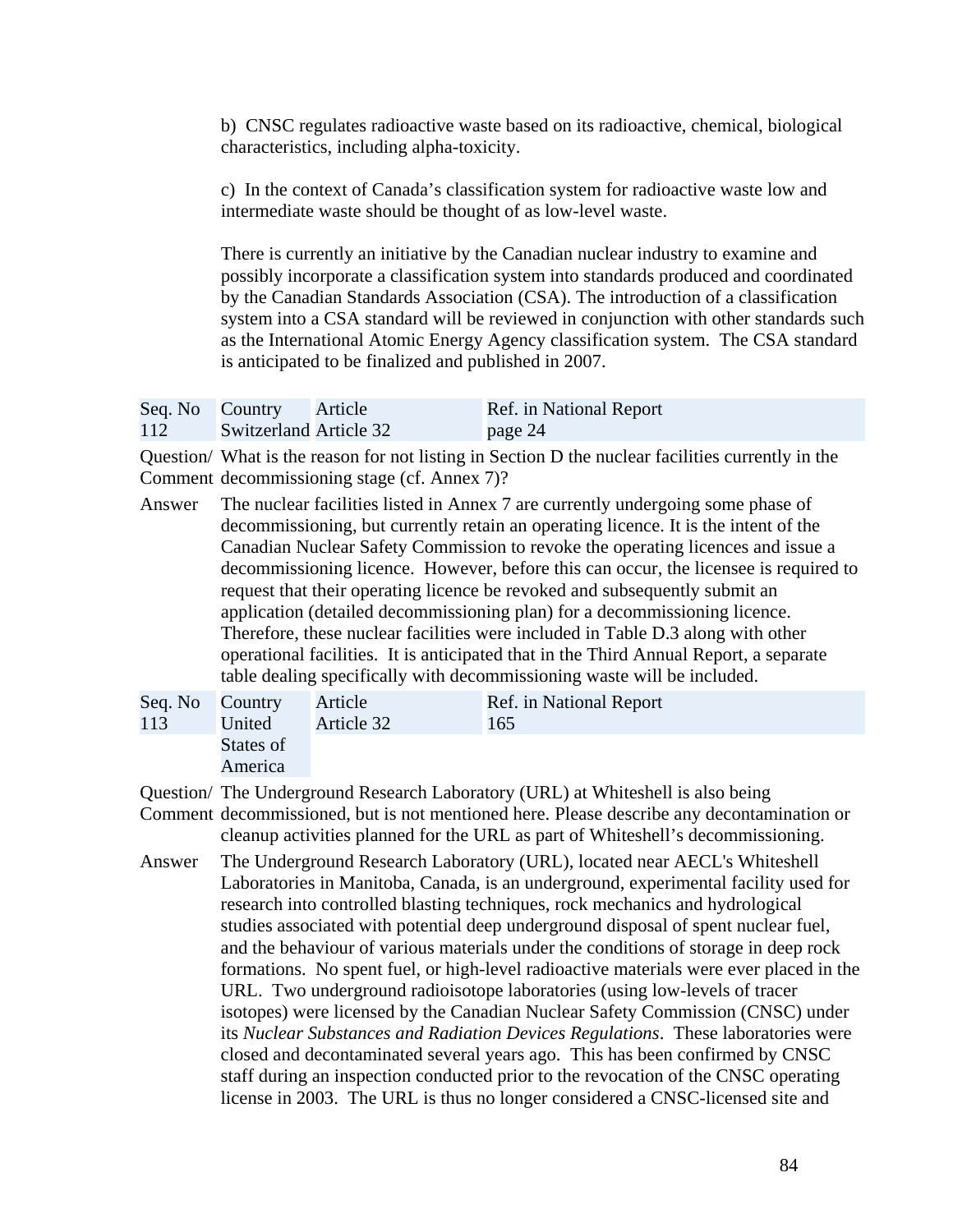b) CNSC regulates radioactive waste based on its radioactive, chemical, biological characteristics, including alpha-toxicity.

c) In the context of Canada's classification system for radioactive waste low and intermediate waste should be thought of as low-level waste.

There is currently an initiative by the Canadian nuclear industry to examine and possibly incorporate a classification system into standards produced and coordinated by the Canadian Standards Association (CSA). The introduction of a classification system into a CSA standard will be reviewed in conjunction with other standards such as the International Atomic Energy Agency classification system. The CSA standard is anticipated to be finalized and published in 2007.

| Seq. No | Country | Article | Ref. in National Report |
|---|---|---|---|
| 112 | Switzerland | Article 32 | page 24 |

**Question/ Comment** What is the reason for not listing in Section D the nuclear facilities currently in the decommissioning stage (cf. Annex 7)?

**Answer** The nuclear facilities listed in Annex 7 are currently undergoing some phase of decommissioning, but currently retain an operating licence. It is the intent of the Canadian Nuclear Safety Commission to revoke the operating licences and issue a decommissioning licence. However, before this can occur, the licensee is required to request that their operating licence be revoked and subsequently submit an application (detailed decommissioning plan) for a decommissioning licence. Therefore, these nuclear facilities were included in Table D.3 along with other operational facilities. It is anticipated that in the Third Annual Report, a separate table dealing specifically with decommissioning waste will be included.

| Seq. No | Country | Article | Ref. in National Report |
|---|---|---|---|
| 113 | United States of America | Article 32 | 165 |

**Question/ Comment** The Underground Research Laboratory (URL) at Whiteshell is also being decommissioned, but is not mentioned here. Please describe any decontamination or cleanup activities planned for the URL as part of Whiteshell's decommissioning.

**Answer** The Underground Research Laboratory (URL), located near AECL's Whiteshell Laboratories in Manitoba, Canada, is an underground, experimental facility used for research into controlled blasting techniques, rock mechanics and hydrological studies associated with potential deep underground disposal of spent nuclear fuel, and the behaviour of various materials under the conditions of storage in deep rock formations. No spent fuel, or high-level radioactive materials were ever placed in the URL. Two underground radioisotope laboratories (using low-levels of tracer isotopes) were licensed by the Canadian Nuclear Safety Commission (CNSC) under its *Nuclear Substances and Radiation Devices Regulations*. These laboratories were closed and decontaminated several years ago. This has been confirmed by CNSC staff during an inspection conducted prior to the revocation of the CNSC operating license in 2003. The URL is thus no longer considered a CNSC-licensed site and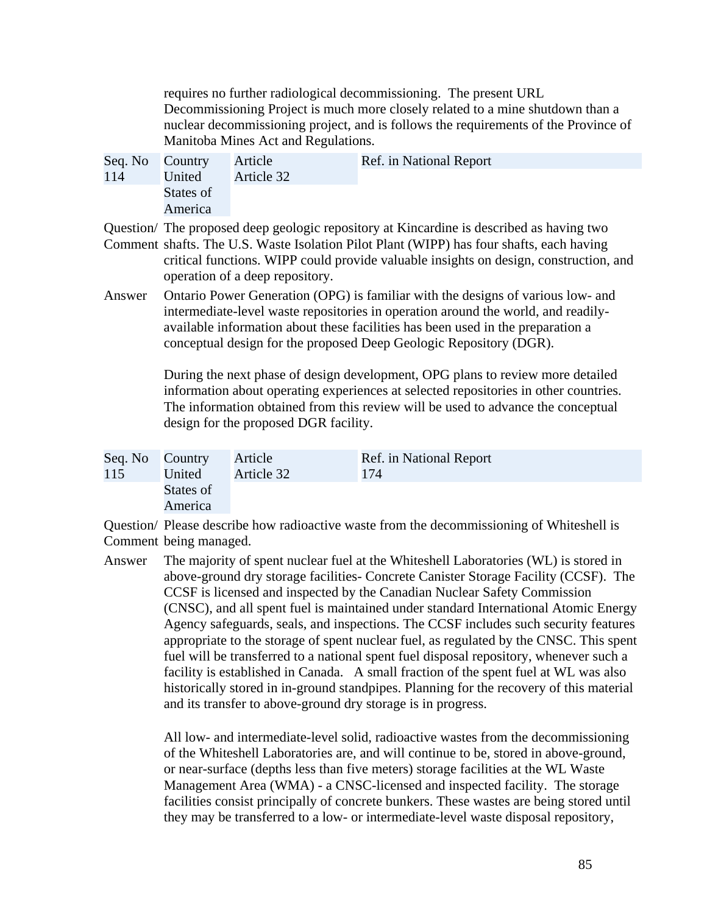requires no further radiological decommissioning. The present URL Decommissioning Project is much more closely related to a mine shutdown than a nuclear decommissioning project, and is follows the requirements of the Province of Manitoba Mines Act and Regulations.

| Seq. No | Country | Article | Ref. in National Report |
|---|---|---|---|
| 114 | United States of America | Article 32 | |

Question/ Comment: The proposed deep geologic repository at Kincardine is described as having two shafts. The U.S. Waste Isolation Pilot Plant (WIPP) has four shafts, each having critical functions. WIPP could provide valuable insights on design, construction, and operation of a deep repository.

Answer: Ontario Power Generation (OPG) is familiar with the designs of various low- and intermediate-level waste repositories in operation around the world, and readily-available information about these facilities has been used in the preparation a conceptual design for the proposed Deep Geologic Repository (DGR).

During the next phase of design development, OPG plans to review more detailed information about operating experiences at selected repositories in other countries. The information obtained from this review will be used to advance the conceptual design for the proposed DGR facility.

| Seq. No | Country | Article | Ref. in National Report |
|---|---|---|---|
| 115 | United States of America | Article 32 | 174 |

Question/ Comment: Please describe how radioactive waste from the decommissioning of Whiteshell is being managed.

Answer: The majority of spent nuclear fuel at the Whiteshell Laboratories (WL) is stored in above-ground dry storage facilities- Concrete Canister Storage Facility (CCSF). The CCSF is licensed and inspected by the Canadian Nuclear Safety Commission (CNSC), and all spent fuel is maintained under standard International Atomic Energy Agency safeguards, seals, and inspections. The CCSF includes such security features appropriate to the storage of spent nuclear fuel, as regulated by the CNSC. This spent fuel will be transferred to a national spent fuel disposal repository, whenever such a facility is established in Canada. A small fraction of the spent fuel at WL was also historically stored in in-ground standpipes. Planning for the recovery of this material and its transfer to above-ground dry storage is in progress.

All low- and intermediate-level solid, radioactive wastes from the decommissioning of the Whiteshell Laboratories are, and will continue to be, stored in above-ground, or near-surface (depths less than five meters) storage facilities at the WL Waste Management Area (WMA) - a CNSC-licensed and inspected facility. The storage facilities consist principally of concrete bunkers. These wastes are being stored until they may be transferred to a low- or intermediate-level waste disposal repository,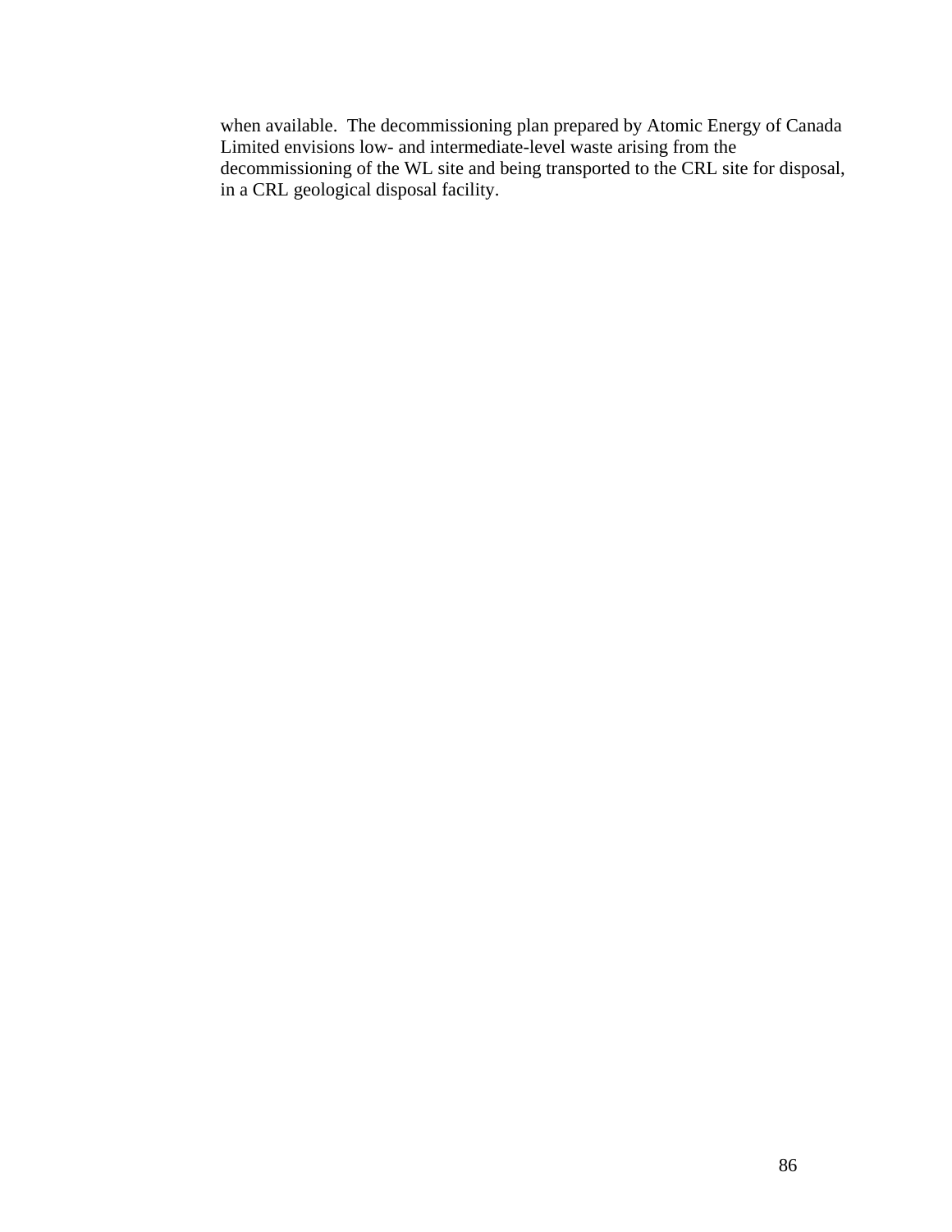when available. The decommissioning plan prepared by Atomic Energy of Canada Limited envisions low- and intermediate-level waste arising from the decommissioning of the WL site and being transported to the CRL site for disposal, in a CRL geological disposal facility.